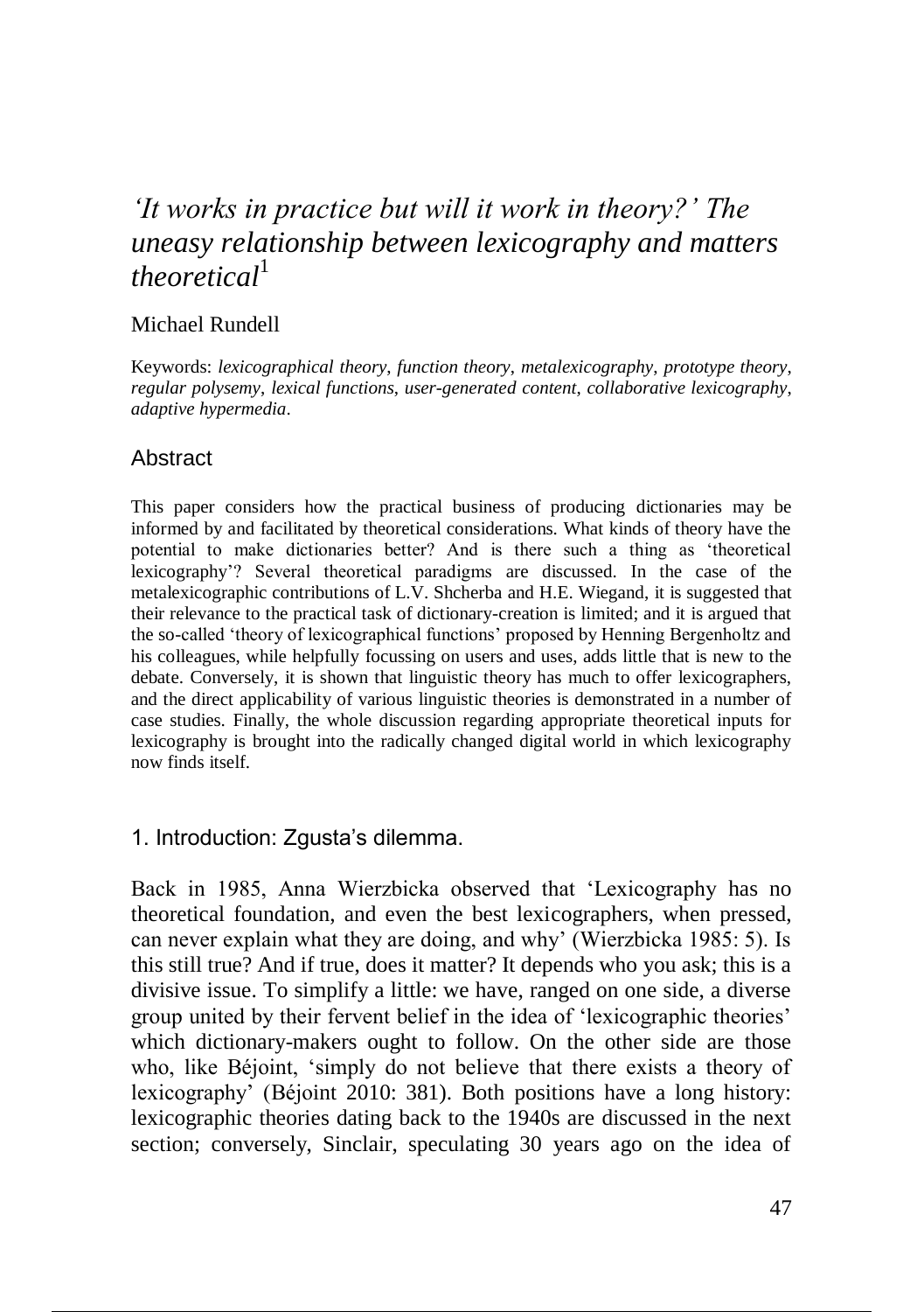# *'It works in practice but will it work in theory?' The uneasy relationship between lexicography and matters theoretical*[1]

Michael Rundell

Keywords: *lexicographical theory*, *function theory*, *metalexicography*, *prototype theory*, *regular polysemy*, *lexical functions*, *user-generated content*, *collaborative lexicography*, *adaptive hypermedia*.

## Abstract

This paper considers how the practical business of producing dictionaries may be informed by and facilitated by theoretical considerations. What kinds of theory have the potential to make dictionaries better? And is there such a thing as 'theoretical lexicography'? Several theoretical paradigms are discussed. In the case of the metalexicographic contributions of L.V. Shcherba and H.E. Wiegand, it is suggested that their relevance to the practical task of dictionary-creation is limited; and it is argued that the so-called 'theory of lexicographical functions' proposed by Henning Bergenholtz and his colleagues, while helpfully focussing on users and uses, adds little that is new to the debate. Conversely, it is shown that linguistic theory has much to offer lexicographers, and the direct applicability of various linguistic theories is demonstrated in a number of case studies. Finally, the whole discussion regarding appropriate theoretical inputs for lexicography is brought into the radically changed digital world in which lexicography now finds itself.

## 1. Introduction: Zgusta's dilemma.

Back in 1985, Anna Wierzbicka observed that 'Lexicography has no theoretical foundation, and even the best lexicographers, when pressed, can never explain what they are doing, and why' (Wierzbicka 1985: 5). Is this still true? And if true, does it matter? It depends who you ask; this is a divisive issue. To simplify a little: we have, ranged on one side, a diverse group united by their fervent belief in the idea of 'lexicographic theories' which dictionary-makers ought to follow. On the other side are those who, like Béjoint, 'simply do not believe that there exists a theory of lexicography' (Béjoint 2010: 381). Both positions have a long history: lexicographic theories dating back to the 1940s are discussed in the next section; conversely, Sinclair, speculating 30 years ago on the idea of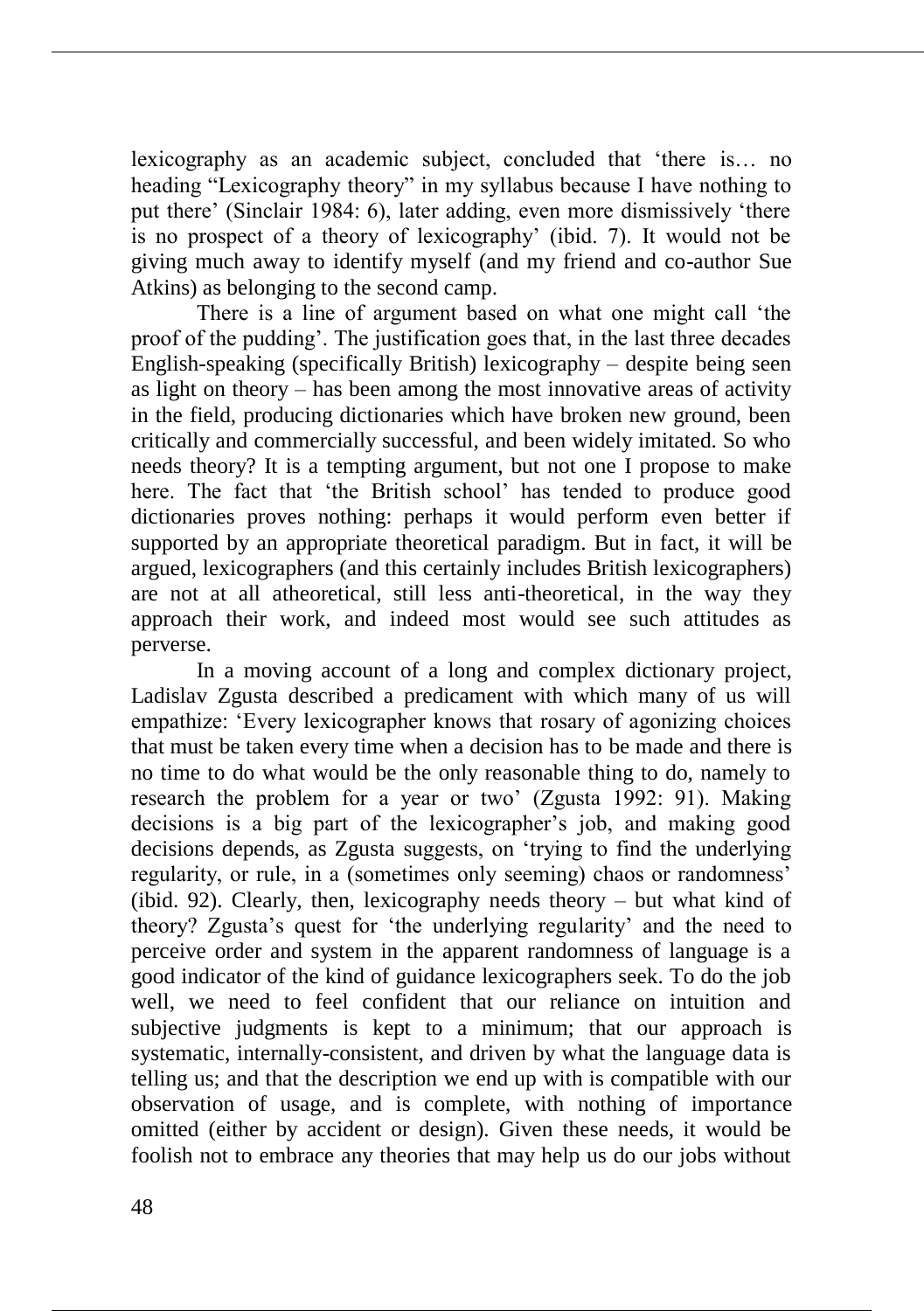lexicography as an academic subject, concluded that 'there is… no heading "Lexicography theory" in my syllabus because I have nothing to put there' (Sinclair 1984: 6), later adding, even more dismissively 'there is no prospect of a theory of lexicography' (ibid. 7). It would not be giving much away to identify myself (and my friend and co-author Sue Atkins) as belonging to the second camp.

There is a line of argument based on what one might call 'the proof of the pudding'. The justification goes that, in the last three decades English-speaking (specifically British) lexicography – despite being seen as light on theory – has been among the most innovative areas of activity in the field, producing dictionaries which have broken new ground, been critically and commercially successful, and been widely imitated. So who needs theory? It is a tempting argument, but not one I propose to make here. The fact that 'the British school' has tended to produce good dictionaries proves nothing: perhaps it would perform even better if supported by an appropriate theoretical paradigm. But in fact, it will be argued, lexicographers (and this certainly includes British lexicographers) are not at all atheoretical, still less anti-theoretical, in the way they approach their work, and indeed most would see such attitudes as perverse.

In a moving account of a long and complex dictionary project, Ladislav Zgusta described a predicament with which many of us will empathize: 'Every lexicographer knows that rosary of agonizing choices that must be taken every time when a decision has to be made and there is no time to do what would be the only reasonable thing to do, namely to research the problem for a year or two' (Zgusta 1992: 91). Making decisions is a big part of the lexicographer's job, and making good decisions depends, as Zgusta suggests, on 'trying to find the underlying regularity, or rule, in a (sometimes only seeming) chaos or randomness' (ibid. 92). Clearly, then, lexicography needs theory – but what kind of theory? Zgusta's quest for 'the underlying regularity' and the need to perceive order and system in the apparent randomness of language is a good indicator of the kind of guidance lexicographers seek. To do the job well, we need to feel confident that our reliance on intuition and subjective judgments is kept to a minimum; that our approach is systematic, internally-consistent, and driven by what the language data is telling us; and that the description we end up with is compatible with our observation of usage, and is complete, with nothing of importance omitted (either by accident or design). Given these needs, it would be foolish not to embrace any theories that may help us do our jobs without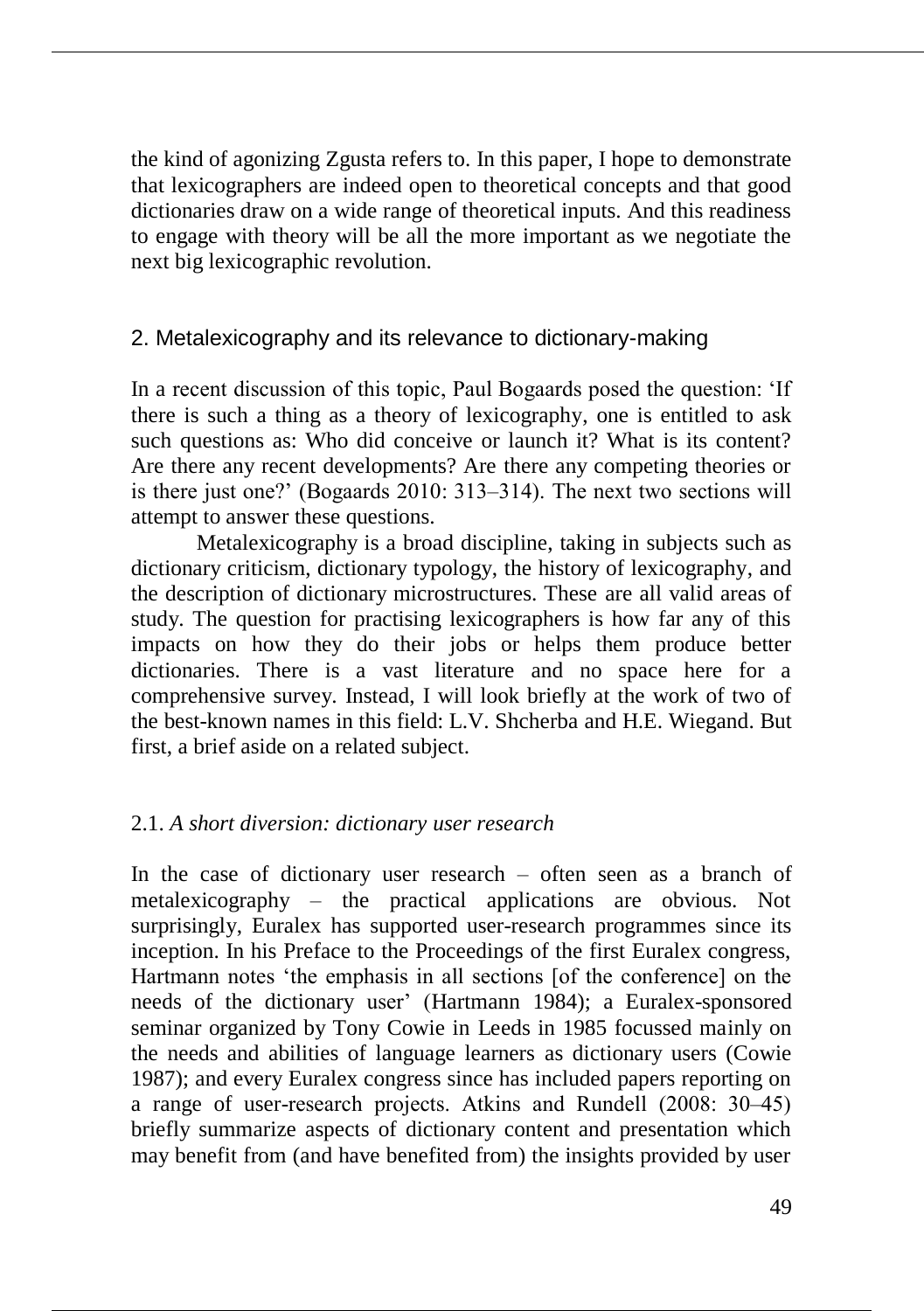the kind of agonizing Zgusta refers to. In this paper, I hope to demonstrate that lexicographers are indeed open to theoretical concepts and that good dictionaries draw on a wide range of theoretical inputs. And this readiness to engage with theory will be all the more important as we negotiate the next big lexicographic revolution.

## 2. Metalexicography and its relevance to dictionary-making

In a recent discussion of this topic, Paul Bogaards posed the question: 'If there is such a thing as a theory of lexicography, one is entitled to ask such questions as: Who did conceive or launch it? What is its content? Are there any recent developments? Are there any competing theories or is there just one?' (Bogaards 2010: 313–314). The next two sections will attempt to answer these questions.

Metalexicography is a broad discipline, taking in subjects such as dictionary criticism, dictionary typology, the history of lexicography, and the description of dictionary microstructures. These are all valid areas of study. The question for practising lexicographers is how far any of this impacts on how they do their jobs or helps them produce better dictionaries. There is a vast literature and no space here for a comprehensive survey. Instead, I will look briefly at the work of two of the best-known names in this field: L.V. Shcherba and H.E. Wiegand. But first, a brief aside on a related subject.

### 2.1. *A short diversion: dictionary user research*

In the case of dictionary user research – often seen as a branch of metalexicography – the practical applications are obvious. Not surprisingly, Euralex has supported user-research programmes since its inception. In his Preface to the Proceedings of the first Euralex congress, Hartmann notes 'the emphasis in all sections [of the conference] on the needs of the dictionary user' (Hartmann 1984); a Euralex-sponsored seminar organized by Tony Cowie in Leeds in 1985 focussed mainly on the needs and abilities of language learners as dictionary users (Cowie 1987); and every Euralex congress since has included papers reporting on a range of user-research projects. Atkins and Rundell (2008: 30–45) briefly summarize aspects of dictionary content and presentation which may benefit from (and have benefited from) the insights provided by user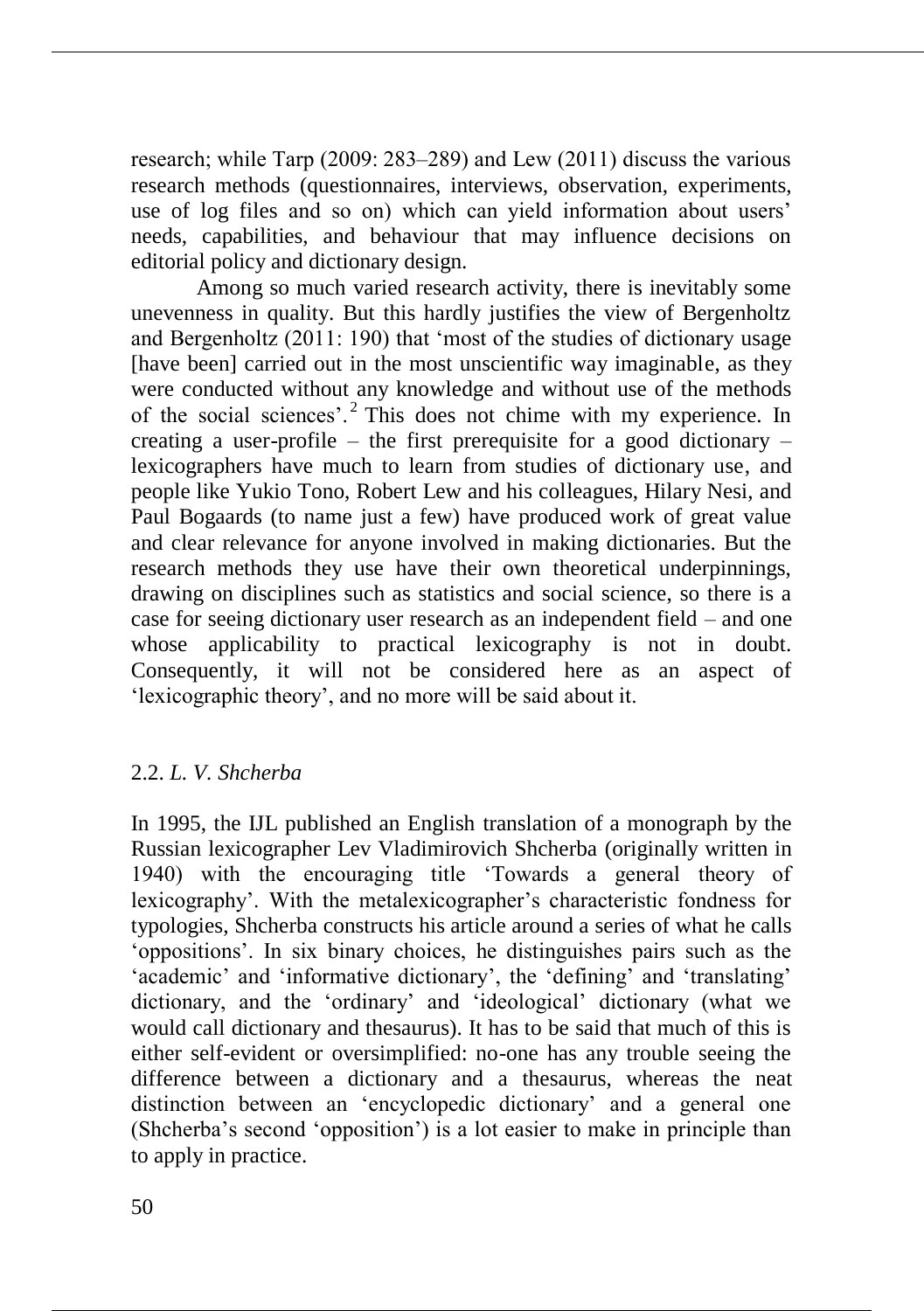research; while Tarp (2009: 283–289) and Lew (2011) discuss the various research methods (questionnaires, interviews, observation, experiments, use of log files and so on) which can yield information about users' needs, capabilities, and behaviour that may influence decisions on editorial policy and dictionary design.

Among so much varied research activity, there is inevitably some unevenness in quality. But this hardly justifies the view of Bergenholtz and Bergenholtz (2011: 190) that 'most of the studies of dictionary usage [have been] carried out in the most unscientific way imaginable, as they were conducted without any knowledge and without use of the methods of the social sciences'.[2] This does not chime with my experience. In creating a user-profile – the first prerequisite for a good dictionary – lexicographers have much to learn from studies of dictionary use, and people like Yukio Tono, Robert Lew and his colleagues, Hilary Nesi, and Paul Bogaards (to name just a few) have produced work of great value and clear relevance for anyone involved in making dictionaries. But the research methods they use have their own theoretical underpinnings, drawing on disciplines such as statistics and social science, so there is a case for seeing dictionary user research as an independent field – and one whose applicability to practical lexicography is not in doubt. Consequently, it will not be considered here as an aspect of 'lexicographic theory', and no more will be said about it.

## 2.2. *L. V. Shcherba*

In 1995, the IJL published an English translation of a monograph by the Russian lexicographer Lev Vladimirovich Shcherba (originally written in 1940) with the encouraging title 'Towards a general theory of lexicography'. With the metalexicographer's characteristic fondness for typologies, Shcherba constructs his article around a series of what he calls 'oppositions'. In six binary choices, he distinguishes pairs such as the 'academic' and 'informative dictionary', the 'defining' and 'translating' dictionary, and the 'ordinary' and 'ideological' dictionary (what we would call dictionary and thesaurus). It has to be said that much of this is either self-evident or oversimplified: no-one has any trouble seeing the difference between a dictionary and a thesaurus, whereas the neat distinction between an 'encyclopedic dictionary' and a general one (Shcherba's second 'opposition') is a lot easier to make in principle than to apply in practice.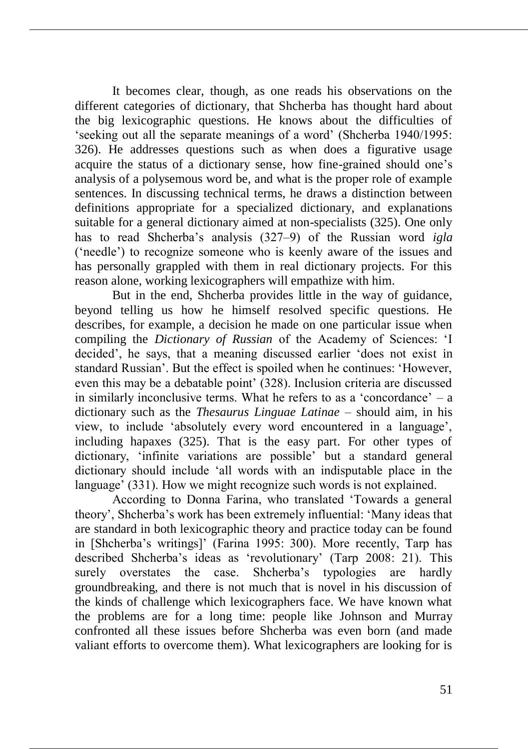It becomes clear, though, as one reads his observations on the different categories of dictionary, that Shcherba has thought hard about the big lexicographic questions. He knows about the difficulties of 'seeking out all the separate meanings of a word' (Shcherba 1940/1995: 326). He addresses questions such as when does a figurative usage acquire the status of a dictionary sense, how fine-grained should one's analysis of a polysemous word be, and what is the proper role of example sentences. In discussing technical terms, he draws a distinction between definitions appropriate for a specialized dictionary, and explanations suitable for a general dictionary aimed at non-specialists (325). One only has to read Shcherba's analysis (327–9) of the Russian word *igla* ('needle') to recognize someone who is keenly aware of the issues and has personally grappled with them in real dictionary projects. For this reason alone, working lexicographers will empathize with him.

But in the end, Shcherba provides little in the way of guidance, beyond telling us how he himself resolved specific questions. He describes, for example, a decision he made on one particular issue when compiling the *Dictionary of Russian* of the Academy of Sciences: 'I decided', he says, that a meaning discussed earlier 'does not exist in standard Russian'. But the effect is spoiled when he continues: 'However, even this may be a debatable point' (328). Inclusion criteria are discussed in similarly inconclusive terms. What he refers to as a 'concordance' – a dictionary such as the *Thesaurus Linguae Latinae* – should aim, in his view, to include 'absolutely every word encountered in a language', including hapaxes (325). That is the easy part. For other types of dictionary, 'infinite variations are possible' but a standard general dictionary should include 'all words with an indisputable place in the language' (331). How we might recognize such words is not explained.

According to Donna Farina, who translated 'Towards a general theory', Shcherba's work has been extremely influential: 'Many ideas that are standard in both lexicographic theory and practice today can be found in [Shcherba's writings]' (Farina 1995: 300). More recently, Tarp has described Shcherba's ideas as 'revolutionary' (Tarp 2008: 21). This surely overstates the case. Shcherba's typologies are hardly groundbreaking, and there is not much that is novel in his discussion of the kinds of challenge which lexicographers face. We have known what the problems are for a long time: people like Johnson and Murray confronted all these issues before Shcherba was even born (and made valiant efforts to overcome them). What lexicographers are looking for is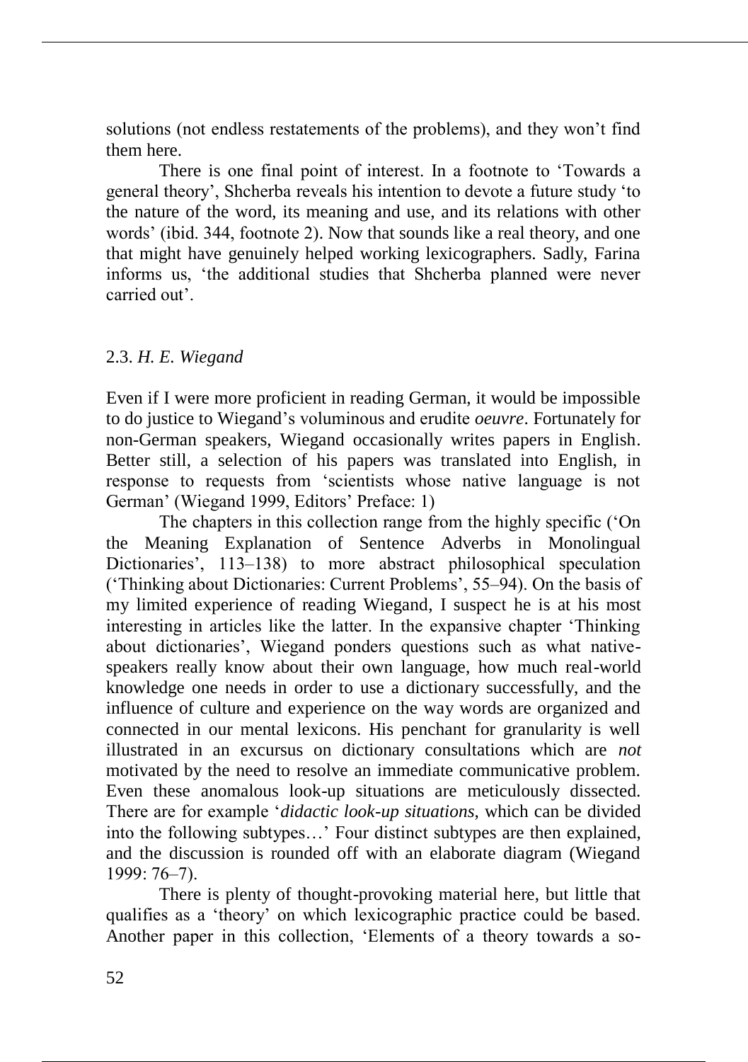solutions (not endless restatements of the problems), and they won't find them here.

There is one final point of interest. In a footnote to 'Towards a general theory', Shcherba reveals his intention to devote a future study 'to the nature of the word, its meaning and use, and its relations with other words' (ibid. 344, footnote 2). Now that sounds like a real theory, and one that might have genuinely helped working lexicographers. Sadly, Farina informs us, 'the additional studies that Shcherba planned were never carried out'.

### 2.3. *H. E. Wiegand*

Even if I were more proficient in reading German, it would be impossible to do justice to Wiegand's voluminous and erudite *oeuvre*. Fortunately for non-German speakers, Wiegand occasionally writes papers in English. Better still, a selection of his papers was translated into English, in response to requests from 'scientists whose native language is not German' (Wiegand 1999, Editors' Preface: 1)

The chapters in this collection range from the highly specific ('On the Meaning Explanation of Sentence Adverbs in Monolingual Dictionaries', 113–138) to more abstract philosophical speculation ('Thinking about Dictionaries: Current Problems', 55–94). On the basis of my limited experience of reading Wiegand, I suspect he is at his most interesting in articles like the latter. In the expansive chapter 'Thinking about dictionaries', Wiegand ponders questions such as what native-speakers really know about their own language, how much real-world knowledge one needs in order to use a dictionary successfully, and the influence of culture and experience on the way words are organized and connected in our mental lexicons. His penchant for granularity is well illustrated in an excursus on dictionary consultations which are *not* motivated by the need to resolve an immediate communicative problem. Even these anomalous look-up situations are meticulously dissected. There are for example '*didactic look-up situations*, which can be divided into the following subtypes…' Four distinct subtypes are then explained, and the discussion is rounded off with an elaborate diagram (Wiegand 1999: 76–7).

There is plenty of thought-provoking material here, but little that qualifies as a 'theory' on which lexicographic practice could be based. Another paper in this collection, 'Elements of a theory towards a so-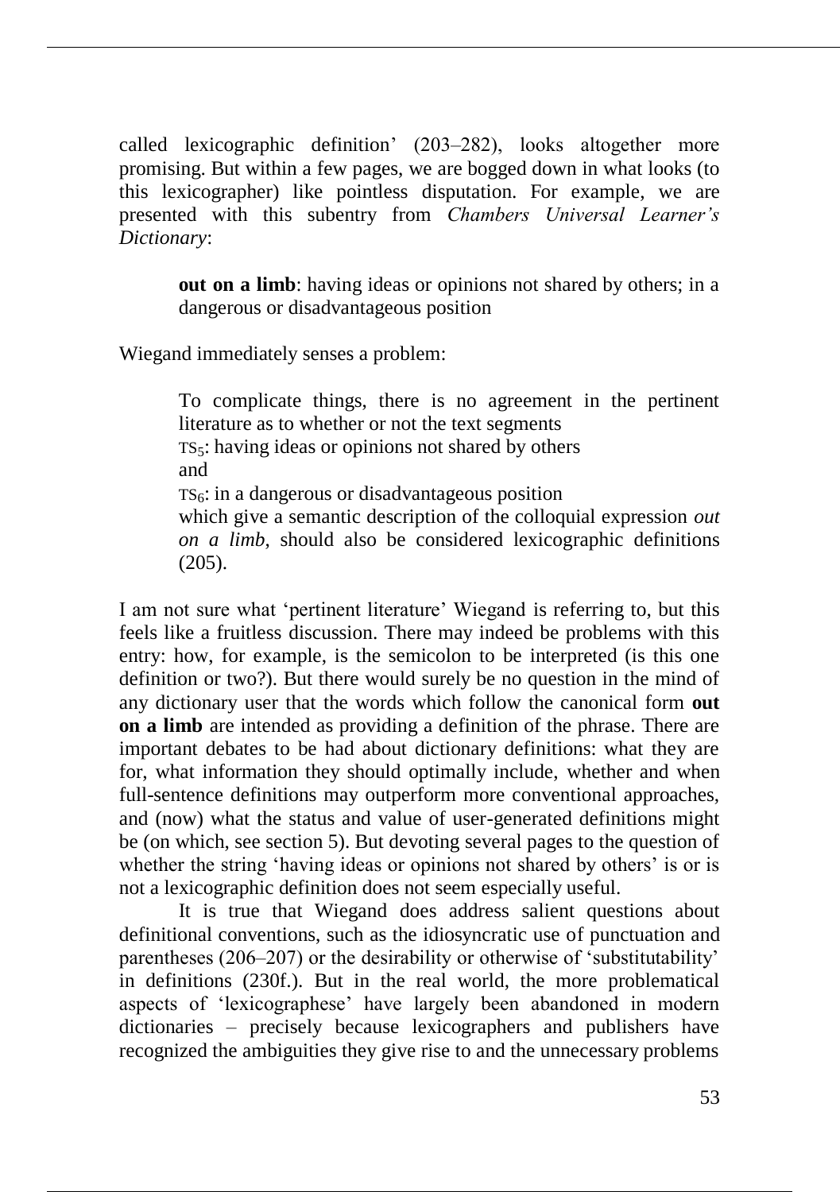called lexicographic definition' (203–282), looks altogether more promising. But within a few pages, we are bogged down in what looks (to this lexicographer) like pointless disputation. For example, we are presented with this subentry from *Chambers Universal Learner's Dictionary*:

> **out on a limb**: having ideas or opinions not shared by others; in a dangerous or disadvantageous position

Wiegand immediately senses a problem:

> To complicate things, there is no agreement in the pertinent literature as to whether or not the text segments
> $\text{TS}_5$: having ideas or opinions not shared by others
> and
> $\text{TS}_6$: in a dangerous or disadvantageous position
> which give a semantic description of the colloquial expression *out on a limb*, should also be considered lexicographic definitions (205).

I am not sure what 'pertinent literature' Wiegand is referring to, but this feels like a fruitless discussion. There may indeed be problems with this entry: how, for example, is the semicolon to be interpreted (is this one definition or two?). But there would surely be no question in the mind of any dictionary user that the words which follow the canonical form **out on a limb** are intended as providing a definition of the phrase. There are important debates to be had about dictionary definitions: what they are for, what information they should optimally include, whether and when full-sentence definitions may outperform more conventional approaches, and (now) what the status and value of user-generated definitions might be (on which, see section 5). But devoting several pages to the question of whether the string 'having ideas or opinions not shared by others' is or is not a lexicographic definition does not seem especially useful.

It is true that Wiegand does address salient questions about definitional conventions, such as the idiosyncratic use of punctuation and parentheses (206–207) or the desirability or otherwise of 'substitutability' in definitions (230f.). But in the real world, the more problematical aspects of 'lexicographese' have largely been abandoned in modern dictionaries – precisely because lexicographers and publishers have recognized the ambiguities they give rise to and the unnecessary problems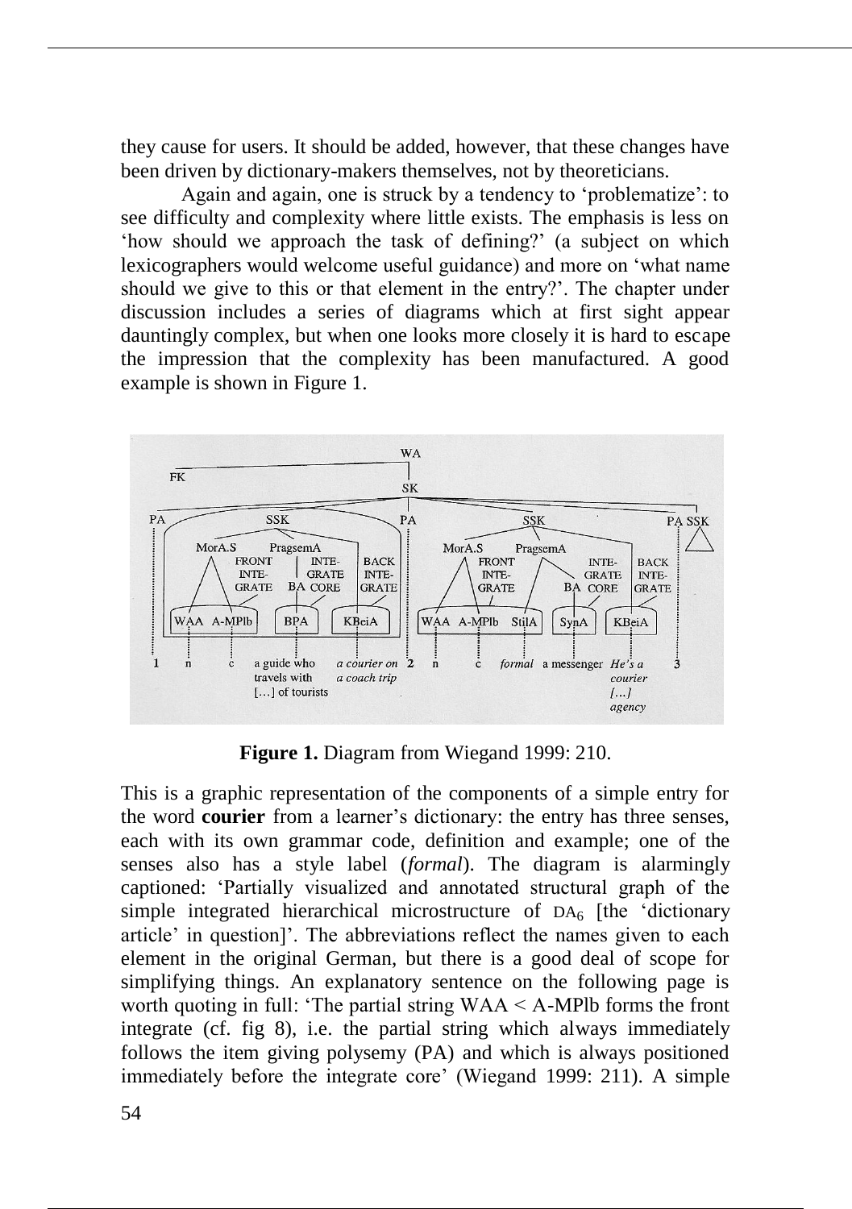they cause for users. It should be added, however, that these changes have been driven by dictionary-makers themselves, not by theoreticians.

Again and again, one is struck by a tendency to 'problematize': to see difficulty and complexity where little exists. The emphasis is less on 'how should we approach the task of defining?' (a subject on which lexicographers would welcome useful guidance) and more on 'what name should we give to this or that element in the entry?'. The chapter under discussion includes a series of diagrams which at first sight appear dauntingly complex, but when one looks more closely it is hard to escape the impression that the complexity has been manufactured. A good example is shown in Figure 1.

**Figure 1.** Diagram from Wiegand 1999: 210.

This is a graphic representation of the components of a simple entry for the word **courier** from a learner's dictionary: the entry has three senses, each with its own grammar code, definition and example; one of the senses also has a style label (*formal*). The diagram is alarmingly captioned: 'Partially visualized and annotated structural graph of the simple integrated hierarchical microstructure of $\text{DA}_6$ [the 'dictionary article' in question]'. The abbreviations reflect the names given to each element in the original German, but there is a good deal of scope for simplifying things. An explanatory sentence on the following page is worth quoting in full: 'The partial string WAA < A-MPlb forms the front integrate (cf. fig 8), i.e. the partial string which always immediately follows the item giving polysemy (PA) and which is always positioned immediately before the integrate core' (Wiegand 1999: 211). A simple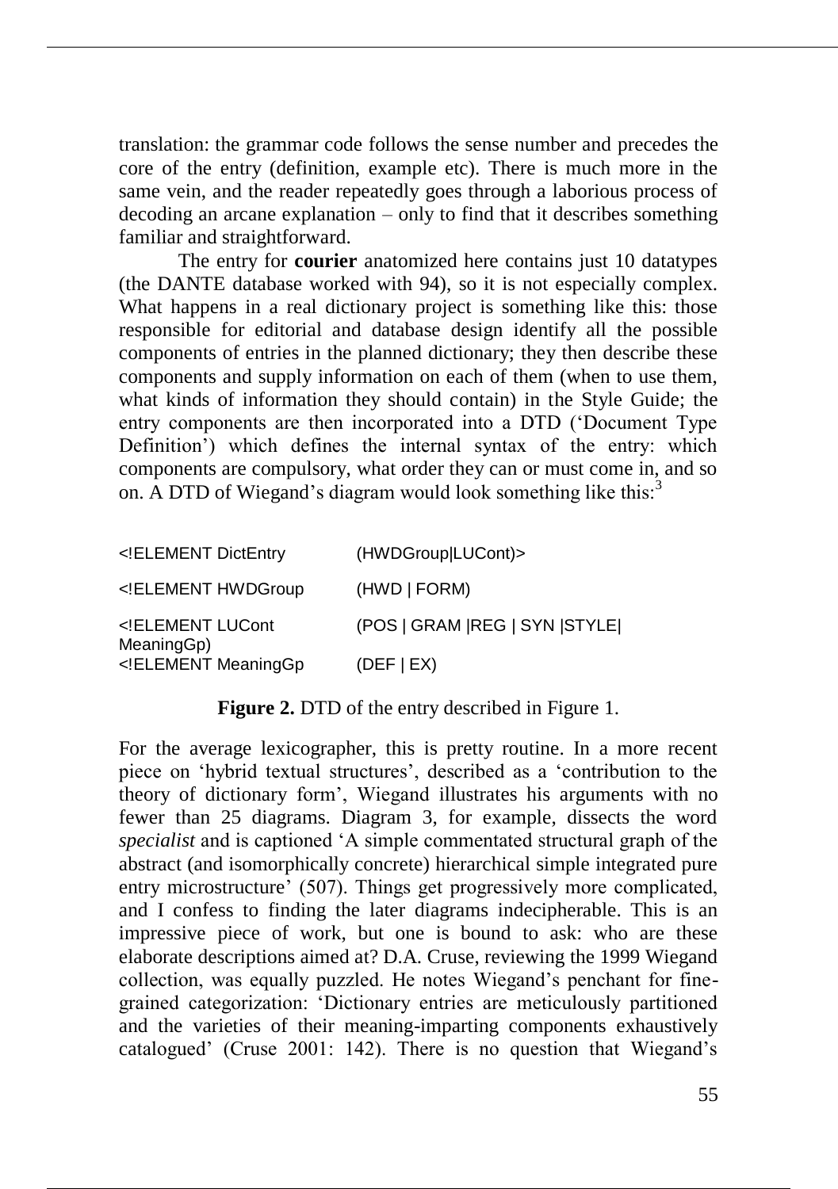translation: the grammar code follows the sense number and precedes the core of the entry (definition, example etc). There is much more in the same vein, and the reader repeatedly goes through a laborious process of decoding an arcane explanation – only to find that it describes something familiar and straightforward.

The entry for **courier** anatomized here contains just 10 datatypes (the DANTE database worked with 94), so it is not especially complex. What happens in a real dictionary project is something like this: those responsible for editorial and database design identify all the possible components of entries in the planned dictionary; they then describe these components and supply information on each of them (when to use them, what kinds of information they should contain) in the Style Guide; the entry components are then incorporated into a DTD ('Document Type Definition') which defines the internal syntax of the entry: which components are compulsory, what order they can or must come in, and so on. A DTD of Wiegand's diagram would look something like this:[3]

```
<!ELEMENT DictEntry        (HWDGroup|LUCont)>
<!ELEMENT HWDGroup         (HWD | FORM)
<!ELEMENT LUCont           (POS | GRAM |REG | SYN |STYLE|
MeaningGp)
<!ELEMENT MeaningGp        (DEF | EX)
```

**Figure 2.** DTD of the entry described in Figure 1.

For the average lexicographer, this is pretty routine. In a more recent piece on 'hybrid textual structures', described as a 'contribution to the theory of dictionary form', Wiegand illustrates his arguments with no fewer than 25 diagrams. Diagram 3, for example, dissects the word *specialist* and is captioned 'A simple commentated structural graph of the abstract (and isomorphically concrete) hierarchical simple integrated pure entry microstructure' (507). Things get progressively more complicated, and I confess to finding the later diagrams indecipherable. This is an impressive piece of work, but one is bound to ask: who are these elaborate descriptions aimed at? D.A. Cruse, reviewing the 1999 Wiegand collection, was equally puzzled. He notes Wiegand's penchant for fine-grained categorization: 'Dictionary entries are meticulously partitioned and the varieties of their meaning-imparting components exhaustively catalogued' (Cruse 2001: 142). There is no question that Wiegand's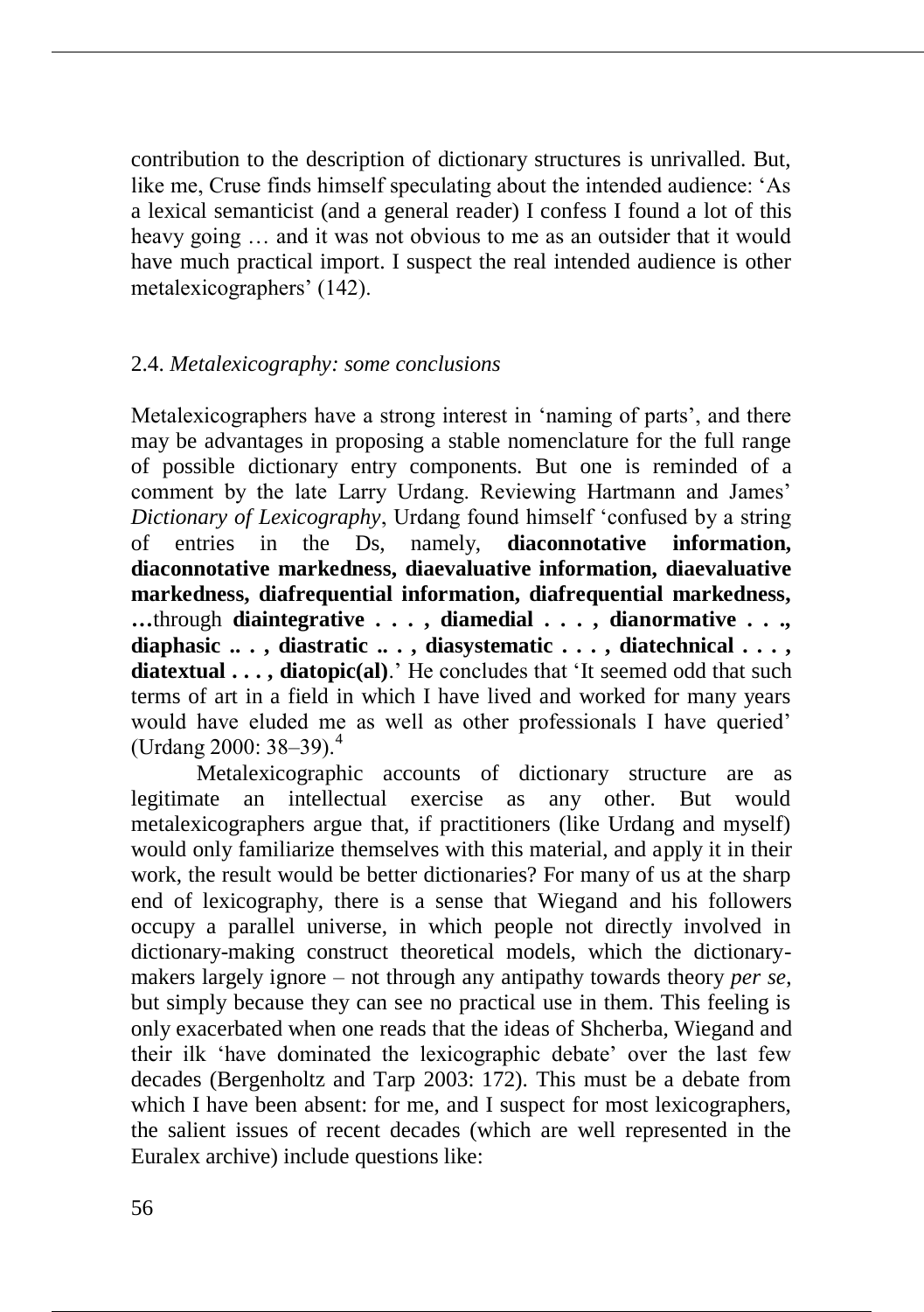contribution to the description of dictionary structures is unrivalled. But, like me, Cruse finds himself speculating about the intended audience: 'As a lexical semanticist (and a general reader) I confess I found a lot of this heavy going … and it was not obvious to me as an outsider that it would have much practical import. I suspect the real intended audience is other metalexicographers' (142).

### 2.4. *Metalexicography: some conclusions*

Metalexicographers have a strong interest in 'naming of parts', and there may be advantages in proposing a stable nomenclature for the full range of possible dictionary entry components. But one is reminded of a comment by the late Larry Urdang. Reviewing Hartmann and James' *Dictionary of Lexicography*, Urdang found himself 'confused by a string of entries in the Ds, namely, **diaconnotative information, diaconnotative markedness, diaevaluative information, diaevaluative markedness, diafrequential information, diafrequential markedness, …**through **diaintegrative . . . , diamedial . . . , dianormative . . ., diaphasic .. . , diastratic .. . , diasystematic . . . , diatechnical . . . , diatextual . . . , diatopic(al)**.' He concludes that 'It seemed odd that such terms of art in a field in which I have lived and worked for many years would have eluded me as well as other professionals I have queried' (Urdang 2000: 38–39).[4]

Metalexicographic accounts of dictionary structure are as legitimate an intellectual exercise as any other. But would metalexicographers argue that, if practitioners (like Urdang and myself) would only familiarize themselves with this material, and apply it in their work, the result would be better dictionaries? For many of us at the sharp end of lexicography, there is a sense that Wiegand and his followers occupy a parallel universe, in which people not directly involved in dictionary-making construct theoretical models, which the dictionary-makers largely ignore – not through any antipathy towards theory *per se*, but simply because they can see no practical use in them. This feeling is only exacerbated when one reads that the ideas of Shcherba, Wiegand and their ilk 'have dominated the lexicographic debate' over the last few decades (Bergenholtz and Tarp 2003: 172). This must be a debate from which I have been absent: for me, and I suspect for most lexicographers, the salient issues of recent decades (which are well represented in the Euralex archive) include questions like: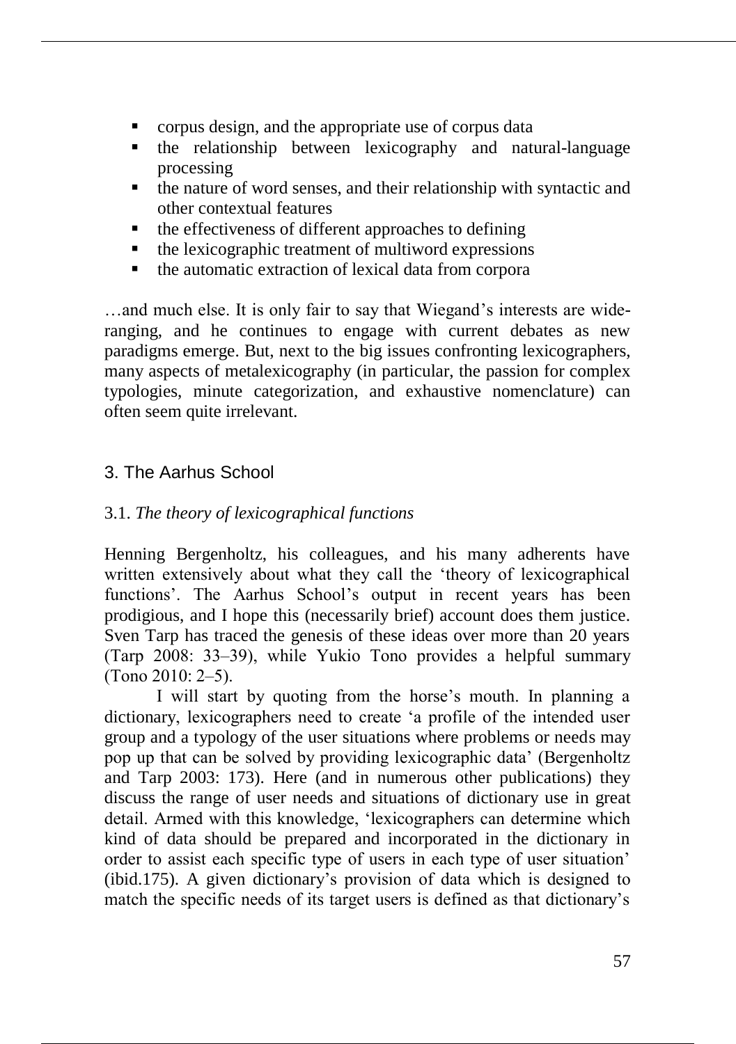- corpus design, and the appropriate use of corpus data
- the relationship between lexicography and natural-language processing
- the nature of word senses, and their relationship with syntactic and other contextual features
- the effectiveness of different approaches to defining
- the lexicographic treatment of multiword expressions
- the automatic extraction of lexical data from corpora

…and much else. It is only fair to say that Wiegand's interests are wide-ranging, and he continues to engage with current debates as new paradigms emerge. But, next to the big issues confronting lexicographers, many aspects of metalexicography (in particular, the passion for complex typologies, minute categorization, and exhaustive nomenclature) can often seem quite irrelevant.

## 3. The Aarhus School

### 3.1. *The theory of lexicographical functions*

Henning Bergenholtz, his colleagues, and his many adherents have written extensively about what they call the 'theory of lexicographical functions'. The Aarhus School's output in recent years has been prodigious, and I hope this (necessarily brief) account does them justice. Sven Tarp has traced the genesis of these ideas over more than 20 years (Tarp 2008: 33–39), while Yukio Tono provides a helpful summary (Tono 2010: 2–5).

I will start by quoting from the horse's mouth. In planning a dictionary, lexicographers need to create 'a profile of the intended user group and a typology of the user situations where problems or needs may pop up that can be solved by providing lexicographic data' (Bergenholtz and Tarp 2003: 173). Here (and in numerous other publications) they discuss the range of user needs and situations of dictionary use in great detail. Armed with this knowledge, 'lexicographers can determine which kind of data should be prepared and incorporated in the dictionary in order to assist each specific type of users in each type of user situation' (ibid.175). A given dictionary's provision of data which is designed to match the specific needs of its target users is defined as that dictionary's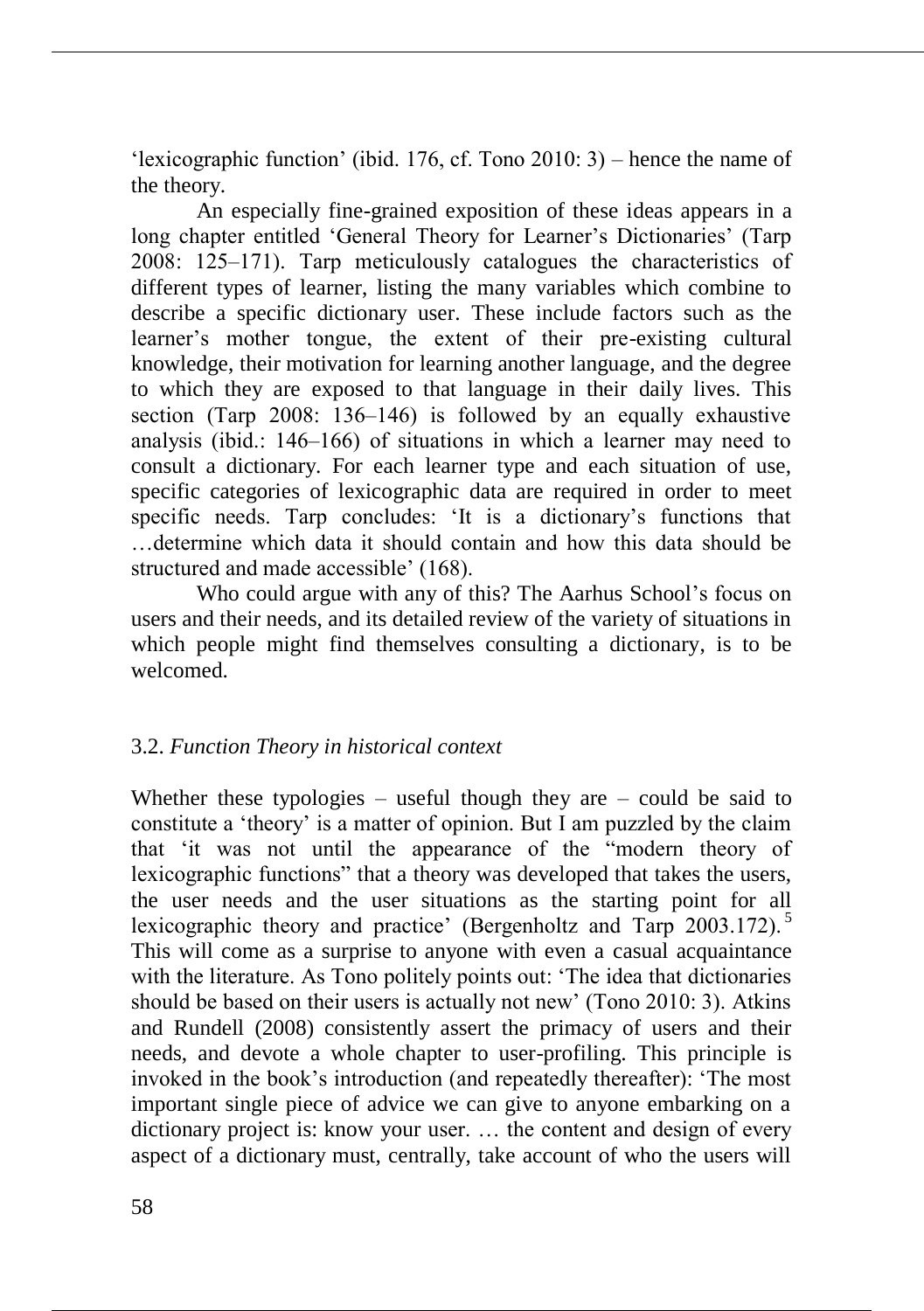'lexicographic function' (ibid. 176, cf. Tono 2010: 3) – hence the name of the theory.

An especially fine-grained exposition of these ideas appears in a long chapter entitled 'General Theory for Learner's Dictionaries' (Tarp 2008: 125–171). Tarp meticulously catalogues the characteristics of different types of learner, listing the many variables which combine to describe a specific dictionary user. These include factors such as the learner's mother tongue, the extent of their pre-existing cultural knowledge, their motivation for learning another language, and the degree to which they are exposed to that language in their daily lives. This section (Tarp 2008: 136–146) is followed by an equally exhaustive analysis (ibid.: 146–166) of situations in which a learner may need to consult a dictionary. For each learner type and each situation of use, specific categories of lexicographic data are required in order to meet specific needs. Tarp concludes: 'It is a dictionary's functions that …determine which data it should contain and how this data should be structured and made accessible' (168).

Who could argue with any of this? The Aarhus School's focus on users and their needs, and its detailed review of the variety of situations in which people might find themselves consulting a dictionary, is to be welcomed.

### 3.2. *Function Theory in historical context*

Whether these typologies – useful though they are – could be said to constitute a 'theory' is a matter of opinion. But I am puzzled by the claim that 'it was not until the appearance of the "modern theory of lexicographic functions" that a theory was developed that takes the users, the user needs and the user situations as the starting point for all lexicographic theory and practice' (Bergenholtz and Tarp 2003.172).[5] This will come as a surprise to anyone with even a casual acquaintance with the literature. As Tono politely points out: 'The idea that dictionaries should be based on their users is actually not new' (Tono 2010: 3). Atkins and Rundell (2008) consistently assert the primacy of users and their needs, and devote a whole chapter to user-profiling. This principle is invoked in the book's introduction (and repeatedly thereafter): 'The most important single piece of advice we can give to anyone embarking on a dictionary project is: know your user. … the content and design of every aspect of a dictionary must, centrally, take account of who the users will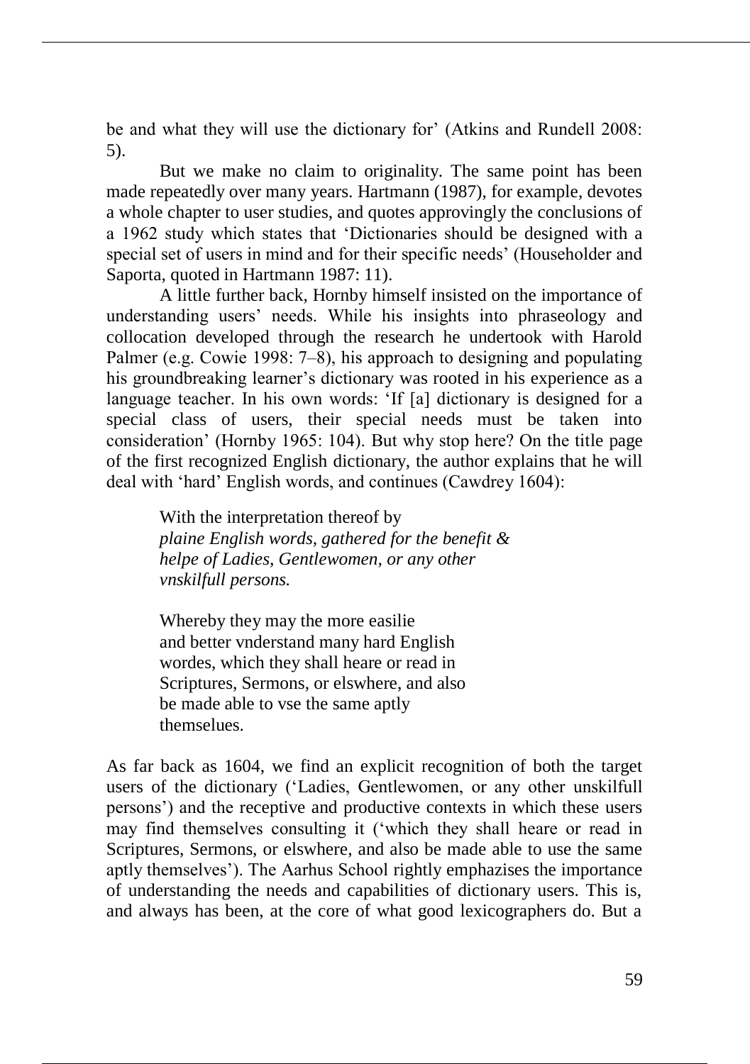be and what they will use the dictionary for' (Atkins and Rundell 2008: 5).

But we make no claim to originality. The same point has been made repeatedly over many years. Hartmann (1987), for example, devotes a whole chapter to user studies, and quotes approvingly the conclusions of a 1962 study which states that 'Dictionaries should be designed with a special set of users in mind and for their specific needs' (Householder and Saporta, quoted in Hartmann 1987: 11).

A little further back, Hornby himself insisted on the importance of understanding users' needs. While his insights into phraseology and collocation developed through the research he undertook with Harold Palmer (e.g. Cowie 1998: 7–8), his approach to designing and populating his groundbreaking learner's dictionary was rooted in his experience as a language teacher. In his own words: 'If [a] dictionary is designed for a special class of users, their special needs must be taken into consideration' (Hornby 1965: 104). But why stop here? On the title page of the first recognized English dictionary, the author explains that he will deal with 'hard' English words, and continues (Cawdrey 1604):

> With the interpretation thereof by
> *plaine English words, gathered for the benefit &*
> *helpe of Ladies, Gentlewomen, or any other*
> *vnskilfull persons.*
>
> Whereby they may the more easilie
> and better vnderstand many hard English
> wordes, which they shall heare or read in
> Scriptures, Sermons, or elswhere, and also
> be made able to vse the same aptly
> themselues.

As far back as 1604, we find an explicit recognition of both the target users of the dictionary ('Ladies, Gentlewomen, or any other unskilfull persons') and the receptive and productive contexts in which these users may find themselves consulting it ('which they shall heare or read in Scriptures, Sermons, or elswhere, and also be made able to use the same aptly themselves'). The Aarhus School rightly emphasizes the importance of understanding the needs and capabilities of dictionary users. This is, and always has been, at the core of what good lexicographers do. But a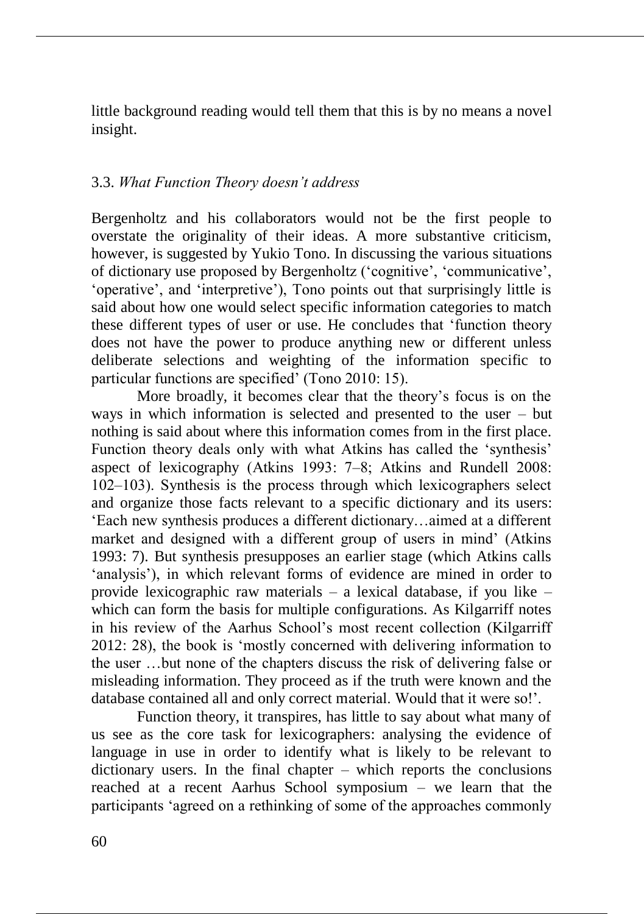little background reading would tell them that this is by no means a novel insight.

### 3.3. *What Function Theory doesn't address*

Bergenholtz and his collaborators would not be the first people to overstate the originality of their ideas. A more substantive criticism, however, is suggested by Yukio Tono. In discussing the various situations of dictionary use proposed by Bergenholtz ('cognitive', 'communicative', 'operative', and 'interpretive'), Tono points out that surprisingly little is said about how one would select specific information categories to match these different types of user or use. He concludes that 'function theory does not have the power to produce anything new or different unless deliberate selections and weighting of the information specific to particular functions are specified' (Tono 2010: 15).

More broadly, it becomes clear that the theory's focus is on the ways in which information is selected and presented to the user – but nothing is said about where this information comes from in the first place. Function theory deals only with what Atkins has called the 'synthesis' aspect of lexicography (Atkins 1993: 7–8; Atkins and Rundell 2008: 102–103). Synthesis is the process through which lexicographers select and organize those facts relevant to a specific dictionary and its users: 'Each new synthesis produces a different dictionary…aimed at a different market and designed with a different group of users in mind' (Atkins 1993: 7). But synthesis presupposes an earlier stage (which Atkins calls 'analysis'), in which relevant forms of evidence are mined in order to provide lexicographic raw materials – a lexical database, if you like – which can form the basis for multiple configurations. As Kilgarriff notes in his review of the Aarhus School's most recent collection (Kilgarriff 2012: 28), the book is 'mostly concerned with delivering information to the user …but none of the chapters discuss the risk of delivering false or misleading information. They proceed as if the truth were known and the database contained all and only correct material. Would that it were so!'.

Function theory, it transpires, has little to say about what many of us see as the core task for lexicographers: analysing the evidence of language in use in order to identify what is likely to be relevant to dictionary users. In the final chapter – which reports the conclusions reached at a recent Aarhus School symposium – we learn that the participants 'agreed on a rethinking of some of the approaches commonly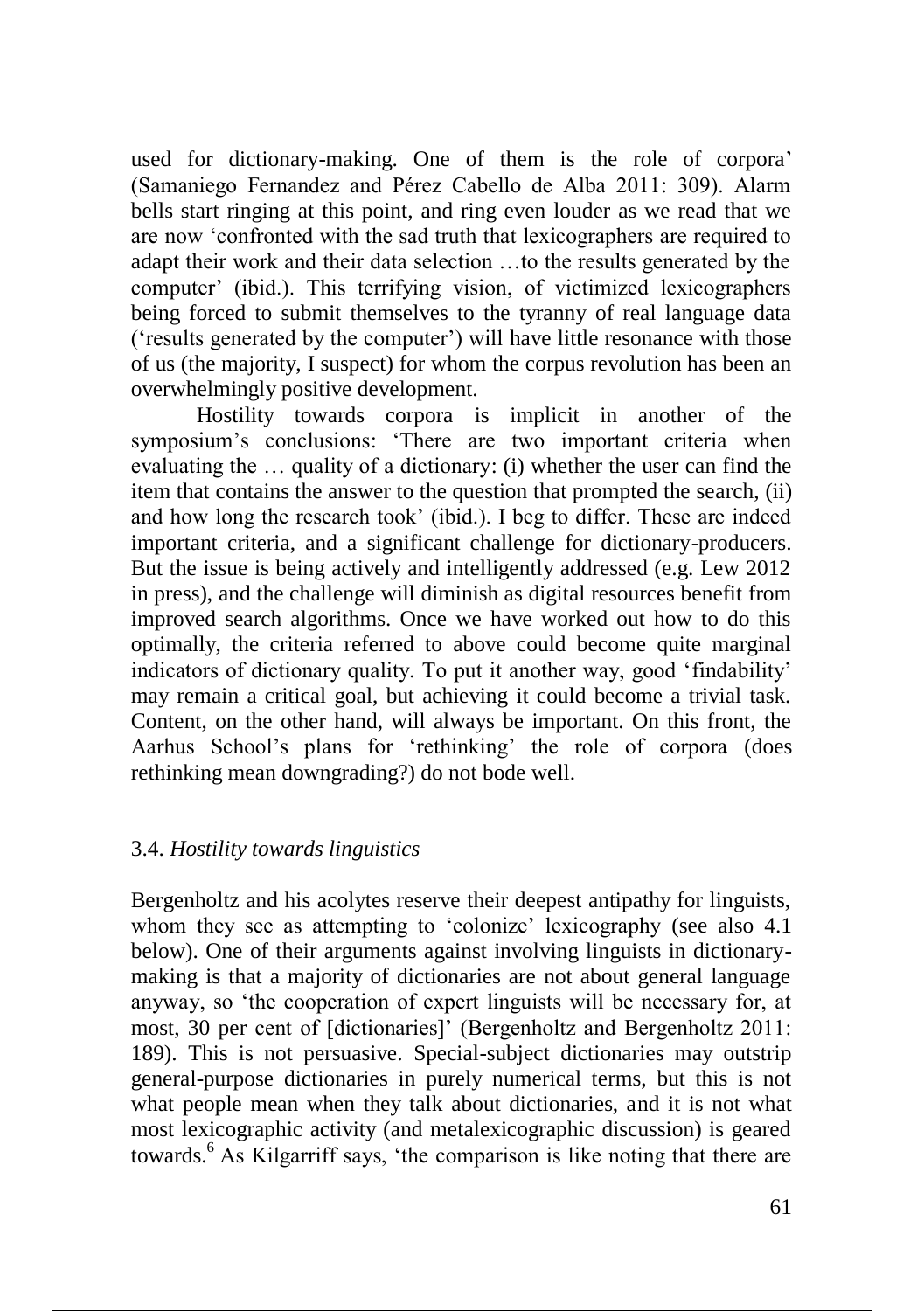used for dictionary-making. One of them is the role of corpora' (Samaniego Fernandez and Pérez Cabello de Alba 2011: 309). Alarm bells start ringing at this point, and ring even louder as we read that we are now 'confronted with the sad truth that lexicographers are required to adapt their work and their data selection …to the results generated by the computer' (ibid.). This terrifying vision, of victimized lexicographers being forced to submit themselves to the tyranny of real language data ('results generated by the computer') will have little resonance with those of us (the majority, I suspect) for whom the corpus revolution has been an overwhelmingly positive development.

Hostility towards corpora is implicit in another of the symposium's conclusions: 'There are two important criteria when evaluating the … quality of a dictionary: (i) whether the user can find the item that contains the answer to the question that prompted the search, (ii) and how long the research took' (ibid.). I beg to differ. These are indeed important criteria, and a significant challenge for dictionary-producers. But the issue is being actively and intelligently addressed (e.g. Lew 2012 in press), and the challenge will diminish as digital resources benefit from improved search algorithms. Once we have worked out how to do this optimally, the criteria referred to above could become quite marginal indicators of dictionary quality. To put it another way, good 'findability' may remain a critical goal, but achieving it could become a trivial task. Content, on the other hand, will always be important. On this front, the Aarhus School's plans for 'rethinking' the role of corpora (does rethinking mean downgrading?) do not bode well.

### 3.4. *Hostility towards linguistics*

Bergenholtz and his acolytes reserve their deepest antipathy for linguists, whom they see as attempting to 'colonize' lexicography (see also 4.1 below). One of their arguments against involving linguists in dictionary-making is that a majority of dictionaries are not about general language anyway, so 'the cooperation of expert linguists will be necessary for, at most, 30 per cent of [dictionaries]' (Bergenholtz and Bergenholtz 2011: 189). This is not persuasive. Special-subject dictionaries may outstrip general-purpose dictionaries in purely numerical terms, but this is not what people mean when they talk about dictionaries, and it is not what most lexicographic activity (and metalexicographic discussion) is geared towards.[6] As Kilgarriff says, 'the comparison is like noting that there are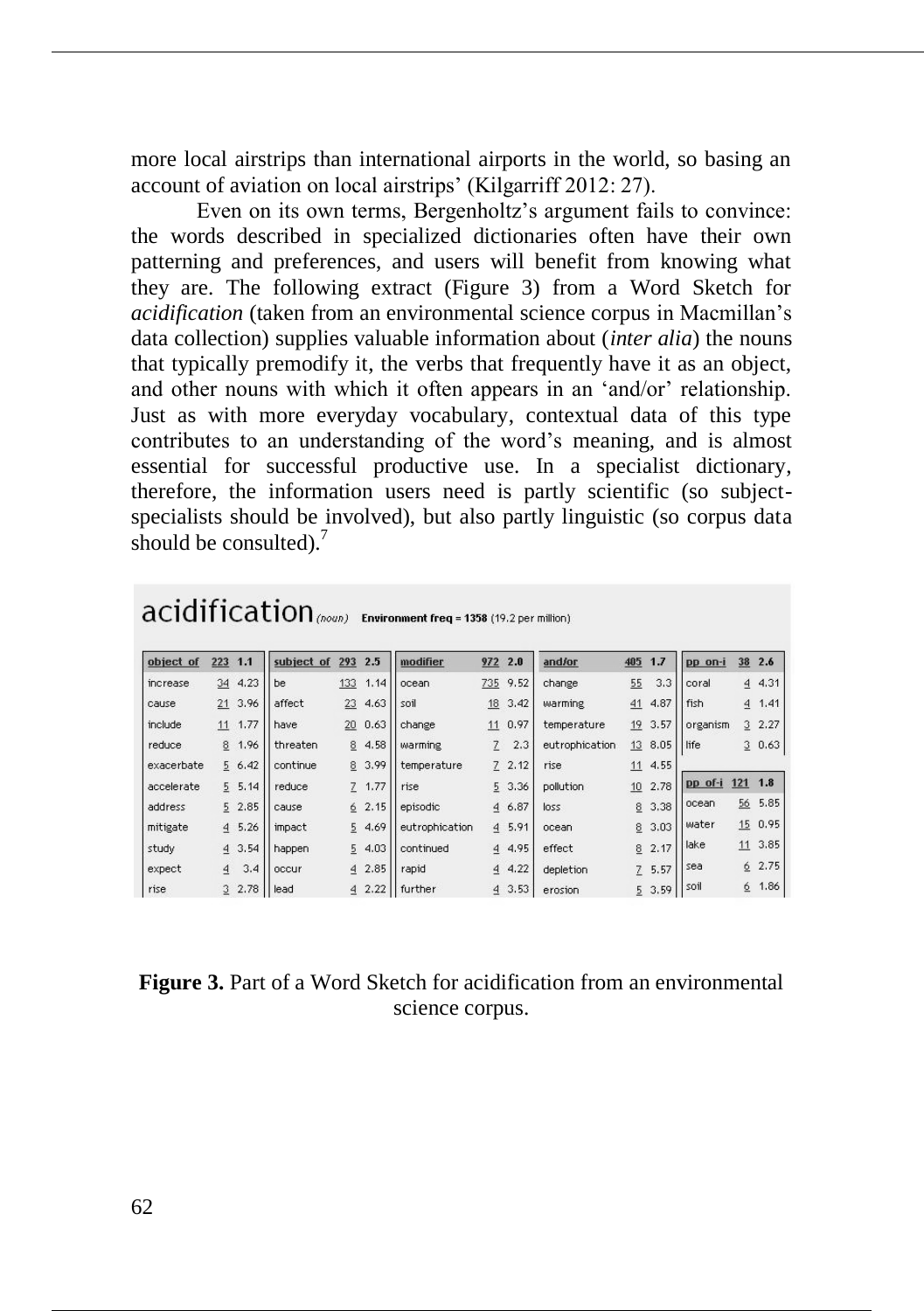more local airstrips than international airports in the world, so basing an account of aviation on local airstrips' (Kilgarriff 2012: 27).

Even on its own terms, Bergenholtz's argument fails to convince: the words described in specialized dictionaries often have their own patterning and preferences, and users will benefit from knowing what they are. The following extract (Figure 3) from a Word Sketch for *acidification* (taken from an environmental science corpus in Macmillan's data collection) supplies valuable information about (*inter alia*) the nouns that typically premodify it, the verbs that frequently have it as an object, and other nouns with which it often appears in an 'and/or' relationship. Just as with more everyday vocabulary, contextual data of this type contributes to an understanding of the word's meaning, and is almost essential for successful productive use. In a specialist dictionary, therefore, the information users need is partly scientific (so subject-specialists should be involved), but also partly linguistic (so corpus data should be consulted).[7]

**acidification** *(noun)* **Environment freq = 1358** (19.2 per million)

| object_of | 223 | 1.1 | subject_of | 293 | 2.5 | modifier | 972 | 2.0 | and/or | 405 | 1.7 | pp_on-i | 38 | 2.6 |
|---|---|---|---|---|---|---|---|---|---|---|---|---|---|---|
| increase | 34 | 4.23 | be | 133 | 1.14 | ocean | 735 | 9.52 | change | 55 | 3.3 | coral | 4 | 4.31 |
| cause | 21 | 3.96 | affect | 23 | 4.63 | soil | 18 | 3.42 | warming | 41 | 4.87 | fish | 4 | 1.41 |
| include | 11 | 1.77 | have | 20 | 0.63 | change | 11 | 0.97 | temperature | 19 | 3.57 | organism | 3 | 2.27 |
| reduce | 8 | 1.96 | threaten | 8 | 4.58 | warming | 7 | 2.3 | eutrophication | 13 | 8.05 | life | 3 | 0.63 |
| exacerbate | 5 | 6.42 | continue | 8 | 3.99 | temperature | 7 | 2.12 | rise | 11 | 4.55 | **pp_of-i** | **121** | **1.8** |
| accelerate | 5 | 5.14 | reduce | 7 | 1.77 | rise | 5 | 3.36 | pollution | 10 | 2.78 | ocean | 56 | 5.85 |
| address | 5 | 2.85 | cause | 6 | 2.15 | episodic | 4 | 6.87 | loss | 8 | 3.38 | water | 15 | 0.95 |
| mitigate | 4 | 5.26 | impact | 5 | 4.69 | eutrophication | 4 | 5.91 | ocean | 8 | 3.03 | lake | 11 | 3.85 |
| study | 4 | 3.54 | happen | 5 | 4.03 | continued | 4 | 4.95 | effect | 8 | 2.17 | sea | 6 | 2.75 |
| expect | 4 | 3.4 | occur | 4 | 2.85 | rapid | 4 | 4.22 | depletion | 7 | 5.57 | soil | 6 | 1.86 |
| rise | 3 | 2.78 | lead | 4 | 2.22 | further | 4 | 3.53 | erosion | 5 | 3.59 | | | |

**Figure 3.** Part of a Word Sketch for acidification from an environmental science corpus.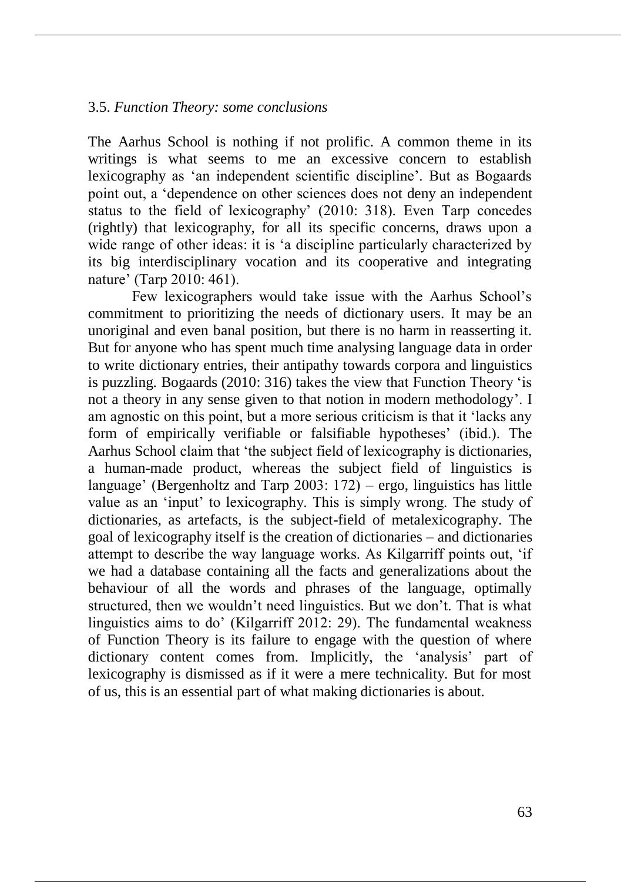### 3.5. *Function Theory: some conclusions*

The Aarhus School is nothing if not prolific. A common theme in its writings is what seems to me an excessive concern to establish lexicography as 'an independent scientific discipline'. But as Bogaards point out, a 'dependence on other sciences does not deny an independent status to the field of lexicography' (2010: 318). Even Tarp concedes (rightly) that lexicography, for all its specific concerns, draws upon a wide range of other ideas: it is 'a discipline particularly characterized by its big interdisciplinary vocation and its cooperative and integrating nature' (Tarp 2010: 461).

Few lexicographers would take issue with the Aarhus School's commitment to prioritizing the needs of dictionary users. It may be an unoriginal and even banal position, but there is no harm in reasserting it. But for anyone who has spent much time analysing language data in order to write dictionary entries, their antipathy towards corpora and linguistics is puzzling. Bogaards (2010: 316) takes the view that Function Theory 'is not a theory in any sense given to that notion in modern methodology'. I am agnostic on this point, but a more serious criticism is that it 'lacks any form of empirically verifiable or falsifiable hypotheses' (ibid.). The Aarhus School claim that 'the subject field of lexicography is dictionaries, a human-made product, whereas the subject field of linguistics is language' (Bergenholtz and Tarp 2003: 172) – ergo, linguistics has little value as an 'input' to lexicography. This is simply wrong. The study of dictionaries, as artefacts, is the subject-field of metalexicography. The goal of lexicography itself is the creation of dictionaries – and dictionaries attempt to describe the way language works. As Kilgarriff points out, 'if we had a database containing all the facts and generalizations about the behaviour of all the words and phrases of the language, optimally structured, then we wouldn't need linguistics. But we don't. That is what linguistics aims to do' (Kilgarriff 2012: 29). The fundamental weakness of Function Theory is its failure to engage with the question of where dictionary content comes from. Implicitly, the 'analysis' part of lexicography is dismissed as if it were a mere technicality. But for most of us, this is an essential part of what making dictionaries is about.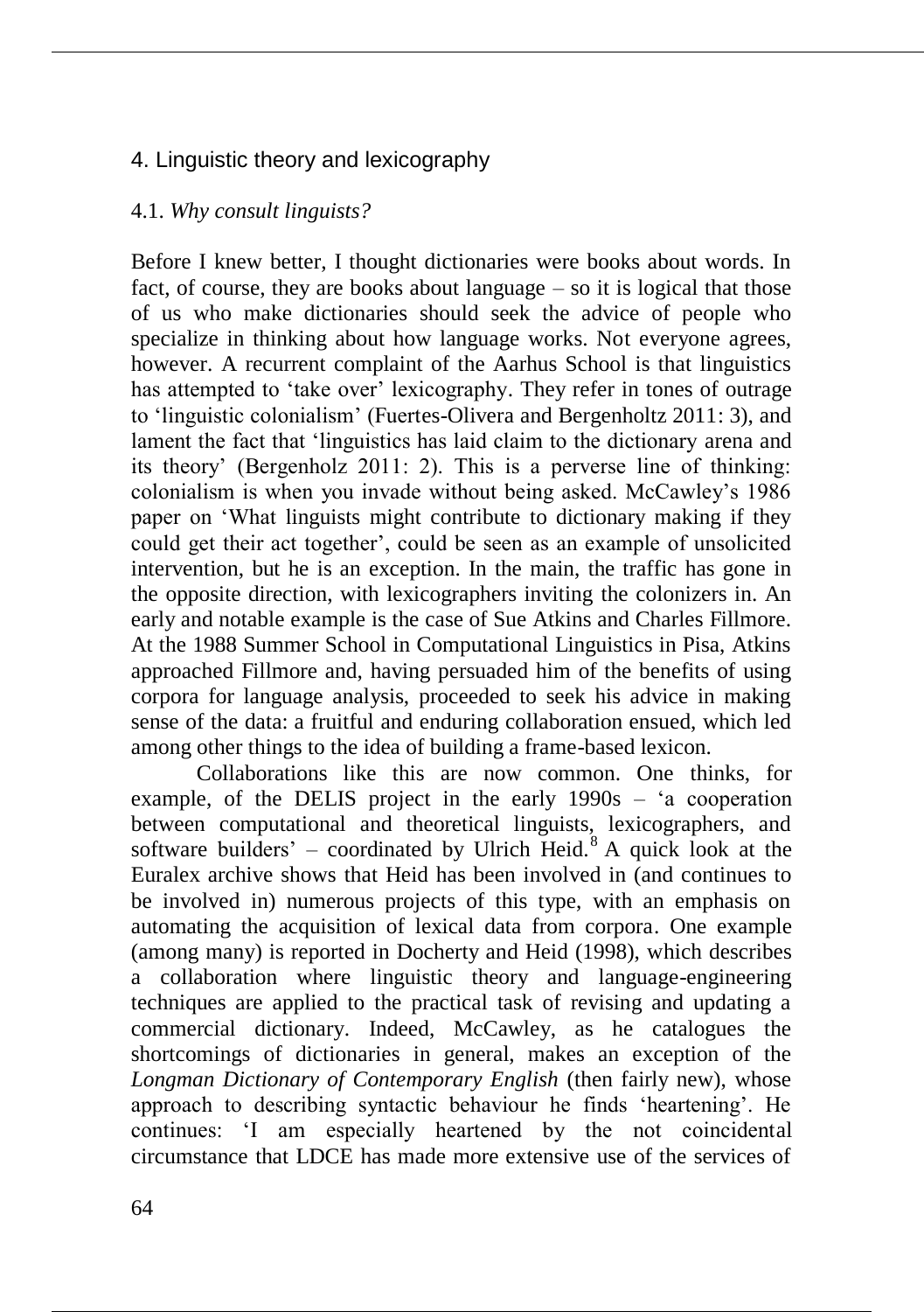## 4. Linguistic theory and lexicography

### 4.1. *Why consult linguists?*

Before I knew better, I thought dictionaries were books about words. In fact, of course, they are books about language – so it is logical that those of us who make dictionaries should seek the advice of people who specialize in thinking about how language works. Not everyone agrees, however. A recurrent complaint of the Aarhus School is that linguistics has attempted to 'take over' lexicography. They refer in tones of outrage to 'linguistic colonialism' (Fuertes-Olivera and Bergenholtz 2011: 3), and lament the fact that 'linguistics has laid claim to the dictionary arena and its theory' (Bergenholz 2011: 2). This is a perverse line of thinking: colonialism is when you invade without being asked. McCawley's 1986 paper on 'What linguists might contribute to dictionary making if they could get their act together', could be seen as an example of unsolicited intervention, but he is an exception. In the main, the traffic has gone in the opposite direction, with lexicographers inviting the colonizers in. An early and notable example is the case of Sue Atkins and Charles Fillmore. At the 1988 Summer School in Computational Linguistics in Pisa, Atkins approached Fillmore and, having persuaded him of the benefits of using corpora for language analysis, proceeded to seek his advice in making sense of the data: a fruitful and enduring collaboration ensued, which led among other things to the idea of building a frame-based lexicon.

Collaborations like this are now common. One thinks, for example, of the DELIS project in the early 1990s – 'a cooperation between computational and theoretical linguists, lexicographers, and software builders' – coordinated by Ulrich Heid.[8] A quick look at the Euralex archive shows that Heid has been involved in (and continues to be involved in) numerous projects of this type, with an emphasis on automating the acquisition of lexical data from corpora. One example (among many) is reported in Docherty and Heid (1998), which describes a collaboration where linguistic theory and language-engineering techniques are applied to the practical task of revising and updating a commercial dictionary. Indeed, McCawley, as he catalogues the shortcomings of dictionaries in general, makes an exception of the *Longman Dictionary of Contemporary English* (then fairly new), whose approach to describing syntactic behaviour he finds 'heartening'. He continues: 'I am especially heartened by the not coincidental circumstance that LDCE has made more extensive use of the services of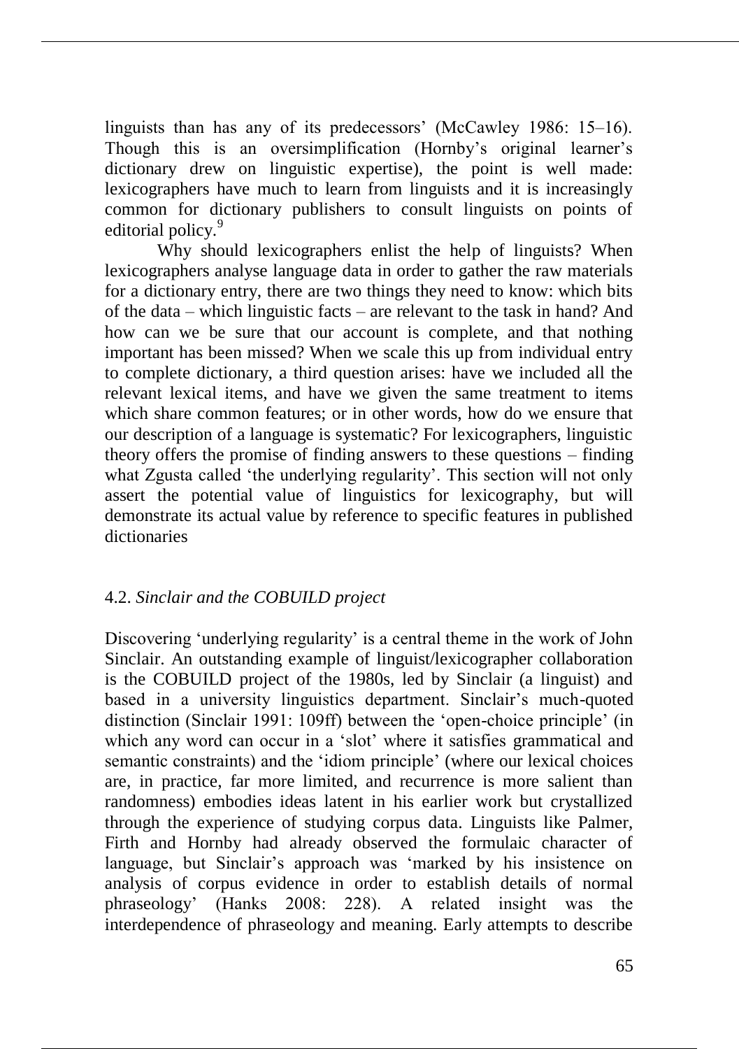linguists than has any of its predecessors' (McCawley 1986: 15–16). Though this is an oversimplification (Hornby's original learner's dictionary drew on linguistic expertise), the point is well made: lexicographers have much to learn from linguists and it is increasingly common for dictionary publishers to consult linguists on points of editorial policy.[9]

Why should lexicographers enlist the help of linguists? When lexicographers analyse language data in order to gather the raw materials for a dictionary entry, there are two things they need to know: which bits of the data – which linguistic facts – are relevant to the task in hand? And how can we be sure that our account is complete, and that nothing important has been missed? When we scale this up from individual entry to complete dictionary, a third question arises: have we included all the relevant lexical items, and have we given the same treatment to items which share common features; or in other words, how do we ensure that our description of a language is systematic? For lexicographers, linguistic theory offers the promise of finding answers to these questions – finding what Zgusta called 'the underlying regularity'. This section will not only assert the potential value of linguistics for lexicography, but will demonstrate its actual value by reference to specific features in published dictionaries

## 4.2. *Sinclair and the COBUILD project*

Discovering 'underlying regularity' is a central theme in the work of John Sinclair. An outstanding example of linguist/lexicographer collaboration is the COBUILD project of the 1980s, led by Sinclair (a linguist) and based in a university linguistics department. Sinclair's much-quoted distinction (Sinclair 1991: 109ff) between the 'open-choice principle' (in which any word can occur in a 'slot' where it satisfies grammatical and semantic constraints) and the 'idiom principle' (where our lexical choices are, in practice, far more limited, and recurrence is more salient than randomness) embodies ideas latent in his earlier work but crystallized through the experience of studying corpus data. Linguists like Palmer, Firth and Hornby had already observed the formulaic character of language, but Sinclair's approach was 'marked by his insistence on analysis of corpus evidence in order to establish details of normal phraseology' (Hanks 2008: 228). A related insight was the interdependence of phraseology and meaning. Early attempts to describe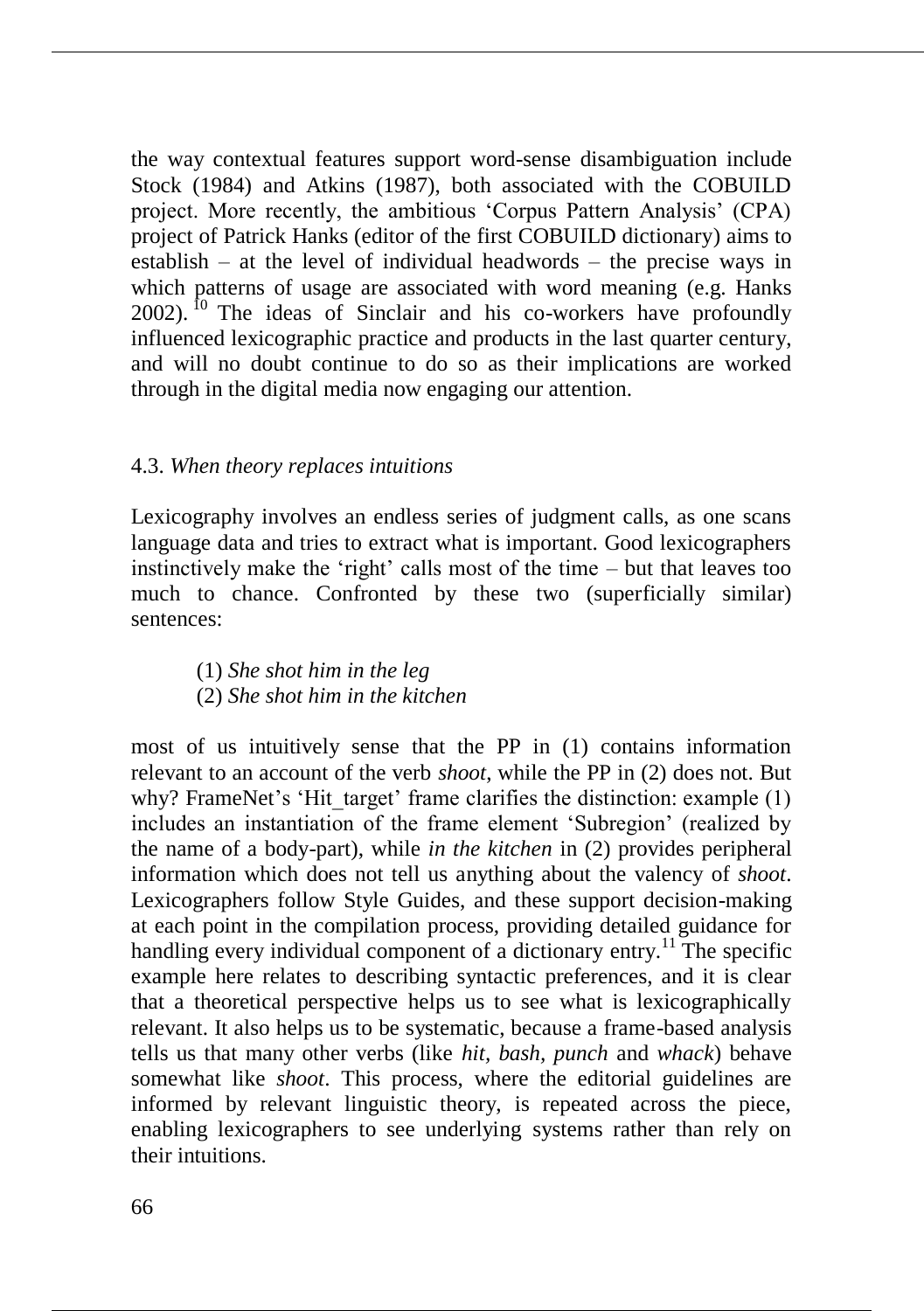the way contextual features support word-sense disambiguation include Stock (1984) and Atkins (1987), both associated with the COBUILD project. More recently, the ambitious 'Corpus Pattern Analysis' (CPA) project of Patrick Hanks (editor of the first COBUILD dictionary) aims to establish – at the level of individual headwords – the precise ways in which patterns of usage are associated with word meaning (e.g. Hanks 2002).[10] The ideas of Sinclair and his co-workers have profoundly influenced lexicographic practice and products in the last quarter century, and will no doubt continue to do so as their implications are worked through in the digital media now engaging our attention.

### 4.3. *When theory replaces intuitions*

Lexicography involves an endless series of judgment calls, as one scans language data and tries to extract what is important. Good lexicographers instinctively make the 'right' calls most of the time – but that leaves too much to chance. Confronted by these two (superficially similar) sentences:

> (1) *She shot him in the leg*
> (2) *She shot him in the kitchen*

most of us intuitively sense that the PP in (1) contains information relevant to an account of the verb *shoot*, while the PP in (2) does not. But why? FrameNet's 'Hit_target' frame clarifies the distinction: example (1) includes an instantiation of the frame element 'Subregion' (realized by the name of a body-part), while *in the kitchen* in (2) provides peripheral information which does not tell us anything about the valency of *shoot*. Lexicographers follow Style Guides, and these support decision-making at each point in the compilation process, providing detailed guidance for handling every individual component of a dictionary entry.[11] The specific example here relates to describing syntactic preferences, and it is clear that a theoretical perspective helps us to see what is lexicographically relevant. It also helps us to be systematic, because a frame-based analysis tells us that many other verbs (like *hit, bash, punch* and *whack*) behave somewhat like *shoot*. This process, where the editorial guidelines are informed by relevant linguistic theory, is repeated across the piece, enabling lexicographers to see underlying systems rather than rely on their intuitions.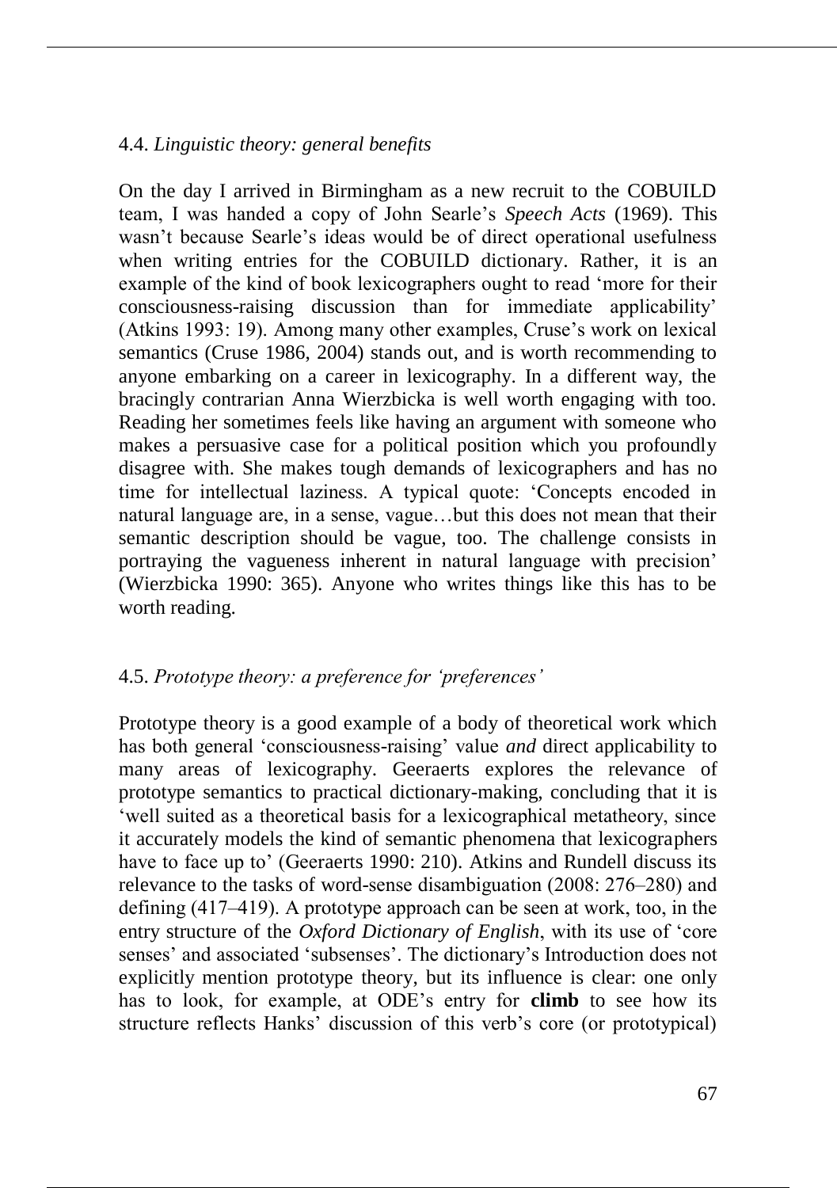### 4.4. *Linguistic theory: general benefits*

On the day I arrived in Birmingham as a new recruit to the COBUILD team, I was handed a copy of John Searle's *Speech Acts* (1969). This wasn't because Searle's ideas would be of direct operational usefulness when writing entries for the COBUILD dictionary. Rather, it is an example of the kind of book lexicographers ought to read 'more for their consciousness-raising discussion than for immediate applicability' (Atkins 1993: 19). Among many other examples, Cruse's work on lexical semantics (Cruse 1986, 2004) stands out, and is worth recommending to anyone embarking on a career in lexicography. In a different way, the bracingly contrarian Anna Wierzbicka is well worth engaging with too. Reading her sometimes feels like having an argument with someone who makes a persuasive case for a political position which you profoundly disagree with. She makes tough demands of lexicographers and has no time for intellectual laziness. A typical quote: 'Concepts encoded in natural language are, in a sense, vague…but this does not mean that their semantic description should be vague, too. The challenge consists in portraying the vagueness inherent in natural language with precision' (Wierzbicka 1990: 365). Anyone who writes things like this has to be worth reading.

### 4.5. *Prototype theory: a preference for 'preferences'*

Prototype theory is a good example of a body of theoretical work which has both general 'consciousness-raising' value *and* direct applicability to many areas of lexicography. Geeraerts explores the relevance of prototype semantics to practical dictionary-making, concluding that it is 'well suited as a theoretical basis for a lexicographical metatheory, since it accurately models the kind of semantic phenomena that lexicographers have to face up to' (Geeraerts 1990: 210). Atkins and Rundell discuss its relevance to the tasks of word-sense disambiguation (2008: 276–280) and defining (417–419). A prototype approach can be seen at work, too, in the entry structure of the *Oxford Dictionary of English*, with its use of 'core senses' and associated 'subsenses'. The dictionary's Introduction does not explicitly mention prototype theory, but its influence is clear: one only has to look, for example, at ODE's entry for **climb** to see how its structure reflects Hanks' discussion of this verb's core (or prototypical)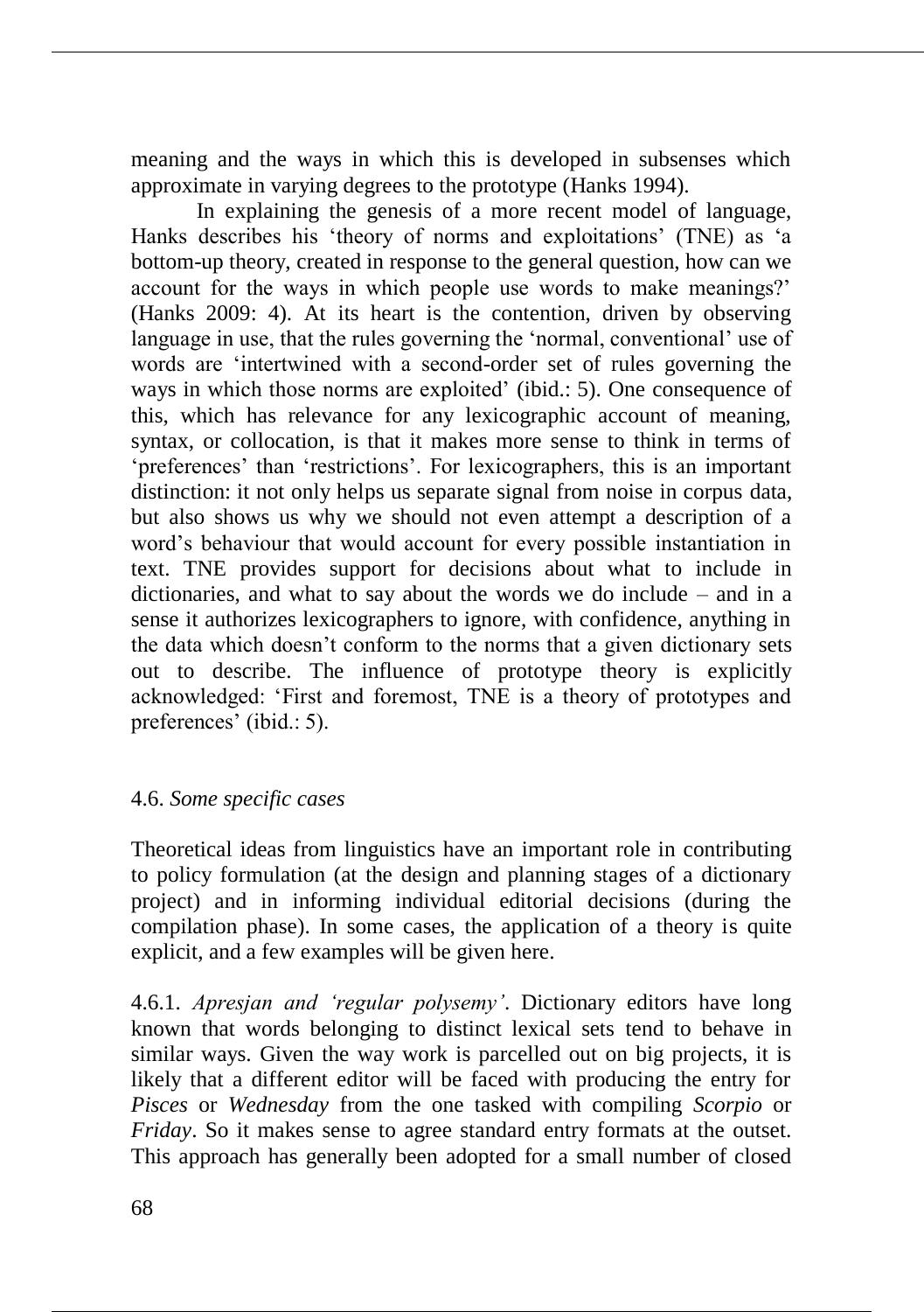meaning and the ways in which this is developed in subsenses which approximate in varying degrees to the prototype (Hanks 1994).

In explaining the genesis of a more recent model of language, Hanks describes his 'theory of norms and exploitations' (TNE) as 'a bottom-up theory, created in response to the general question, how can we account for the ways in which people use words to make meanings?' (Hanks 2009: 4). At its heart is the contention, driven by observing language in use, that the rules governing the 'normal, conventional' use of words are 'intertwined with a second-order set of rules governing the ways in which those norms are exploited' (ibid.: 5). One consequence of this, which has relevance for any lexicographic account of meaning, syntax, or collocation, is that it makes more sense to think in terms of 'preferences' than 'restrictions'. For lexicographers, this is an important distinction: it not only helps us separate signal from noise in corpus data, but also shows us why we should not even attempt a description of a word's behaviour that would account for every possible instantiation in text. TNE provides support for decisions about what to include in dictionaries, and what to say about the words we do include – and in a sense it authorizes lexicographers to ignore, with confidence, anything in the data which doesn't conform to the norms that a given dictionary sets out to describe. The influence of prototype theory is explicitly acknowledged: 'First and foremost, TNE is a theory of prototypes and preferences' (ibid.: 5).

### 4.6. *Some specific cases*

Theoretical ideas from linguistics have an important role in contributing to policy formulation (at the design and planning stages of a dictionary project) and in informing individual editorial decisions (during the compilation phase). In some cases, the application of a theory is quite explicit, and a few examples will be given here.

4.6.1. *Apresjan and 'regular polysemy'*. Dictionary editors have long known that words belonging to distinct lexical sets tend to behave in similar ways. Given the way work is parcelled out on big projects, it is likely that a different editor will be faced with producing the entry for *Pisces* or *Wednesday* from the one tasked with compiling *Scorpio* or *Friday*. So it makes sense to agree standard entry formats at the outset. This approach has generally been adopted for a small number of closed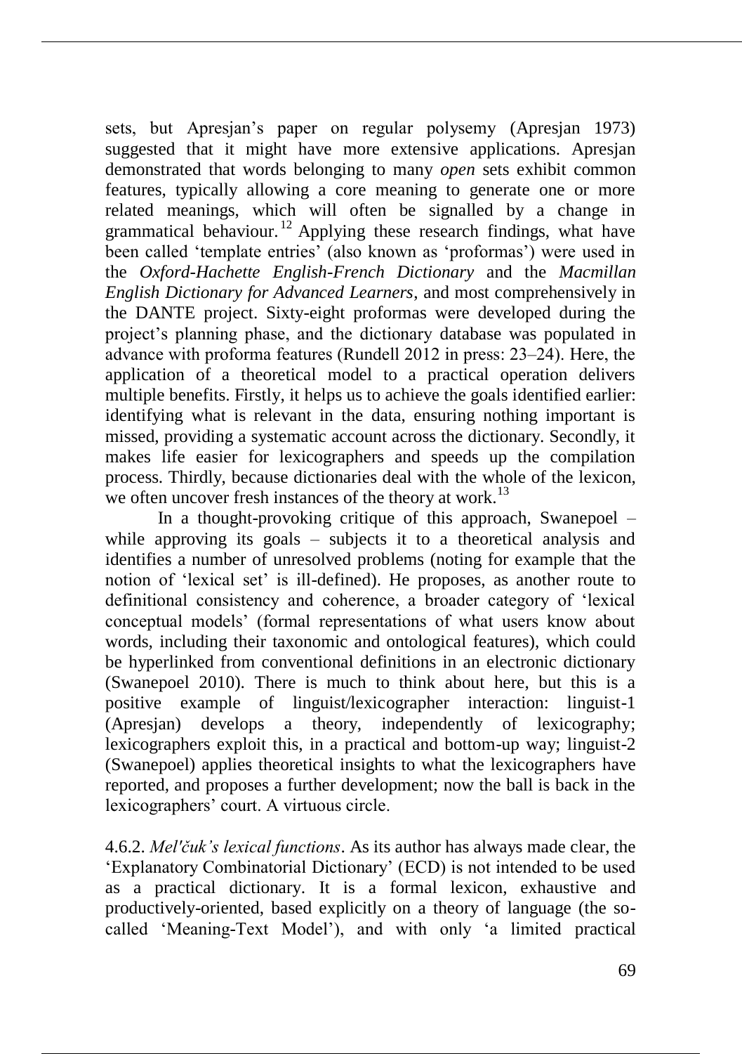sets, but Apresjan's paper on regular polysemy (Apresjan 1973) suggested that it might have more extensive applications. Apresjan demonstrated that words belonging to many *open* sets exhibit common features, typically allowing a core meaning to generate one or more related meanings, which will often be signalled by a change in grammatical behaviour.[12] Applying these research findings, what have been called 'template entries' (also known as 'proformas') were used in the *Oxford-Hachette English-French Dictionary* and the *Macmillan English Dictionary for Advanced Learners*, and most comprehensively in the DANTE project. Sixty-eight proformas were developed during the project's planning phase, and the dictionary database was populated in advance with proforma features (Rundell 2012 in press: 23–24). Here, the application of a theoretical model to a practical operation delivers multiple benefits. Firstly, it helps us to achieve the goals identified earlier: identifying what is relevant in the data, ensuring nothing important is missed, providing a systematic account across the dictionary. Secondly, it makes life easier for lexicographers and speeds up the compilation process. Thirdly, because dictionaries deal with the whole of the lexicon, we often uncover fresh instances of the theory at work.[13]

In a thought-provoking critique of this approach, Swanepoel – while approving its goals – subjects it to a theoretical analysis and identifies a number of unresolved problems (noting for example that the notion of 'lexical set' is ill-defined). He proposes, as another route to definitional consistency and coherence, a broader category of 'lexical conceptual models' (formal representations of what users know about words, including their taxonomic and ontological features), which could be hyperlinked from conventional definitions in an electronic dictionary (Swanepoel 2010). There is much to think about here, but this is a positive example of linguist/lexicographer interaction: linguist-1 (Apresjan) develops a theory, independently of lexicography; lexicographers exploit this, in a practical and bottom-up way; linguist-2 (Swanepoel) applies theoretical insights to what the lexicographers have reported, and proposes a further development; now the ball is back in the lexicographers' court. A virtuous circle.

4.6.2. *Mel'čuk's lexical functions*. As its author has always made clear, the 'Explanatory Combinatorial Dictionary' (ECD) is not intended to be used as a practical dictionary. It is a formal lexicon, exhaustive and productively-oriented, based explicitly on a theory of language (the so-called 'Meaning-Text Model'), and with only 'a limited practical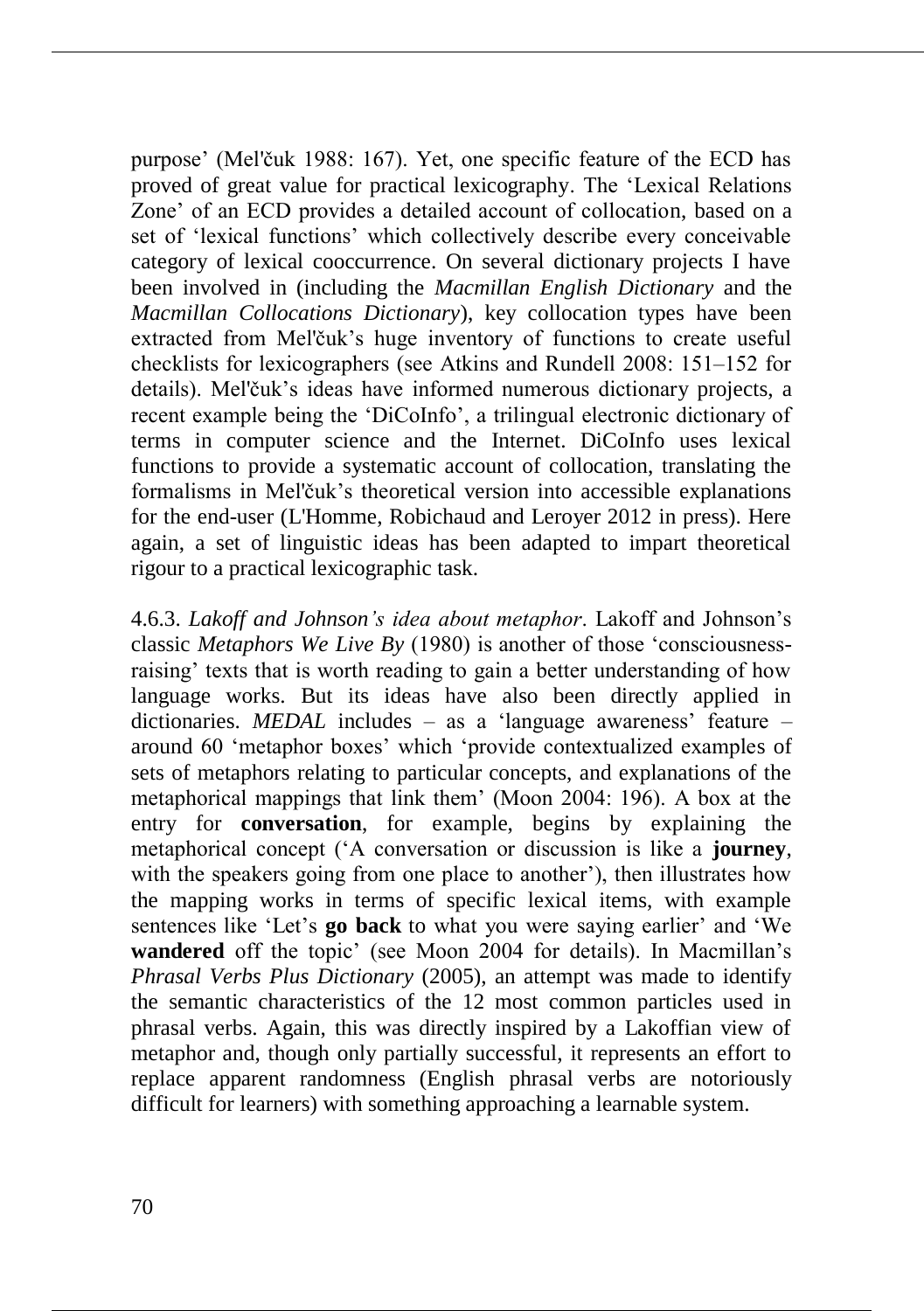purpose' (Mel'čuk 1988: 167). Yet, one specific feature of the ECD has proved of great value for practical lexicography. The 'Lexical Relations Zone' of an ECD provides a detailed account of collocation, based on a set of 'lexical functions' which collectively describe every conceivable category of lexical cooccurrence. On several dictionary projects I have been involved in (including the *Macmillan English Dictionary* and the *Macmillan Collocations Dictionary*), key collocation types have been extracted from Mel'čuk's huge inventory of functions to create useful checklists for lexicographers (see Atkins and Rundell 2008: 151–152 for details). Mel'čuk's ideas have informed numerous dictionary projects, a recent example being the 'DiCoInfo', a trilingual electronic dictionary of terms in computer science and the Internet. DiCoInfo uses lexical functions to provide a systematic account of collocation, translating the formalisms in Mel'čuk's theoretical version into accessible explanations for the end-user (L'Homme, Robichaud and Leroyer 2012 in press). Here again, a set of linguistic ideas has been adapted to impart theoretical rigour to a practical lexicographic task.

4.6.3. *Lakoff and Johnson's idea about metaphor*. Lakoff and Johnson's classic *Metaphors We Live By* (1980) is another of those 'consciousness-raising' texts that is worth reading to gain a better understanding of how language works. But its ideas have also been directly applied in dictionaries. *MEDAL* includes – as a 'language awareness' feature – around 60 'metaphor boxes' which 'provide contextualized examples of sets of metaphors relating to particular concepts, and explanations of the metaphorical mappings that link them' (Moon 2004: 196). A box at the entry for **conversation**, for example, begins by explaining the metaphorical concept ('A conversation or discussion is like a **journey**, with the speakers going from one place to another'), then illustrates how the mapping works in terms of specific lexical items, with example sentences like 'Let's **go back** to what you were saying earlier' and 'We **wandered** off the topic' (see Moon 2004 for details). In Macmillan's *Phrasal Verbs Plus Dictionary* (2005), an attempt was made to identify the semantic characteristics of the 12 most common particles used in phrasal verbs. Again, this was directly inspired by a Lakoffian view of metaphor and, though only partially successful, it represents an effort to replace apparent randomness (English phrasal verbs are notoriously difficult for learners) with something approaching a learnable system.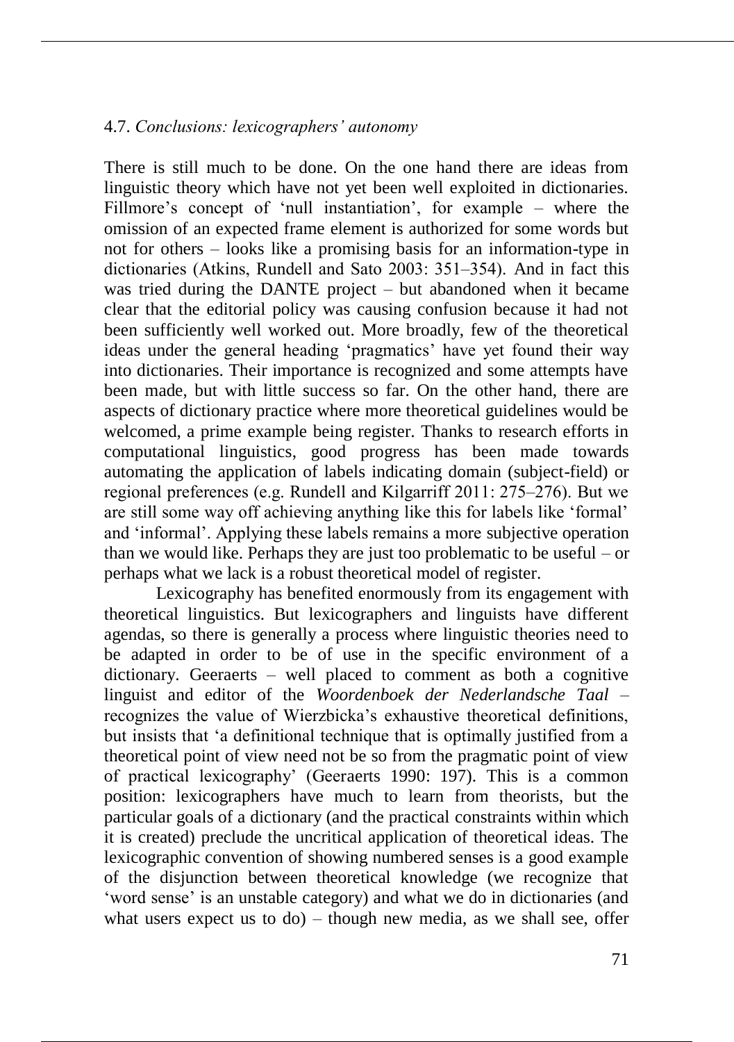### 4.7. *Conclusions: lexicographers' autonomy*

There is still much to be done. On the one hand there are ideas from linguistic theory which have not yet been well exploited in dictionaries. Fillmore's concept of 'null instantiation', for example – where the omission of an expected frame element is authorized for some words but not for others – looks like a promising basis for an information-type in dictionaries (Atkins, Rundell and Sato 2003: 351–354). And in fact this was tried during the DANTE project – but abandoned when it became clear that the editorial policy was causing confusion because it had not been sufficiently well worked out. More broadly, few of the theoretical ideas under the general heading 'pragmatics' have yet found their way into dictionaries. Their importance is recognized and some attempts have been made, but with little success so far. On the other hand, there are aspects of dictionary practice where more theoretical guidelines would be welcomed, a prime example being register. Thanks to research efforts in computational linguistics, good progress has been made towards automating the application of labels indicating domain (subject-field) or regional preferences (e.g. Rundell and Kilgarriff 2011: 275–276). But we are still some way off achieving anything like this for labels like 'formal' and 'informal'. Applying these labels remains a more subjective operation than we would like. Perhaps they are just too problematic to be useful – or perhaps what we lack is a robust theoretical model of register.

Lexicography has benefited enormously from its engagement with theoretical linguistics. But lexicographers and linguists have different agendas, so there is generally a process where linguistic theories need to be adapted in order to be of use in the specific environment of a dictionary. Geeraerts – well placed to comment as both a cognitive linguist and editor of the *Woordenboek der Nederlandsche Taal* – recognizes the value of Wierzbicka's exhaustive theoretical definitions, but insists that 'a definitional technique that is optimally justified from a theoretical point of view need not be so from the pragmatic point of view of practical lexicography' (Geeraerts 1990: 197). This is a common position: lexicographers have much to learn from theorists, but the particular goals of a dictionary (and the practical constraints within which it is created) preclude the uncritical application of theoretical ideas. The lexicographic convention of showing numbered senses is a good example of the disjunction between theoretical knowledge (we recognize that 'word sense' is an unstable category) and what we do in dictionaries (and what users expect us to do) – though new media, as we shall see, offer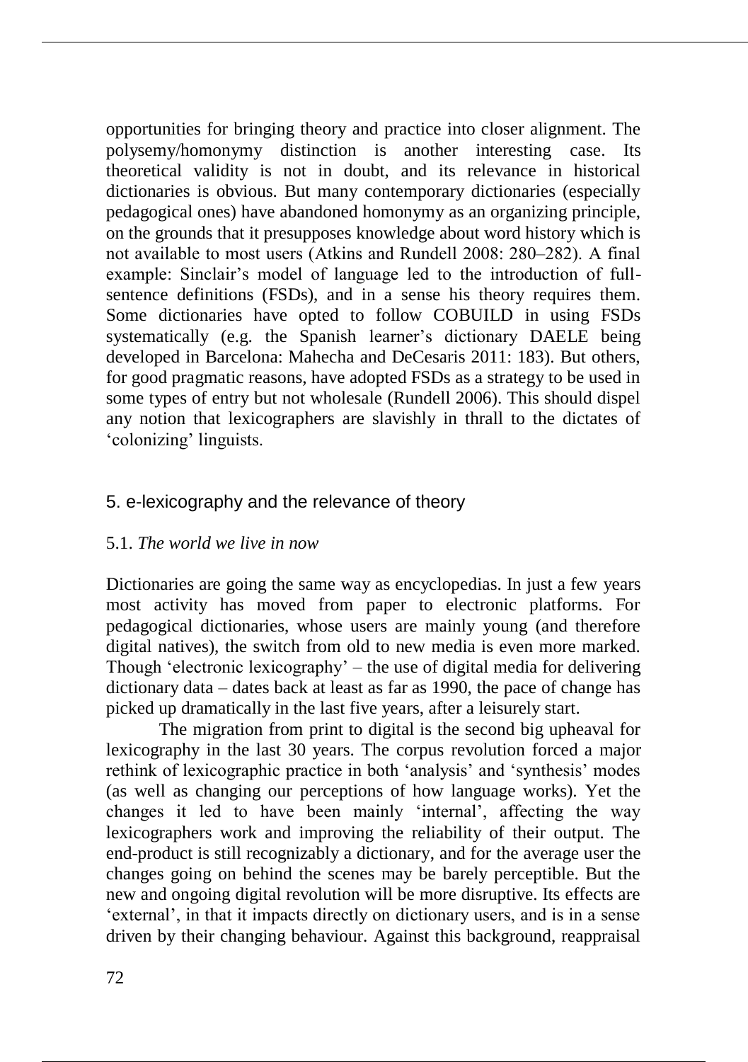opportunities for bringing theory and practice into closer alignment. The polysemy/homonymy distinction is another interesting case. Its theoretical validity is not in doubt, and its relevance in historical dictionaries is obvious. But many contemporary dictionaries (especially pedagogical ones) have abandoned homonymy as an organizing principle, on the grounds that it presupposes knowledge about word history which is not available to most users (Atkins and Rundell 2008: 280–282). A final example: Sinclair's model of language led to the introduction of full-sentence definitions (FSDs), and in a sense his theory requires them. Some dictionaries have opted to follow COBUILD in using FSDs systematically (e.g. the Spanish learner's dictionary DAELE being developed in Barcelona: Mahecha and DeCesaris 2011: 183). But others, for good pragmatic reasons, have adopted FSDs as a strategy to be used in some types of entry but not wholesale (Rundell 2006). This should dispel any notion that lexicographers are slavishly in thrall to the dictates of 'colonizing' linguists.

## 5. e-lexicography and the relevance of theory

### 5.1. *The world we live in now*

Dictionaries are going the same way as encyclopedias. In just a few years most activity has moved from paper to electronic platforms. For pedagogical dictionaries, whose users are mainly young (and therefore digital natives), the switch from old to new media is even more marked. Though 'electronic lexicography' – the use of digital media for delivering dictionary data – dates back at least as far as 1990, the pace of change has picked up dramatically in the last five years, after a leisurely start.

The migration from print to digital is the second big upheaval for lexicography in the last 30 years. The corpus revolution forced a major rethink of lexicographic practice in both 'analysis' and 'synthesis' modes (as well as changing our perceptions of how language works). Yet the changes it led to have been mainly 'internal', affecting the way lexicographers work and improving the reliability of their output. The end-product is still recognizably a dictionary, and for the average user the changes going on behind the scenes may be barely perceptible. But the new and ongoing digital revolution will be more disruptive. Its effects are 'external', in that it impacts directly on dictionary users, and is in a sense driven by their changing behaviour. Against this background, reappraisal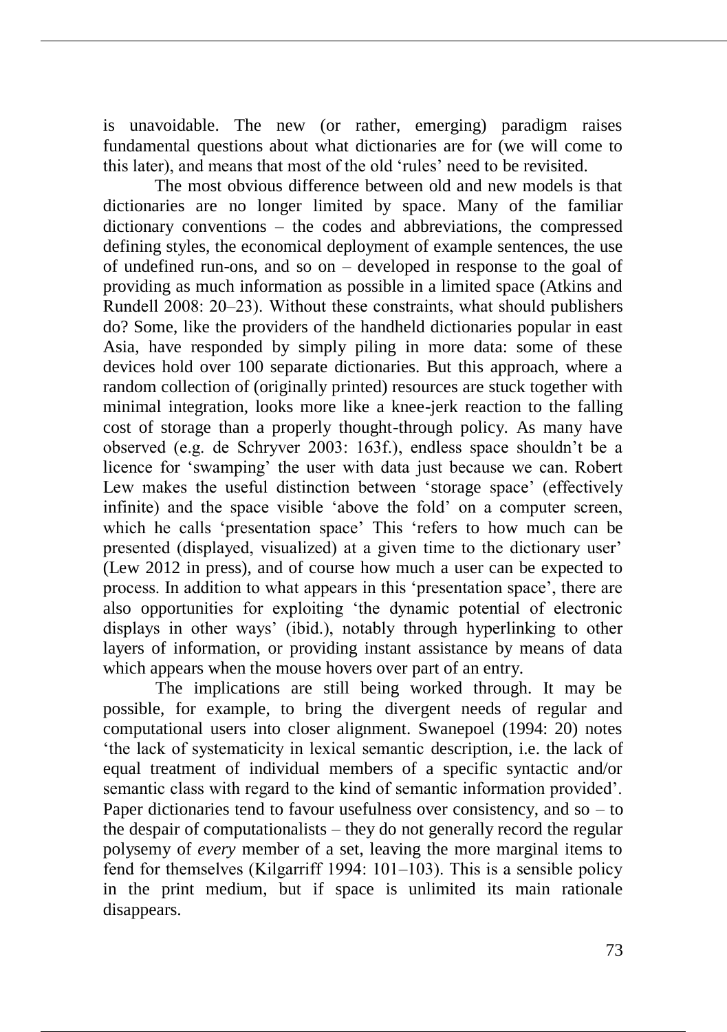is unavoidable. The new (or rather, emerging) paradigm raises fundamental questions about what dictionaries are for (we will come to this later), and means that most of the old 'rules' need to be revisited.

The most obvious difference between old and new models is that dictionaries are no longer limited by space. Many of the familiar dictionary conventions – the codes and abbreviations, the compressed defining styles, the economical deployment of example sentences, the use of undefined run-ons, and so on – developed in response to the goal of providing as much information as possible in a limited space (Atkins and Rundell 2008: 20–23). Without these constraints, what should publishers do? Some, like the providers of the handheld dictionaries popular in east Asia, have responded by simply piling in more data: some of these devices hold over 100 separate dictionaries. But this approach, where a random collection of (originally printed) resources are stuck together with minimal integration, looks more like a knee-jerk reaction to the falling cost of storage than a properly thought-through policy. As many have observed (e.g. de Schryver 2003: 163f.), endless space shouldn't be a licence for 'swamping' the user with data just because we can. Robert Lew makes the useful distinction between 'storage space' (effectively infinite) and the space visible 'above the fold' on a computer screen, which he calls 'presentation space' This 'refers to how much can be presented (displayed, visualized) at a given time to the dictionary user' (Lew 2012 in press), and of course how much a user can be expected to process. In addition to what appears in this 'presentation space', there are also opportunities for exploiting 'the dynamic potential of electronic displays in other ways' (ibid.), notably through hyperlinking to other layers of information, or providing instant assistance by means of data which appears when the mouse hovers over part of an entry.

The implications are still being worked through. It may be possible, for example, to bring the divergent needs of regular and computational users into closer alignment. Swanepoel (1994: 20) notes 'the lack of systematicity in lexical semantic description, i.e. the lack of equal treatment of individual members of a specific syntactic and/or semantic class with regard to the kind of semantic information provided'. Paper dictionaries tend to favour usefulness over consistency, and so – to the despair of computationalists – they do not generally record the regular polysemy of *every* member of a set, leaving the more marginal items to fend for themselves (Kilgarriff 1994: 101–103). This is a sensible policy in the print medium, but if space is unlimited its main rationale disappears.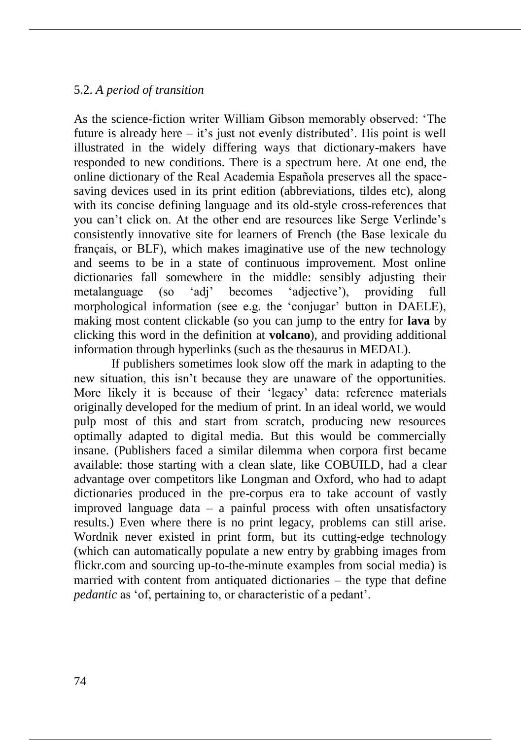### 5.2. *A period of transition*

As the science-fiction writer William Gibson memorably observed: 'The future is already here – it's just not evenly distributed'. His point is well illustrated in the widely differing ways that dictionary-makers have responded to new conditions. There is a spectrum here. At one end, the online dictionary of the Real Academia Española preserves all the space-saving devices used in its print edition (abbreviations, tildes etc), along with its concise defining language and its old-style cross-references that you can't click on. At the other end are resources like Serge Verlinde's consistently innovative site for learners of French (the Base lexicale du français, or BLF), which makes imaginative use of the new technology and seems to be in a state of continuous improvement. Most online dictionaries fall somewhere in the middle: sensibly adjusting their metalanguage (so 'adj' becomes 'adjective'), providing full morphological information (see e.g. the 'conjugar' button in DAELE), making most content clickable (so you can jump to the entry for **lava** by clicking this word in the definition at **volcano**), and providing additional information through hyperlinks (such as the thesaurus in MEDAL).

If publishers sometimes look slow off the mark in adapting to the new situation, this isn't because they are unaware of the opportunities. More likely it is because of their 'legacy' data: reference materials originally developed for the medium of print. In an ideal world, we would pulp most of this and start from scratch, producing new resources optimally adapted to digital media. But this would be commercially insane. (Publishers faced a similar dilemma when corpora first became available: those starting with a clean slate, like COBUILD, had a clear advantage over competitors like Longman and Oxford, who had to adapt dictionaries produced in the pre-corpus era to take account of vastly improved language data – a painful process with often unsatisfactory results.) Even where there is no print legacy, problems can still arise. Wordnik never existed in print form, but its cutting-edge technology (which can automatically populate a new entry by grabbing images from flickr.com and sourcing up-to-the-minute examples from social media) is married with content from antiquated dictionaries – the type that define *pedantic* as 'of, pertaining to, or characteristic of a pedant'.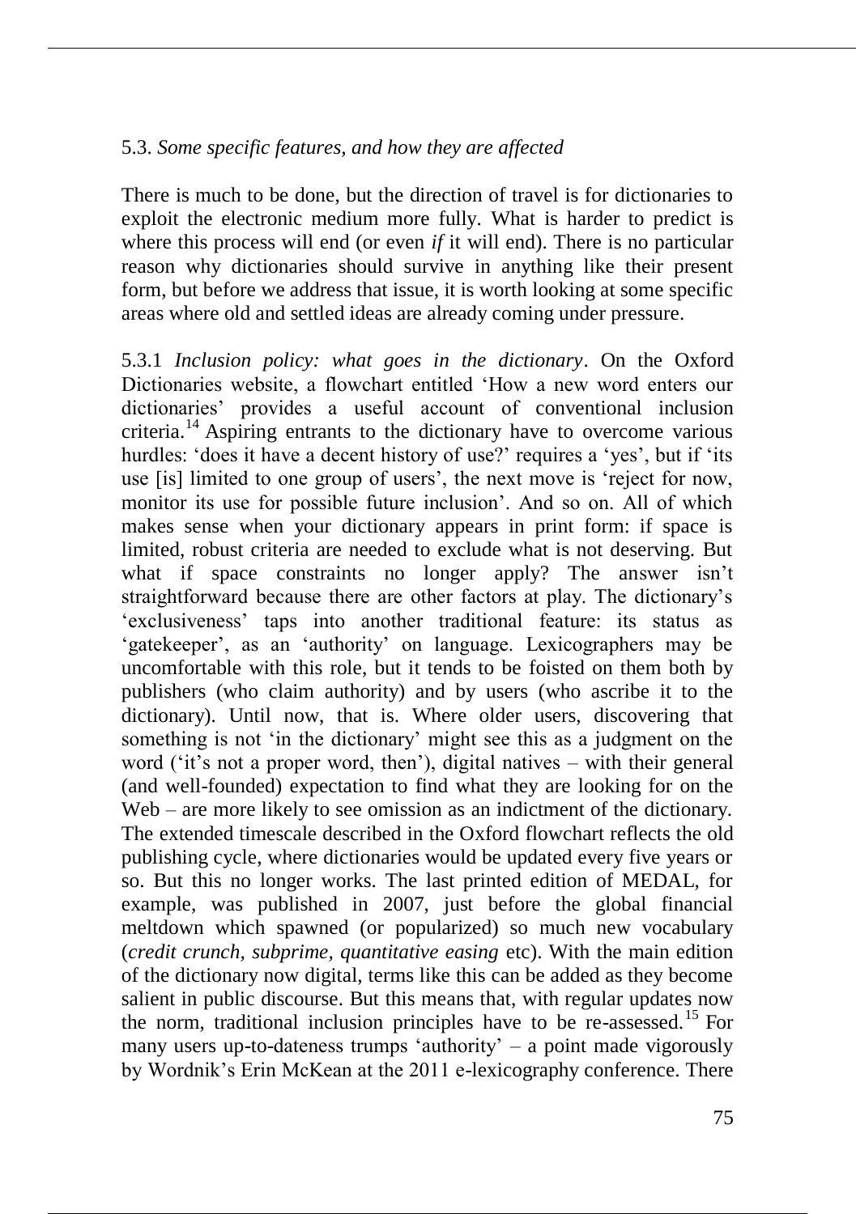### 5.3. *Some specific features, and how they are affected*

There is much to be done, but the direction of travel is for dictionaries to exploit the electronic medium more fully. What is harder to predict is where this process will end (or even *if* it will end). There is no particular reason why dictionaries should survive in anything like their present form, but before we address that issue, it is worth looking at some specific areas where old and settled ideas are already coming under pressure.

5.3.1 *Inclusion policy: what goes in the dictionary*. On the Oxford Dictionaries website, a flowchart entitled 'How a new word enters our dictionaries' provides a useful account of conventional inclusion criteria.[14] Aspiring entrants to the dictionary have to overcome various hurdles: 'does it have a decent history of use?' requires a 'yes', but if 'its use [is] limited to one group of users', the next move is 'reject for now, monitor its use for possible future inclusion'. And so on. All of which makes sense when your dictionary appears in print form: if space is limited, robust criteria are needed to exclude what is not deserving. But what if space constraints no longer apply? The answer isn't straightforward because there are other factors at play. The dictionary's 'exclusiveness' taps into another traditional feature: its status as 'gatekeeper', as an 'authority' on language. Lexicographers may be uncomfortable with this role, but it tends to be foisted on them both by publishers (who claim authority) and by users (who ascribe it to the dictionary). Until now, that is. Where older users, discovering that something is not 'in the dictionary' might see this as a judgment on the word ('it's not a proper word, then'), digital natives – with their general (and well-founded) expectation to find what they are looking for on the Web – are more likely to see omission as an indictment of the dictionary. The extended timescale described in the Oxford flowchart reflects the old publishing cycle, where dictionaries would be updated every five years or so. But this no longer works. The last printed edition of MEDAL, for example, was published in 2007, just before the global financial meltdown which spawned (or popularized) so much new vocabulary (*credit crunch, subprime, quantitative easing* etc). With the main edition of the dictionary now digital, terms like this can be added as they become salient in public discourse. But this means that, with regular updates now the norm, traditional inclusion principles have to be re-assessed.[15] For many users up-to-dateness trumps 'authority' – a point made vigorously by Wordnik's Erin McKean at the 2011 e-lexicography conference. There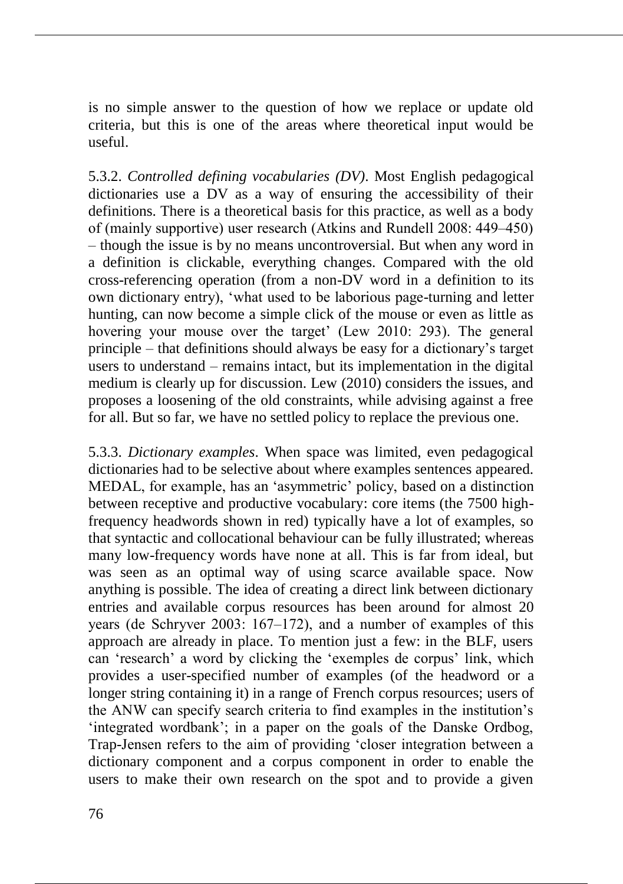is no simple answer to the question of how we replace or update old criteria, but this is one of the areas where theoretical input would be useful.

5.3.2. *Controlled defining vocabularies (DV)*. Most English pedagogical dictionaries use a DV as a way of ensuring the accessibility of their definitions. There is a theoretical basis for this practice, as well as a body of (mainly supportive) user research (Atkins and Rundell 2008: 449–450) – though the issue is by no means uncontroversial. But when any word in a definition is clickable, everything changes. Compared with the old cross-referencing operation (from a non-DV word in a definition to its own dictionary entry), 'what used to be laborious page-turning and letter hunting, can now become a simple click of the mouse or even as little as hovering your mouse over the target' (Lew 2010: 293). The general principle – that definitions should always be easy for a dictionary's target users to understand – remains intact, but its implementation in the digital medium is clearly up for discussion. Lew (2010) considers the issues, and proposes a loosening of the old constraints, while advising against a free for all. But so far, we have no settled policy to replace the previous one.

5.3.3. *Dictionary examples*. When space was limited, even pedagogical dictionaries had to be selective about where examples sentences appeared. MEDAL, for example, has an 'asymmetric' policy, based on a distinction between receptive and productive vocabulary: core items (the 7500 high-frequency headwords shown in red) typically have a lot of examples, so that syntactic and collocational behaviour can be fully illustrated; whereas many low-frequency words have none at all. This is far from ideal, but was seen as an optimal way of using scarce available space. Now anything is possible. The idea of creating a direct link between dictionary entries and available corpus resources has been around for almost 20 years (de Schryver 2003: 167–172), and a number of examples of this approach are already in place. To mention just a few: in the BLF, users can 'research' a word by clicking the 'exemples de corpus' link, which provides a user-specified number of examples (of the headword or a longer string containing it) in a range of French corpus resources; users of the ANW can specify search criteria to find examples in the institution's 'integrated wordbank'; in a paper on the goals of the Danske Ordbog, Trap-Jensen refers to the aim of providing 'closer integration between a dictionary component and a corpus component in order to enable the users to make their own research on the spot and to provide a given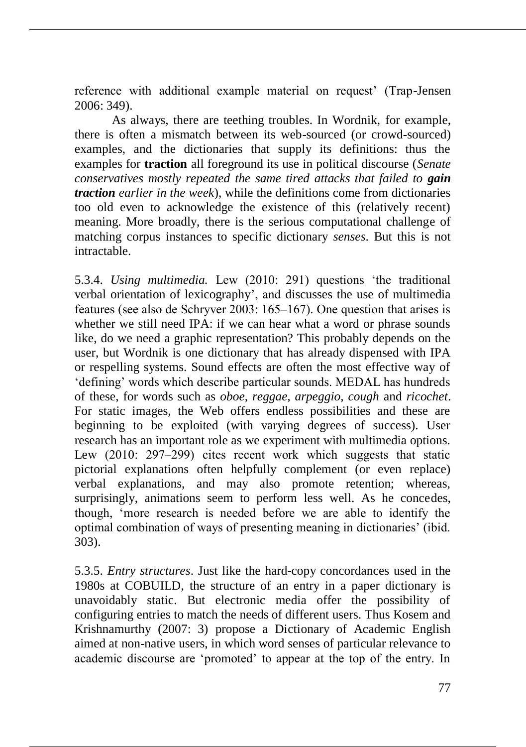reference with additional example material on request' (Trap-Jensen 2006: 349).

As always, there are teething troubles. In Wordnik, for example, there is often a mismatch between its web-sourced (or crowd-sourced) examples, and the dictionaries that supply its definitions: thus the examples for **traction** all foreground its use in political discourse (*Senate conservatives mostly repeated the same tired attacks that failed to **gain traction** earlier in the week*), while the definitions come from dictionaries too old even to acknowledge the existence of this (relatively recent) meaning. More broadly, there is the serious computational challenge of matching corpus instances to specific dictionary *senses*. But this is not intractable.

5.3.4. *Using multimedia.* Lew (2010: 291) questions 'the traditional verbal orientation of lexicography', and discusses the use of multimedia features (see also de Schryver 2003: 165–167). One question that arises is whether we still need IPA: if we can hear what a word or phrase sounds like, do we need a graphic representation? This probably depends on the user, but Wordnik is one dictionary that has already dispensed with IPA or respelling systems. Sound effects are often the most effective way of 'defining' words which describe particular sounds. MEDAL has hundreds of these, for words such as *oboe, reggae, arpeggio, cough* and *ricochet*. For static images, the Web offers endless possibilities and these are beginning to be exploited (with varying degrees of success). User research has an important role as we experiment with multimedia options. Lew (2010: 297–299) cites recent work which suggests that static pictorial explanations often helpfully complement (or even replace) verbal explanations, and may also promote retention; whereas, surprisingly, animations seem to perform less well. As he concedes, though, 'more research is needed before we are able to identify the optimal combination of ways of presenting meaning in dictionaries' (ibid. 303).

5.3.5. *Entry structures*. Just like the hard-copy concordances used in the 1980s at COBUILD, the structure of an entry in a paper dictionary is unavoidably static. But electronic media offer the possibility of configuring entries to match the needs of different users. Thus Kosem and Krishnamurthy (2007: 3) propose a Dictionary of Academic English aimed at non-native users, in which word senses of particular relevance to academic discourse are 'promoted' to appear at the top of the entry. In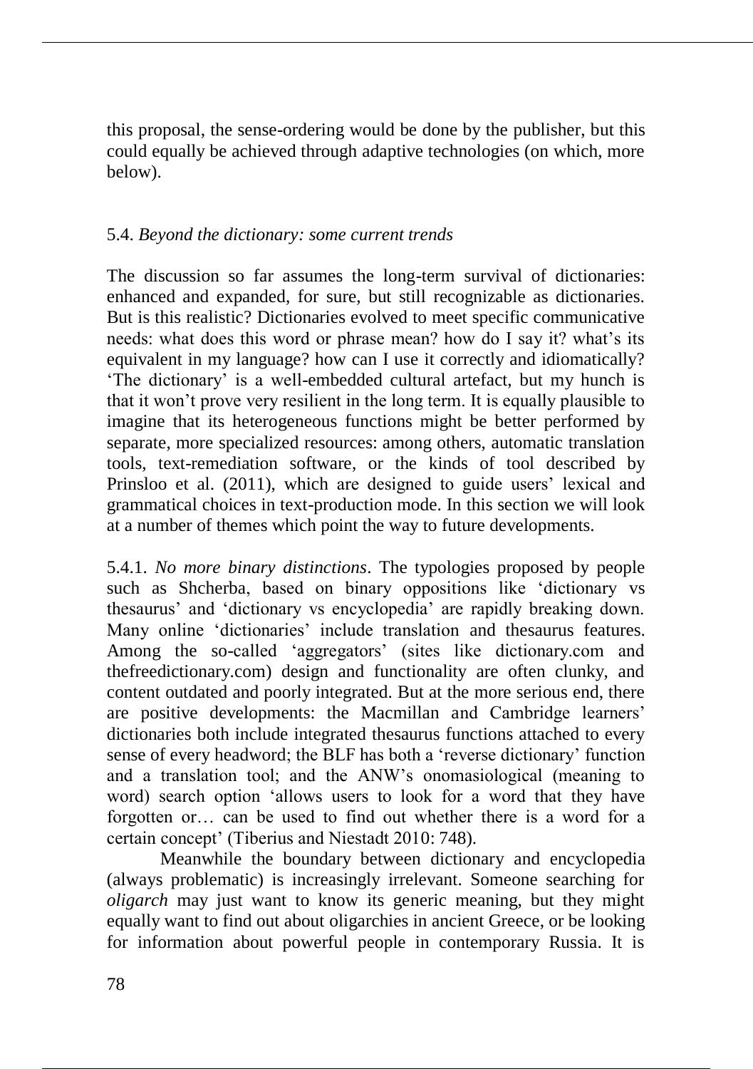this proposal, the sense-ordering would be done by the publisher, but this could equally be achieved through adaptive technologies (on which, more below).

### 5.4. *Beyond the dictionary: some current trends*

The discussion so far assumes the long-term survival of dictionaries: enhanced and expanded, for sure, but still recognizable as dictionaries. But is this realistic? Dictionaries evolved to meet specific communicative needs: what does this word or phrase mean? how do I say it? what's its equivalent in my language? how can I use it correctly and idiomatically? 'The dictionary' is a well-embedded cultural artefact, but my hunch is that it won't prove very resilient in the long term. It is equally plausible to imagine that its heterogeneous functions might be better performed by separate, more specialized resources: among others, automatic translation tools, text-remediation software, or the kinds of tool described by Prinsloo et al. (2011), which are designed to guide users' lexical and grammatical choices in text-production mode. In this section we will look at a number of themes which point the way to future developments.

5.4.1. *No more binary distinctions*. The typologies proposed by people such as Shcherba, based on binary oppositions like 'dictionary vs thesaurus' and 'dictionary vs encyclopedia' are rapidly breaking down. Many online 'dictionaries' include translation and thesaurus features. Among the so-called 'aggregators' (sites like dictionary.com and thefreedictionary.com) design and functionality are often clunky, and content outdated and poorly integrated. But at the more serious end, there are positive developments: the Macmillan and Cambridge learners' dictionaries both include integrated thesaurus functions attached to every sense of every headword; the BLF has both a 'reverse dictionary' function and a translation tool; and the ANW's onomasiological (meaning to word) search option 'allows users to look for a word that they have forgotten or… can be used to find out whether there is a word for a certain concept' (Tiberius and Niestadt 2010: 748).

Meanwhile the boundary between dictionary and encyclopedia (always problematic) is increasingly irrelevant. Someone searching for *oligarch* may just want to know its generic meaning, but they might equally want to find out about oligarchies in ancient Greece, or be looking for information about powerful people in contemporary Russia. It is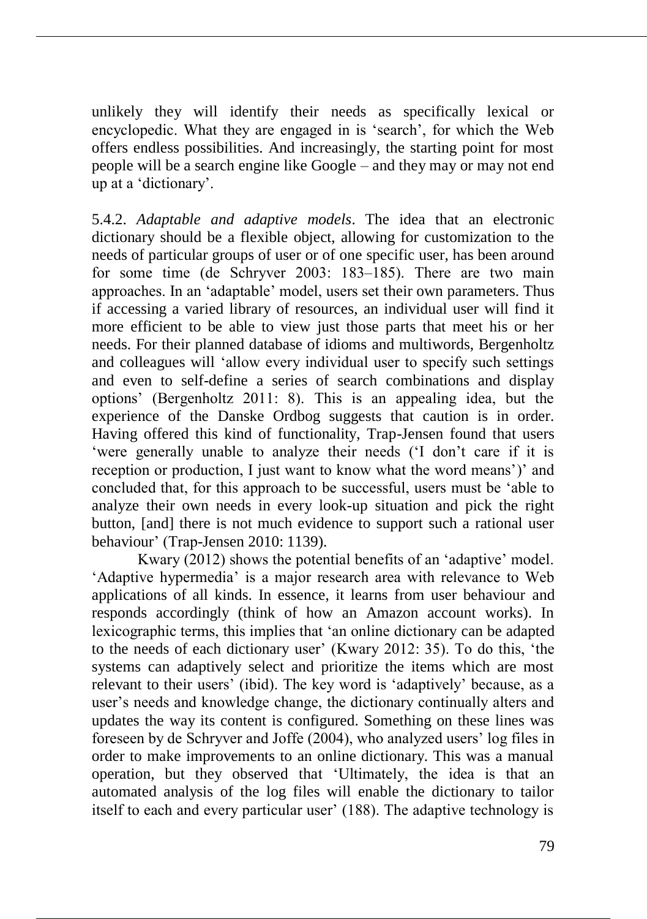unlikely they will identify their needs as specifically lexical or encyclopedic. What they are engaged in is 'search', for which the Web offers endless possibilities. And increasingly, the starting point for most people will be a search engine like Google – and they may or may not end up at a 'dictionary'.

5.4.2. *Adaptable and adaptive models*. The idea that an electronic dictionary should be a flexible object, allowing for customization to the needs of particular groups of user or of one specific user, has been around for some time (de Schryver 2003: 183–185). There are two main approaches. In an 'adaptable' model, users set their own parameters. Thus if accessing a varied library of resources, an individual user will find it more efficient to be able to view just those parts that meet his or her needs. For their planned database of idioms and multiwords, Bergenholtz and colleagues will 'allow every individual user to specify such settings and even to self-define a series of search combinations and display options' (Bergenholtz 2011: 8). This is an appealing idea, but the experience of the Danske Ordbog suggests that caution is in order. Having offered this kind of functionality, Trap-Jensen found that users 'were generally unable to analyze their needs ('I don't care if it is reception or production, I just want to know what the word means')' and concluded that, for this approach to be successful, users must be 'able to analyze their own needs in every look-up situation and pick the right button, [and] there is not much evidence to support such a rational user behaviour' (Trap-Jensen 2010: 1139).

Kwary (2012) shows the potential benefits of an 'adaptive' model. 'Adaptive hypermedia' is a major research area with relevance to Web applications of all kinds. In essence, it learns from user behaviour and responds accordingly (think of how an Amazon account works). In lexicographic terms, this implies that 'an online dictionary can be adapted to the needs of each dictionary user' (Kwary 2012: 35). To do this, 'the systems can adaptively select and prioritize the items which are most relevant to their users' (ibid). The key word is 'adaptively' because, as a user's needs and knowledge change, the dictionary continually alters and updates the way its content is configured. Something on these lines was foreseen by de Schryver and Joffe (2004), who analyzed users' log files in order to make improvements to an online dictionary. This was a manual operation, but they observed that 'Ultimately, the idea is that an automated analysis of the log files will enable the dictionary to tailor itself to each and every particular user' (188). The adaptive technology is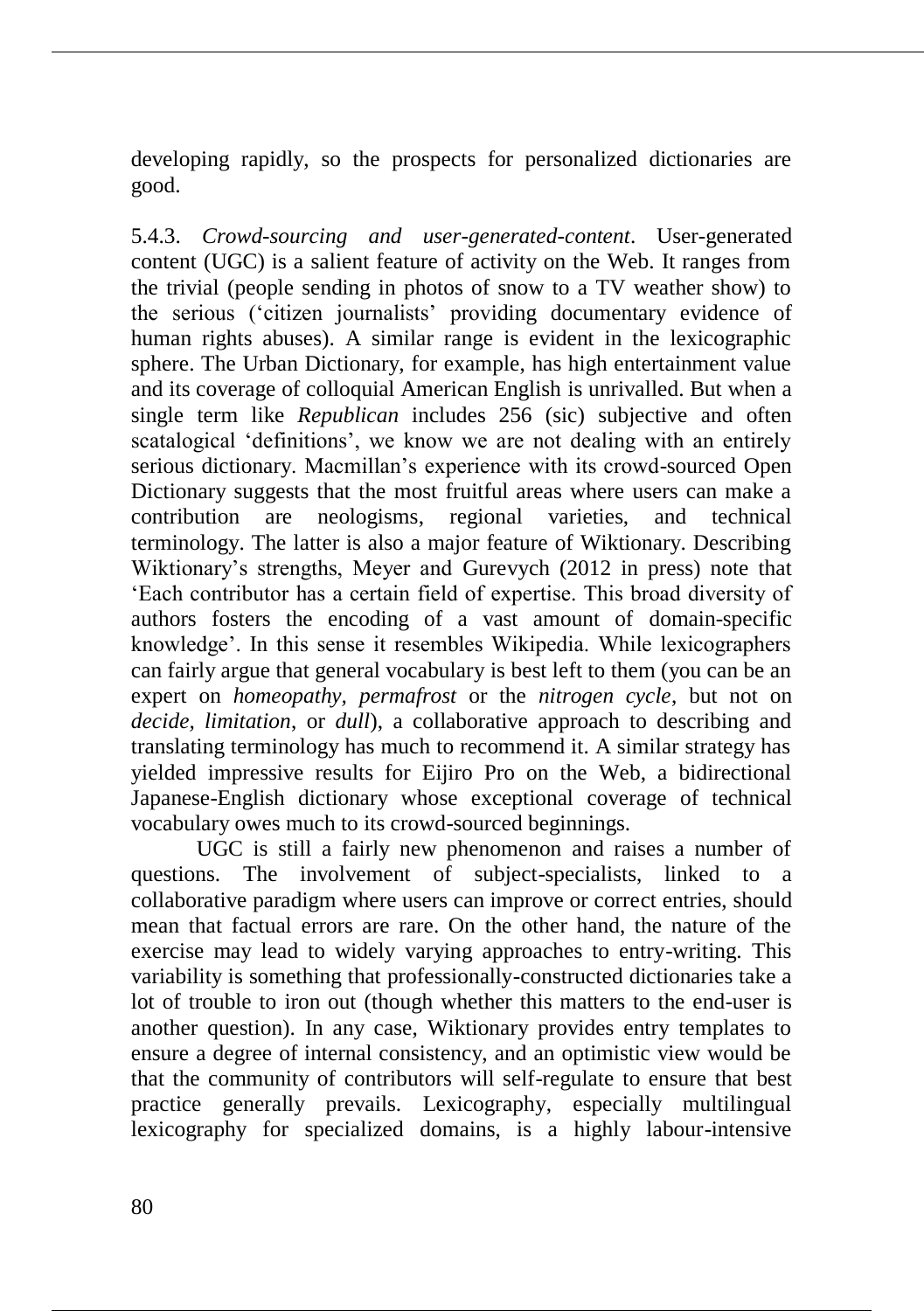developing rapidly, so the prospects for personalized dictionaries are good.

5.4.3. *Crowd-sourcing and user-generated-content*. User-generated content (UGC) is a salient feature of activity on the Web. It ranges from the trivial (people sending in photos of snow to a TV weather show) to the serious ('citizen journalists' providing documentary evidence of human rights abuses). A similar range is evident in the lexicographic sphere. The Urban Dictionary, for example, has high entertainment value and its coverage of colloquial American English is unrivalled. But when a single term like *Republican* includes 256 (sic) subjective and often scatalogical 'definitions', we know we are not dealing with an entirely serious dictionary. Macmillan's experience with its crowd-sourced Open Dictionary suggests that the most fruitful areas where users can make a contribution are neologisms, regional varieties, and technical terminology. The latter is also a major feature of Wiktionary. Describing Wiktionary's strengths, Meyer and Gurevych (2012 in press) note that 'Each contributor has a certain field of expertise. This broad diversity of authors fosters the encoding of a vast amount of domain-specific knowledge'. In this sense it resembles Wikipedia. While lexicographers can fairly argue that general vocabulary is best left to them (you can be an expert on *homeopathy, permafrost* or the *nitrogen cycle*, but not on *decide, limitation*, or *dull*), a collaborative approach to describing and translating terminology has much to recommend it. A similar strategy has yielded impressive results for Eijiro Pro on the Web, a bidirectional Japanese-English dictionary whose exceptional coverage of technical vocabulary owes much to its crowd-sourced beginnings.

UGC is still a fairly new phenomenon and raises a number of questions. The involvement of subject-specialists, linked to a collaborative paradigm where users can improve or correct entries, should mean that factual errors are rare. On the other hand, the nature of the exercise may lead to widely varying approaches to entry-writing. This variability is something that professionally-constructed dictionaries take a lot of trouble to iron out (though whether this matters to the end-user is another question). In any case, Wiktionary provides entry templates to ensure a degree of internal consistency, and an optimistic view would be that the community of contributors will self-regulate to ensure that best practice generally prevails. Lexicography, especially multilingual lexicography for specialized domains, is a highly labour-intensive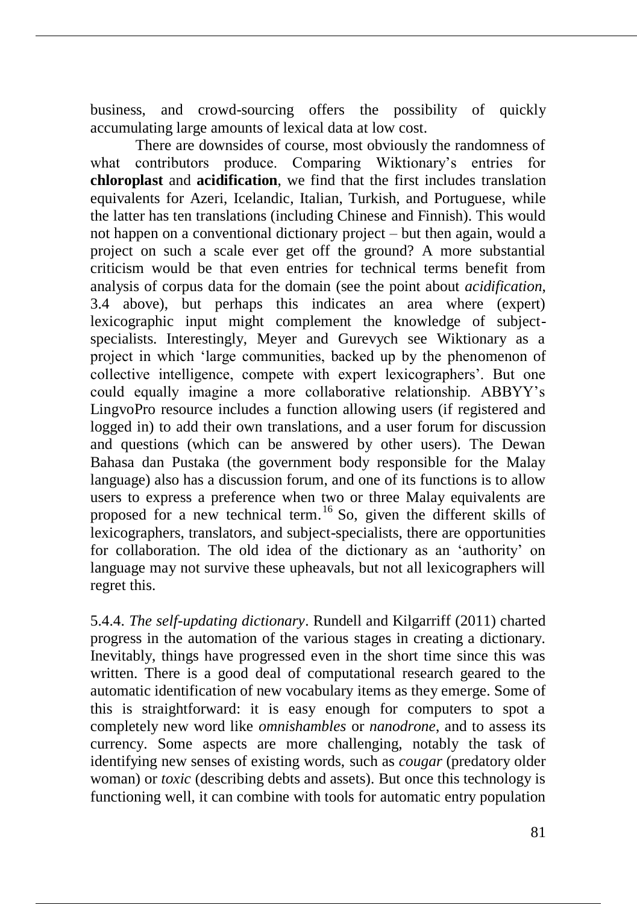business, and crowd-sourcing offers the possibility of quickly accumulating large amounts of lexical data at low cost.

There are downsides of course, most obviously the randomness of what contributors produce. Comparing Wiktionary's entries for **chloroplast** and **acidification**, we find that the first includes translation equivalents for Azeri, Icelandic, Italian, Turkish, and Portuguese, while the latter has ten translations (including Chinese and Finnish). This would not happen on a conventional dictionary project – but then again, would a project on such a scale ever get off the ground? A more substantial criticism would be that even entries for technical terms benefit from analysis of corpus data for the domain (see the point about *acidification*, 3.4 above), but perhaps this indicates an area where (expert) lexicographic input might complement the knowledge of subject-specialists. Interestingly, Meyer and Gurevych see Wiktionary as a project in which 'large communities, backed up by the phenomenon of collective intelligence, compete with expert lexicographers'. But one could equally imagine a more collaborative relationship. ABBYY's LingvoPro resource includes a function allowing users (if registered and logged in) to add their own translations, and a user forum for discussion and questions (which can be answered by other users). The Dewan Bahasa dan Pustaka (the government body responsible for the Malay language) also has a discussion forum, and one of its functions is to allow users to express a preference when two or three Malay equivalents are proposed for a new technical term.[16] So, given the different skills of lexicographers, translators, and subject-specialists, there are opportunities for collaboration. The old idea of the dictionary as an 'authority' on language may not survive these upheavals, but not all lexicographers will regret this.

5.4.4. *The self-updating dictionary*. Rundell and Kilgarriff (2011) charted progress in the automation of the various stages in creating a dictionary. Inevitably, things have progressed even in the short time since this was written. There is a good deal of computational research geared to the automatic identification of new vocabulary items as they emerge. Some of this is straightforward: it is easy enough for computers to spot a completely new word like *omnishambles* or *nanodrone*, and to assess its currency. Some aspects are more challenging, notably the task of identifying new senses of existing words, such as *cougar* (predatory older woman) or *toxic* (describing debts and assets). But once this technology is functioning well, it can combine with tools for automatic entry population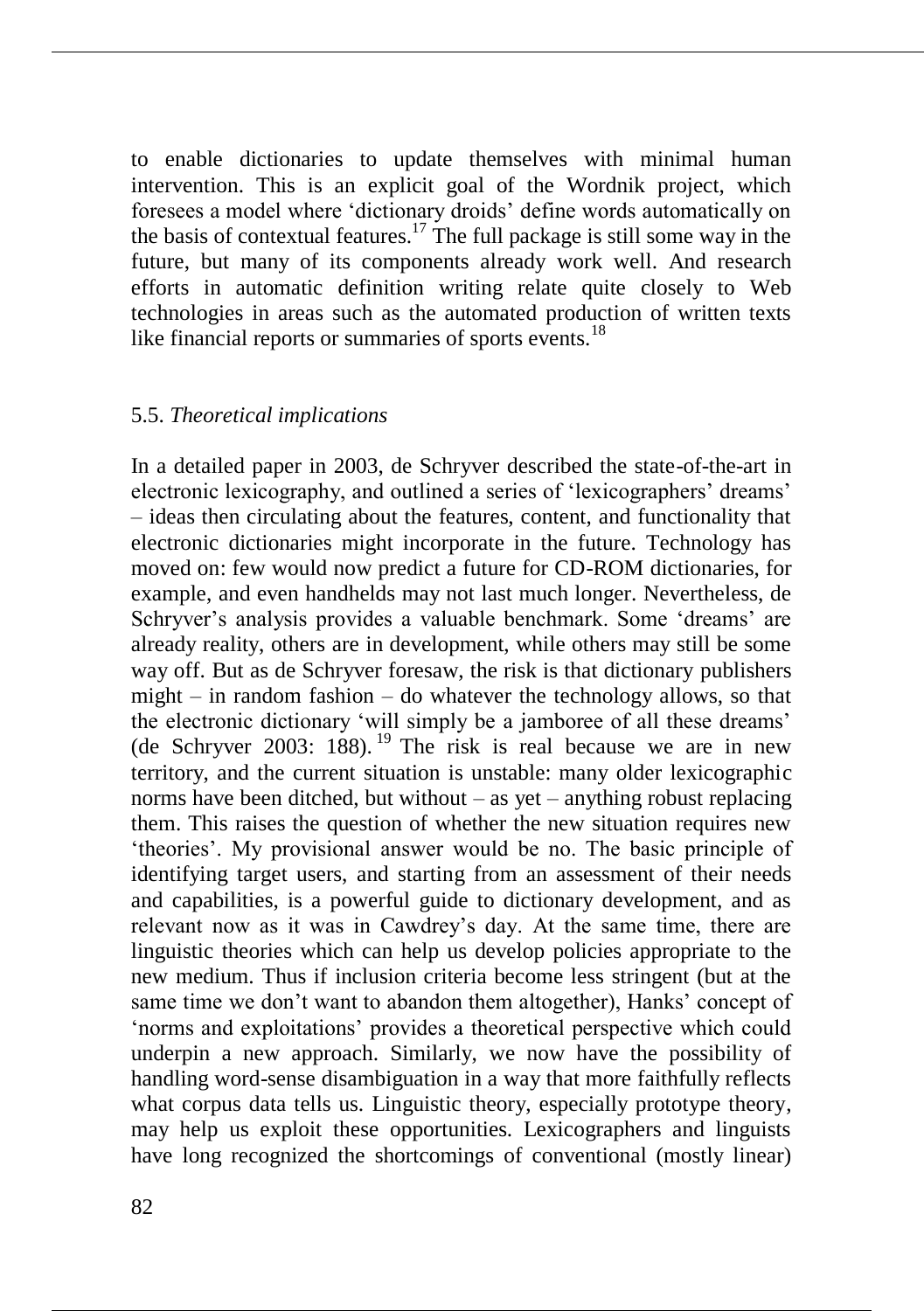to enable dictionaries to update themselves with minimal human intervention. This is an explicit goal of the Wordnik project, which foresees a model where 'dictionary droids' define words automatically on the basis of contextual features.[17] The full package is still some way in the future, but many of its components already work well. And research efforts in automatic definition writing relate quite closely to Web technologies in areas such as the automated production of written texts like financial reports or summaries of sports events.[18]

### 5.5. *Theoretical implications*

In a detailed paper in 2003, de Schryver described the state-of-the-art in electronic lexicography, and outlined a series of 'lexicographers' dreams' – ideas then circulating about the features, content, and functionality that electronic dictionaries might incorporate in the future. Technology has moved on: few would now predict a future for CD-ROM dictionaries, for example, and even handhelds may not last much longer. Nevertheless, de Schryver's analysis provides a valuable benchmark. Some 'dreams' are already reality, others are in development, while others may still be some way off. But as de Schryver foresaw, the risk is that dictionary publishers might – in random fashion – do whatever the technology allows, so that the electronic dictionary 'will simply be a jamboree of all these dreams' (de Schryver 2003: 188).[19] The risk is real because we are in new territory, and the current situation is unstable: many older lexicographic norms have been ditched, but without – as yet – anything robust replacing them. This raises the question of whether the new situation requires new 'theories'. My provisional answer would be no. The basic principle of identifying target users, and starting from an assessment of their needs and capabilities, is a powerful guide to dictionary development, and as relevant now as it was in Cawdrey's day. At the same time, there are linguistic theories which can help us develop policies appropriate to the new medium. Thus if inclusion criteria become less stringent (but at the same time we don't want to abandon them altogether), Hanks' concept of 'norms and exploitations' provides a theoretical perspective which could underpin a new approach. Similarly, we now have the possibility of handling word-sense disambiguation in a way that more faithfully reflects what corpus data tells us. Linguistic theory, especially prototype theory, may help us exploit these opportunities. Lexicographers and linguists have long recognized the shortcomings of conventional (mostly linear)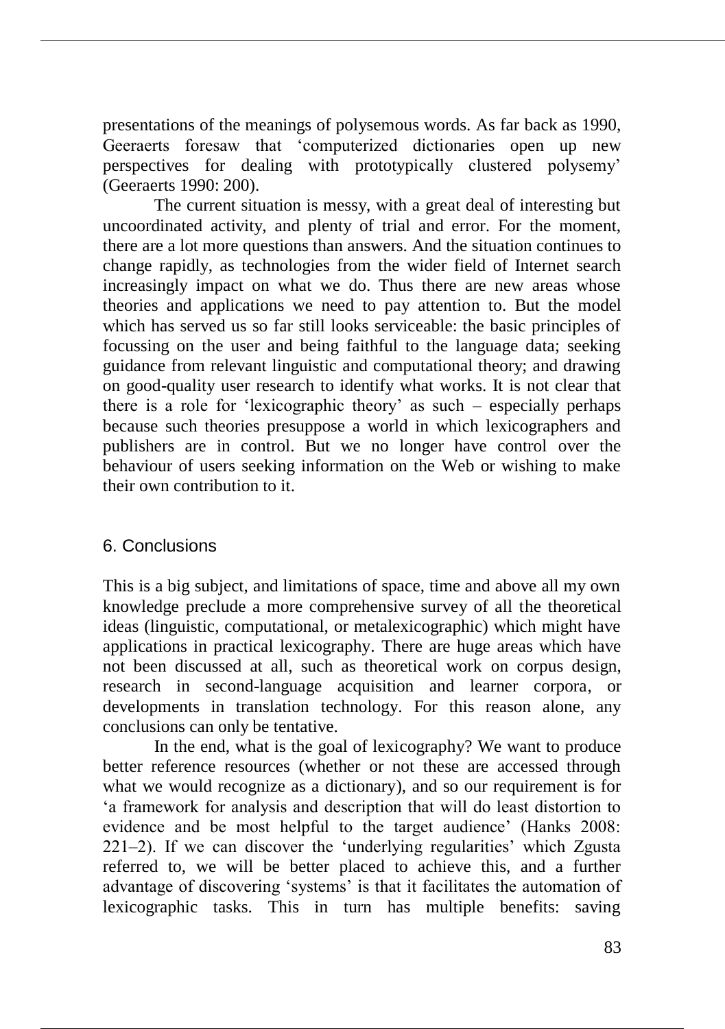presentations of the meanings of polysemous words. As far back as 1990, Geeraerts foresaw that 'computerized dictionaries open up new perspectives for dealing with prototypically clustered polysemy' (Geeraerts 1990: 200).

The current situation is messy, with a great deal of interesting but uncoordinated activity, and plenty of trial and error. For the moment, there are a lot more questions than answers. And the situation continues to change rapidly, as technologies from the wider field of Internet search increasingly impact on what we do. Thus there are new areas whose theories and applications we need to pay attention to. But the model which has served us so far still looks serviceable: the basic principles of focussing on the user and being faithful to the language data; seeking guidance from relevant linguistic and computational theory; and drawing on good-quality user research to identify what works. It is not clear that there is a role for 'lexicographic theory' as such – especially perhaps because such theories presuppose a world in which lexicographers and publishers are in control. But we no longer have control over the behaviour of users seeking information on the Web or wishing to make their own contribution to it.

## 6. Conclusions

This is a big subject, and limitations of space, time and above all my own knowledge preclude a more comprehensive survey of all the theoretical ideas (linguistic, computational, or metalexicographic) which might have applications in practical lexicography. There are huge areas which have not been discussed at all, such as theoretical work on corpus design, research in second-language acquisition and learner corpora, or developments in translation technology. For this reason alone, any conclusions can only be tentative.

In the end, what is the goal of lexicography? We want to produce better reference resources (whether or not these are accessed through what we would recognize as a dictionary), and so our requirement is for 'a framework for analysis and description that will do least distortion to evidence and be most helpful to the target audience' (Hanks 2008: 221–2). If we can discover the 'underlying regularities' which Zgusta referred to, we will be better placed to achieve this, and a further advantage of discovering 'systems' is that it facilitates the automation of lexicographic tasks. This in turn has multiple benefits: saving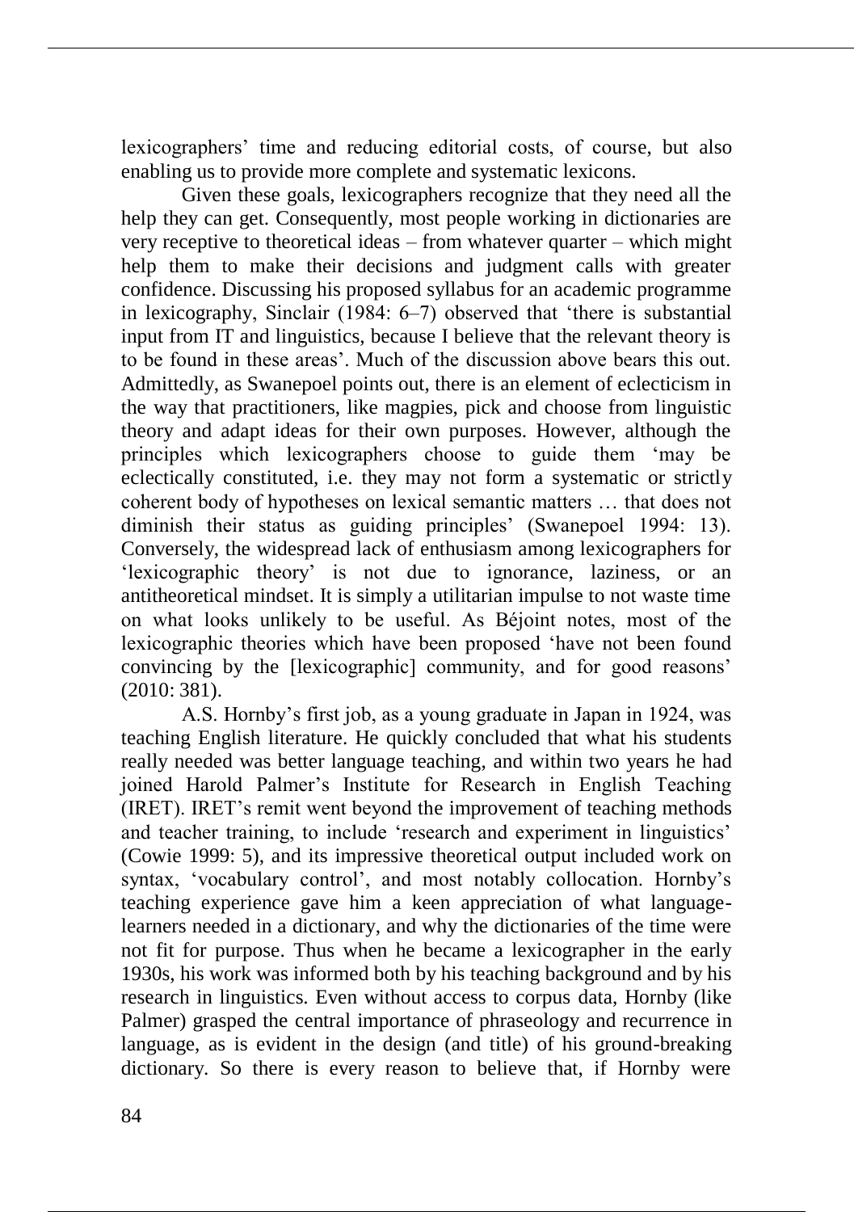lexicographers' time and reducing editorial costs, of course, but also enabling us to provide more complete and systematic lexicons.

Given these goals, lexicographers recognize that they need all the help they can get. Consequently, most people working in dictionaries are very receptive to theoretical ideas – from whatever quarter – which might help them to make their decisions and judgment calls with greater confidence. Discussing his proposed syllabus for an academic programme in lexicography, Sinclair (1984: 6–7) observed that 'there is substantial input from IT and linguistics, because I believe that the relevant theory is to be found in these areas'. Much of the discussion above bears this out. Admittedly, as Swanepoel points out, there is an element of eclecticism in the way that practitioners, like magpies, pick and choose from linguistic theory and adapt ideas for their own purposes. However, although the principles which lexicographers choose to guide them 'may be eclectically constituted, i.e. they may not form a systematic or strictly coherent body of hypotheses on lexical semantic matters … that does not diminish their status as guiding principles' (Swanepoel 1994: 13). Conversely, the widespread lack of enthusiasm among lexicographers for 'lexicographic theory' is not due to ignorance, laziness, or an antitheoretical mindset. It is simply a utilitarian impulse to not waste time on what looks unlikely to be useful. As Béjoint notes, most of the lexicographic theories which have been proposed 'have not been found convincing by the [lexicographic] community, and for good reasons' (2010: 381).

A.S. Hornby's first job, as a young graduate in Japan in 1924, was teaching English literature. He quickly concluded that what his students really needed was better language teaching, and within two years he had joined Harold Palmer's Institute for Research in English Teaching (IRET). IRET's remit went beyond the improvement of teaching methods and teacher training, to include 'research and experiment in linguistics' (Cowie 1999: 5), and its impressive theoretical output included work on syntax, 'vocabulary control', and most notably collocation. Hornby's teaching experience gave him a keen appreciation of what language-learners needed in a dictionary, and why the dictionaries of the time were not fit for purpose. Thus when he became a lexicographer in the early 1930s, his work was informed both by his teaching background and by his research in linguistics. Even without access to corpus data, Hornby (like Palmer) grasped the central importance of phraseology and recurrence in language, as is evident in the design (and title) of his ground-breaking dictionary. So there is every reason to believe that, if Hornby were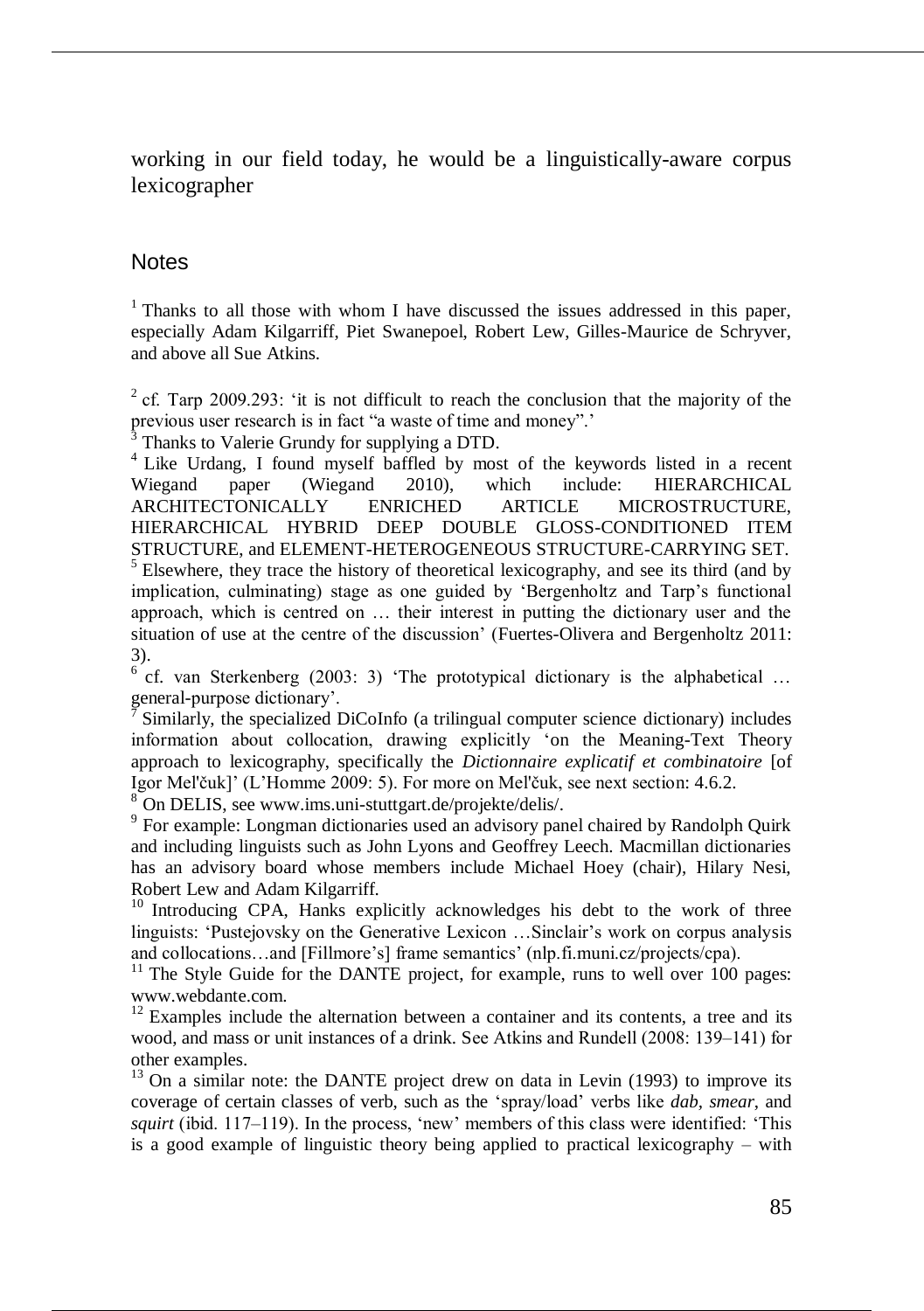working in our field today, he would be a linguistically-aware corpus lexicographer

## Notes

[1] Thanks to all those with whom I have discussed the issues addressed in this paper, especially Adam Kilgarriff, Piet Swanepoel, Robert Lew, Gilles-Maurice de Schryver, and above all Sue Atkins.

[2] cf. Tarp 2009.293: 'it is not difficult to reach the conclusion that the majority of the previous user research is in fact "a waste of time and money".'

[3] Thanks to Valerie Grundy for supplying a DTD.

[4] Like Urdang, I found myself baffled by most of the keywords listed in a recent Wiegand paper (Wiegand 2010), which include: HIERARCHICAL ARCHITECTONICALLY ENRICHED ARTICLE MICROSTRUCTURE, HIERARCHICAL HYBRID DEEP DOUBLE GLOSS-CONDITIONED ITEM STRUCTURE, and ELEMENT-HETEROGENEOUS STRUCTURE-CARRYING SET.

[5] Elsewhere, they trace the history of theoretical lexicography, and see its third (and by implication, culminating) stage as one guided by 'Bergenholtz and Tarp's functional approach, which is centred on … their interest in putting the dictionary user and the situation of use at the centre of the discussion' (Fuertes-Olivera and Bergenholtz 2011: 3).

[6] cf. van Sterkenberg (2003: 3) 'The prototypical dictionary is the alphabetical … general-purpose dictionary'.

[7] Similarly, the specialized DiCoInfo (a trilingual computer science dictionary) includes information about collocation, drawing explicitly 'on the Meaning-Text Theory approach to lexicography, specifically the *Dictionnaire explicatif et combinatoire* [of Igor Mel'čuk]' (L'Homme 2009: 5). For more on Mel'čuk, see next section: 4.6.2.

[8] On DELIS, see www.ims.uni-stuttgart.de/projekte/delis/.

[9] For example: Longman dictionaries used an advisory panel chaired by Randolph Quirk and including linguists such as John Lyons and Geoffrey Leech. Macmillan dictionaries has an advisory board whose members include Michael Hoey (chair), Hilary Nesi, Robert Lew and Adam Kilgarriff.

[10] Introducing CPA, Hanks explicitly acknowledges his debt to the work of three linguists: 'Pustejovsky on the Generative Lexicon …Sinclair's work on corpus analysis and collocations…and [Fillmore's] frame semantics' (nlp.fi.muni.cz/projects/cpa).

[11] The Style Guide for the DANTE project, for example, runs to well over 100 pages: www.webdante.com.

[12] Examples include the alternation between a container and its contents, a tree and its wood, and mass or unit instances of a drink. See Atkins and Rundell (2008: 139–141) for other examples.

[13] On a similar note: the DANTE project drew on data in Levin (1993) to improve its coverage of certain classes of verb, such as the 'spray/load' verbs like *dab*, *smear*, and *squirt* (ibid. 117–119). In the process, 'new' members of this class were identified: 'This is a good example of linguistic theory being applied to practical lexicography – with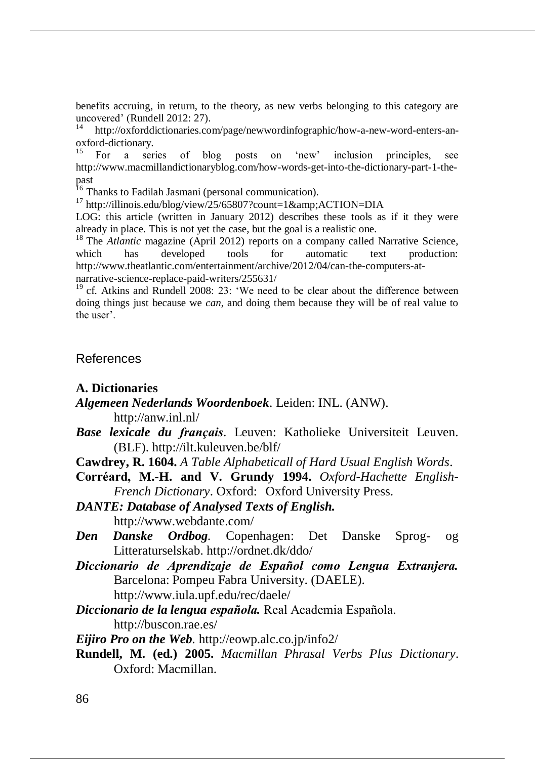benefits accruing, in return, to the theory, as new verbs belonging to this category are uncovered' (Rundell 2012: 27).

[14] http://oxforddictionaries.com/page/newwordinfographic/how-a-new-word-enters-an-oxford-dictionary.

[15] For a series of blog posts on 'new' inclusion principles, see http://www.macmillandictionaryblog.com/how-words-get-into-the-dictionary-part-1-the-past

[16] Thanks to Fadilah Jasmani (personal communication).

[17] http://illinois.edu/blog/view/25/65807?count=1&amp;ACTION=DIA
LOG: this article (written in January 2012) describes these tools as if it they were already in place. This is not yet the case, but the goal is a realistic one.

[18] The *Atlantic* magazine (April 2012) reports on a company called Narrative Science, which has developed tools for automatic text production: http://www.theatlantic.com/entertainment/archive/2012/04/can-the-computers-at-narrative-science-replace-paid-writers/255631/

[19] cf. Atkins and Rundell 2008: 23: 'We need to be clear about the difference between doing things just because we *can*, and doing them because they will be of real value to the user'.

## References

**A. Dictionaries**

***Algemeen Nederlands Woordenboek***. Leiden: INL. (ANW). http://anw.inl.nl/

***Base lexicale du français***. Leuven: Katholieke Universiteit Leuven. (BLF). http://ilt.kuleuven.be/blf/

**Cawdrey, R. 1604.** *A Table Alphabeticall of Hard Usual English Words*.

**Corréard, M.-H. and V. Grundy 1994.** *Oxford-Hachette English-French Dictionary*. Oxford: Oxford University Press.

***DANTE: Database of Analysed Texts of English.*** http://www.webdante.com/

***Den Danske Ordbog***. Copenhagen: Det Danske Sprog- og Litteraturselskab. http://ordnet.dk/ddo/

***Diccionario de Aprendizaje de Español como Lengua Extranjera.*** Barcelona: Pompeu Fabra University. (DAELE). http://www.iula.upf.edu/rec/daele/

***Diccionario de la lengua española.*** Real Academia Española. http://buscon.rae.es/

***Eijiro Pro on the Web***. http://eowp.alc.co.jp/info2/

**Rundell, M. (ed.) 2005.** *Macmillan Phrasal Verbs Plus Dictionary*. Oxford: Macmillan.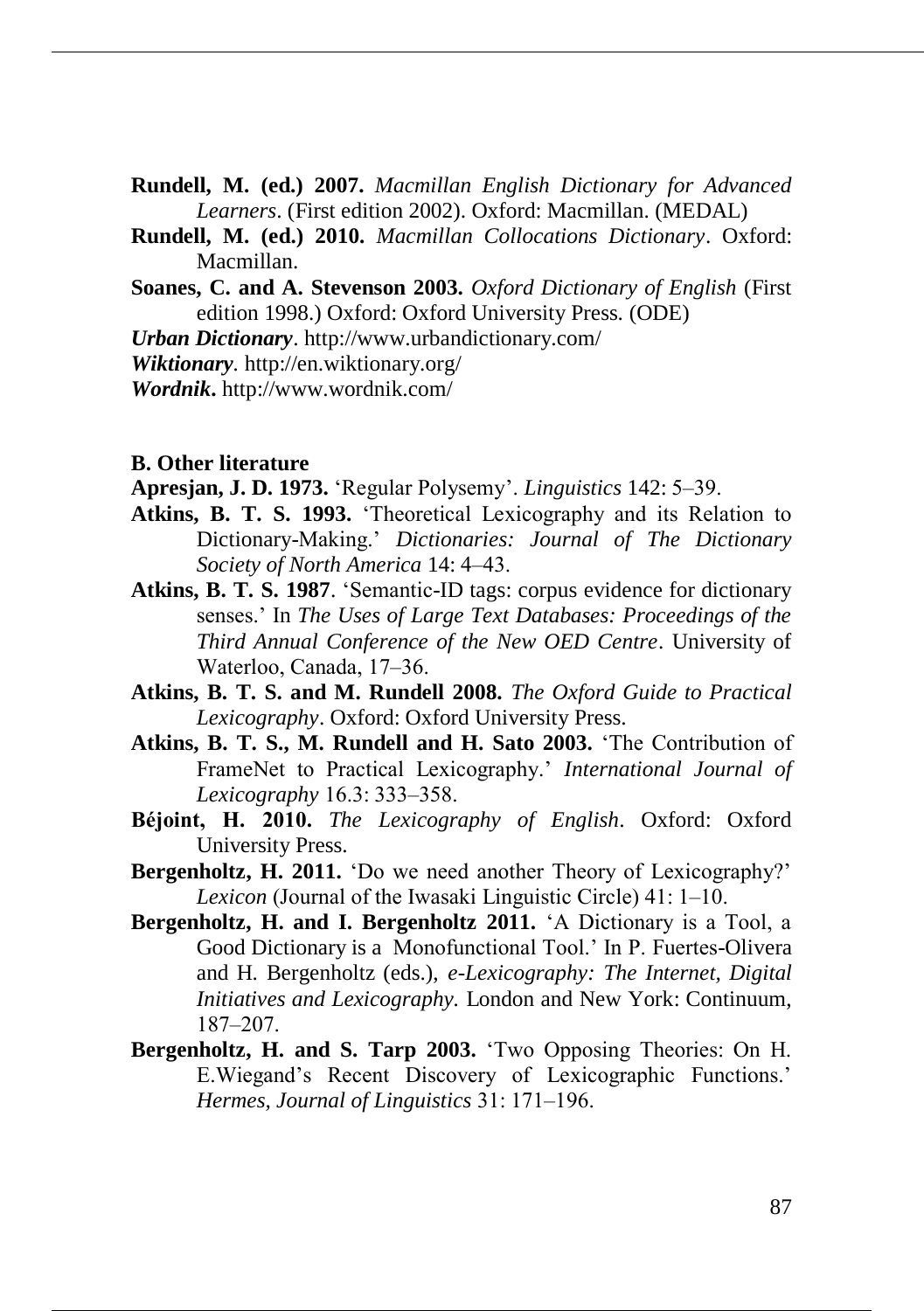**Rundell, M. (ed.) 2007.** *Macmillan English Dictionary for Advanced Learners*. (First edition 2002). Oxford: Macmillan. (MEDAL)

**Rundell, M. (ed.) 2010.** *Macmillan Collocations Dictionary*. Oxford: Macmillan.

**Soanes, C. and A. Stevenson 2003.** *Oxford Dictionary of English* (First edition 1998.) Oxford: Oxford University Press. (ODE)

***Urban Dictionary***. http://www.urbandictionary.com/

***Wiktionary***. http://en.wiktionary.org/

***Wordnik***. http://www.wordnik.com/

**B. Other literature**

**Apresjan, J. D. 1973.** 'Regular Polysemy'. *Linguistics* 142: 5–39.

**Atkins, B. T. S. 1993.** 'Theoretical Lexicography and its Relation to Dictionary-Making.' *Dictionaries: Journal of The Dictionary Society of North America* 14: 4–43.

**Atkins, B. T. S. 1987**. 'Semantic-ID tags: corpus evidence for dictionary senses.' In *The Uses of Large Text Databases: Proceedings of the Third Annual Conference of the New OED Centre*. University of Waterloo, Canada, 17–36.

**Atkins, B. T. S. and M. Rundell 2008.** *The Oxford Guide to Practical Lexicography*. Oxford: Oxford University Press.

**Atkins, B. T. S., M. Rundell and H. Sato 2003.** 'The Contribution of FrameNet to Practical Lexicography.' *International Journal of Lexicography* 16.3: 333–358.

**Béjoint, H. 2010.** *The Lexicography of English*. Oxford: Oxford University Press.

**Bergenholtz, H. 2011.** 'Do we need another Theory of Lexicography?' *Lexicon* (Journal of the Iwasaki Linguistic Circle) 41: 1–10.

**Bergenholtz, H. and I. Bergenholtz 2011.** 'A Dictionary is a Tool, a Good Dictionary is a Monofunctional Tool.' In P. Fuertes-Olivera and H. Bergenholtz (eds.), *e-Lexicography: The Internet, Digital Initiatives and Lexicography.* London and New York: Continuum, 187–207.

**Bergenholtz, H. and S. Tarp 2003.** 'Two Opposing Theories: On H. E.Wiegand's Recent Discovery of Lexicographic Functions.' *Hermes, Journal of Linguistics* 31: 171–196.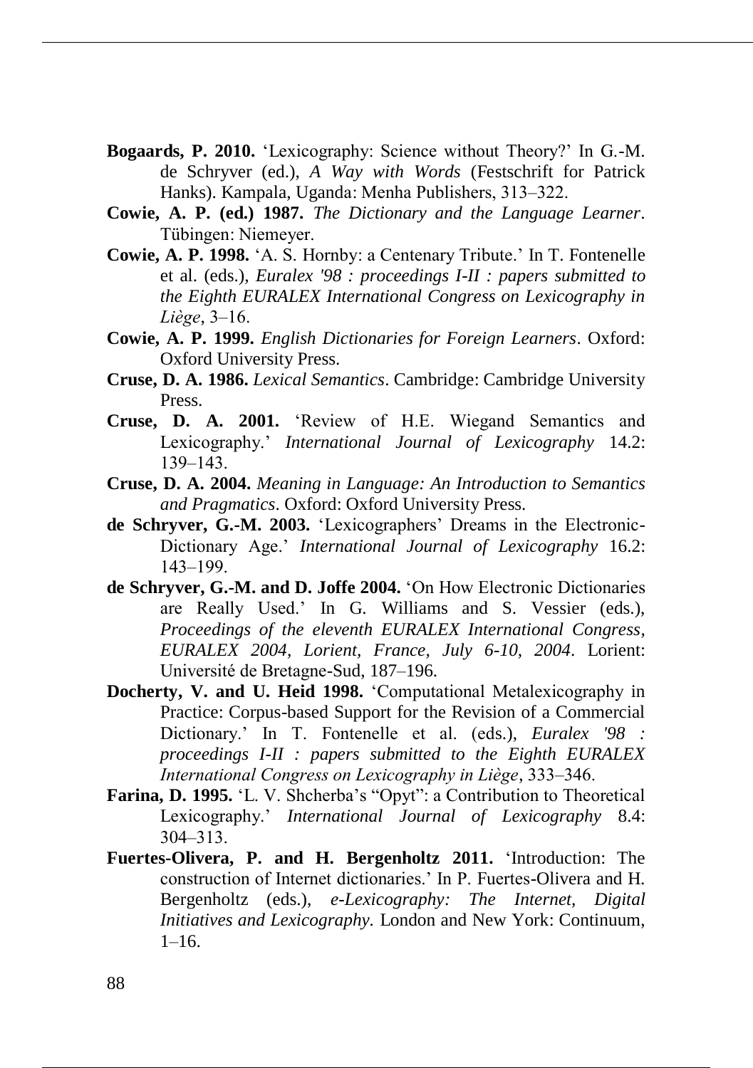**Bogaards, P. 2010.** 'Lexicography: Science without Theory?' In G.-M. de Schryver (ed.), *A Way with Words* (Festschrift for Patrick Hanks). Kampala, Uganda: Menha Publishers, 313–322.

**Cowie, A. P. (ed.) 1987.** *The Dictionary and the Language Learner*. Tübingen: Niemeyer.

**Cowie, A. P. 1998.** 'A. S. Hornby: a Centenary Tribute.' In T. Fontenelle et al. (eds.), *Euralex '98 : proceedings I-II : papers submitted to the Eighth EURALEX International Congress on Lexicography in Liège*, 3–16.

**Cowie, A. P. 1999.** *English Dictionaries for Foreign Learners*. Oxford: Oxford University Press.

**Cruse, D. A. 1986.** *Lexical Semantics*. Cambridge: Cambridge University Press.

**Cruse, D. A. 2001.** 'Review of H.E. Wiegand Semantics and Lexicography.' *International Journal of Lexicography* 14.2: 139–143.

**Cruse, D. A. 2004.** *Meaning in Language: An Introduction to Semantics and Pragmatics*. Oxford: Oxford University Press.

**de Schryver, G.-M. 2003.** 'Lexicographers' Dreams in the Electronic-Dictionary Age.' *International Journal of Lexicography* 16.2: 143–199.

**de Schryver, G.-M. and D. Joffe 2004.** 'On How Electronic Dictionaries are Really Used.' In G. Williams and S. Vessier (eds.), *Proceedings of the eleventh EURALEX International Congress, EURALEX 2004, Lorient, France, July 6-10, 2004*. Lorient: Université de Bretagne-Sud, 187–196.

**Docherty, V. and U. Heid 1998.** 'Computational Metalexicography in Practice: Corpus-based Support for the Revision of a Commercial Dictionary.' In T. Fontenelle et al. (eds.), *Euralex '98 : proceedings I-II : papers submitted to the Eighth EURALEX International Congress on Lexicography in Liège*, 333–346.

**Farina, D. 1995.** 'L. V. Shcherba's "Opyt": a Contribution to Theoretical Lexicography.' *International Journal of Lexicography* 8.4: 304–313.

**Fuertes-Olivera, P. and H. Bergenholtz 2011.** 'Introduction: The construction of Internet dictionaries.' In P. Fuertes-Olivera and H. Bergenholtz (eds.), *e-Lexicography: The Internet, Digital Initiatives and Lexicography.* London and New York: Continuum, 1–16.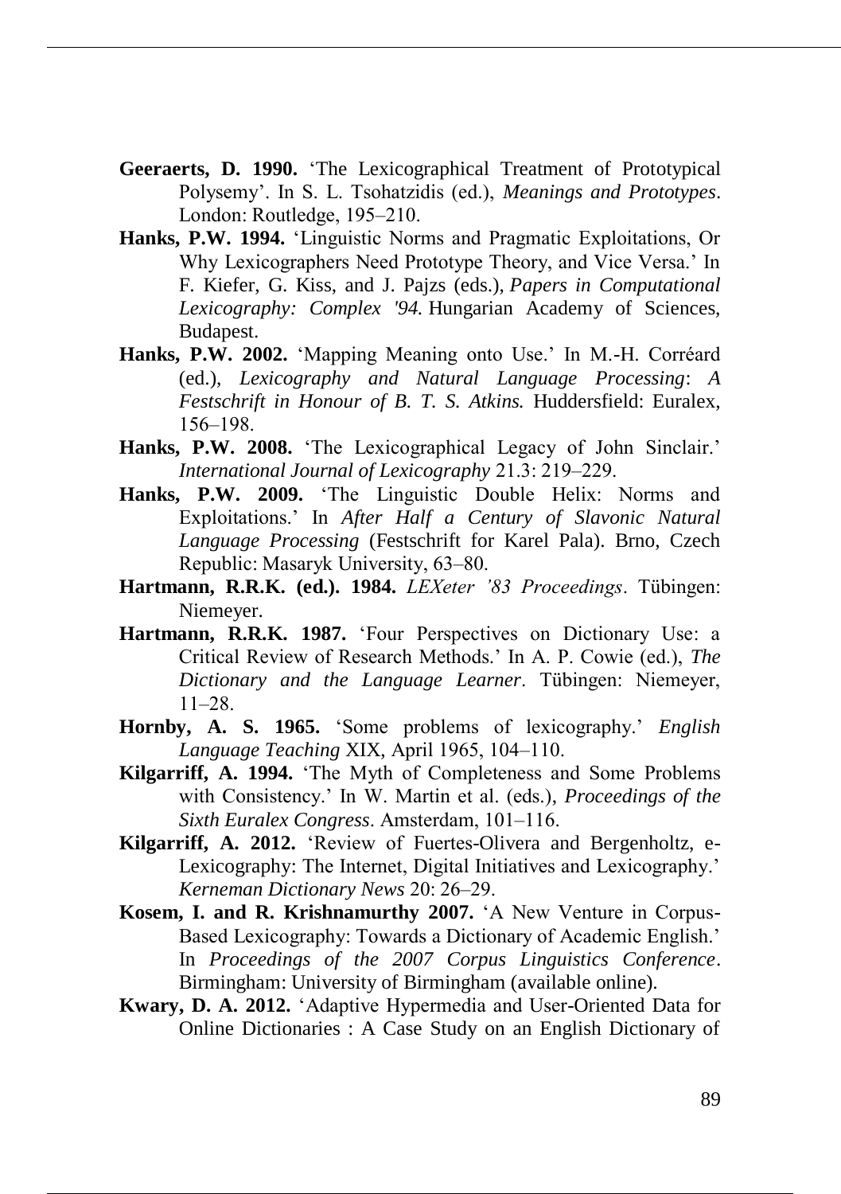**Geeraerts, D. 1990.** 'The Lexicographical Treatment of Prototypical Polysemy'. In S. L. Tsohatzidis (ed.), *Meanings and Prototypes*. London: Routledge, 195–210.

**Hanks, P.W. 1994.** 'Linguistic Norms and Pragmatic Exploitations, Or Why Lexicographers Need Prototype Theory, and Vice Versa.' In F. Kiefer, G. Kiss, and J. Pajzs (eds.), *Papers in Computational Lexicography: Complex '94.* Hungarian Academy of Sciences, Budapest.

**Hanks, P.W. 2002.** 'Mapping Meaning onto Use.' In M.-H. Corréard (ed.), *Lexicography and Natural Language Processing*: *A Festschrift in Honour of B. T. S. Atkins.* Huddersfield: Euralex, 156–198.

**Hanks, P.W. 2008.** 'The Lexicographical Legacy of John Sinclair.' *International Journal of Lexicography* 21.3: 219–229.

**Hanks, P.W. 2009.** 'The Linguistic Double Helix: Norms and Exploitations.' In *After Half a Century of Slavonic Natural Language Processing* (Festschrift for Karel Pala). Brno, Czech Republic: Masaryk University, 63–80.

**Hartmann, R.R.K. (ed.). 1984.** *LEXeter '83 Proceedings*. Tübingen: Niemeyer.

**Hartmann, R.R.K. 1987.** 'Four Perspectives on Dictionary Use: a Critical Review of Research Methods.' In A. P. Cowie (ed.), *The Dictionary and the Language Learner*. Tübingen: Niemeyer, 11–28.

**Hornby, A. S. 1965.** 'Some problems of lexicography.' *English Language Teaching* XIX, April 1965, 104–110.

**Kilgarriff, A. 1994.** 'The Myth of Completeness and Some Problems with Consistency.' In W. Martin et al. (eds.), *Proceedings of the Sixth Euralex Congress*. Amsterdam, 101–116.

**Kilgarriff, A. 2012.** 'Review of Fuertes-Olivera and Bergenholtz, e-Lexicography: The Internet, Digital Initiatives and Lexicography.' *Kerneman Dictionary News* 20: 26–29.

**Kosem, I. and R. Krishnamurthy 2007.** 'A New Venture in Corpus-Based Lexicography: Towards a Dictionary of Academic English.' In *Proceedings of the 2007 Corpus Linguistics Conference*. Birmingham: University of Birmingham (available online).

**Kwary, D. A. 2012.** 'Adaptive Hypermedia and User-Oriented Data for Online Dictionaries : A Case Study on an English Dictionary of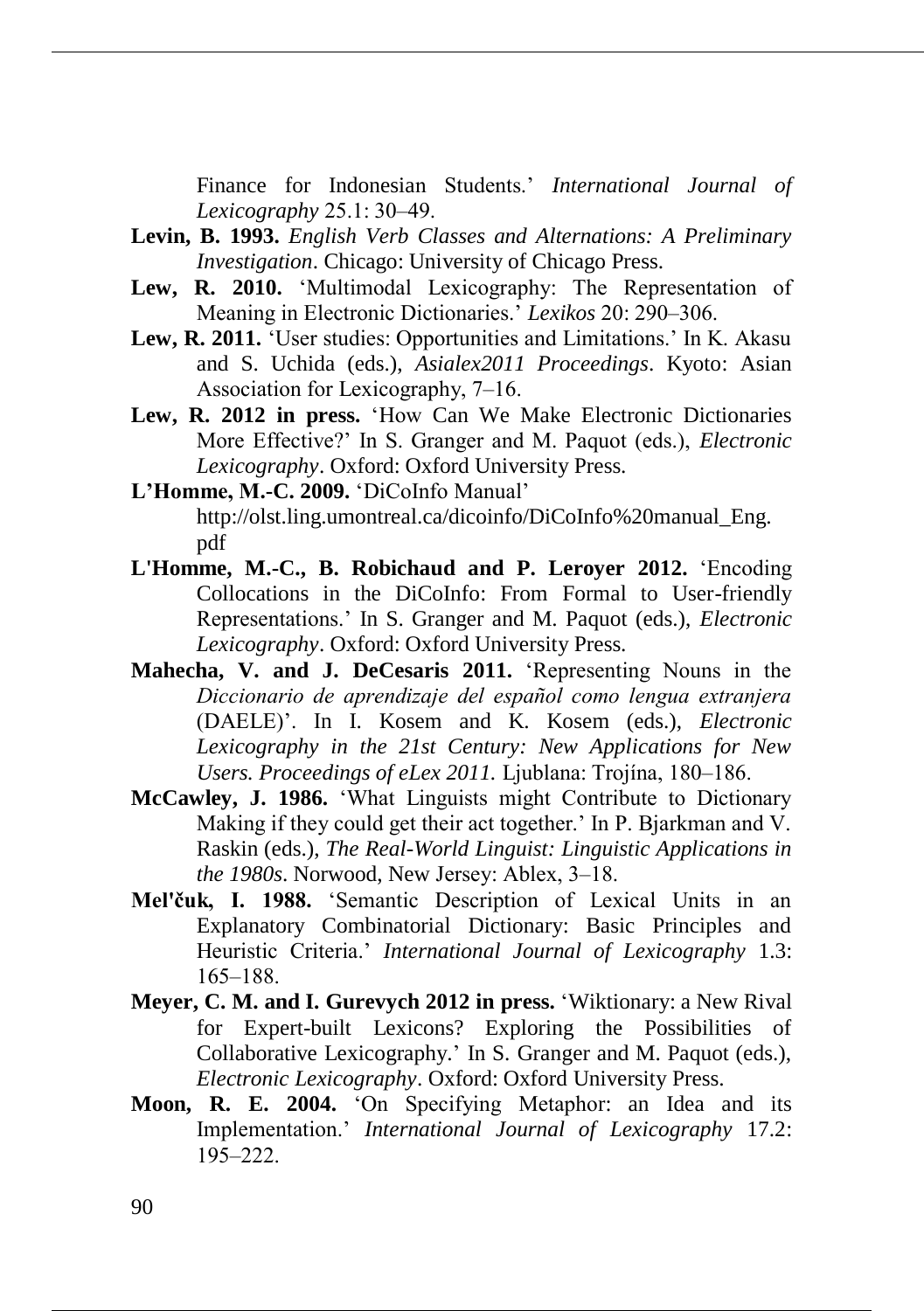Finance for Indonesian Students.' *International Journal of Lexicography* 25.1: 30–49.

**Levin, B. 1993.** *English Verb Classes and Alternations: A Preliminary Investigation*. Chicago: University of Chicago Press.

**Lew, R. 2010.** 'Multimodal Lexicography: The Representation of Meaning in Electronic Dictionaries.' *Lexikos* 20: 290–306.

**Lew, R. 2011.** 'User studies: Opportunities and Limitations.' In K. Akasu and S. Uchida (eds.), *Asialex2011 Proceedings*. Kyoto: Asian Association for Lexicography, 7–16.

**Lew, R. 2012 in press.** 'How Can We Make Electronic Dictionaries More Effective?' In S. Granger and M. Paquot (eds.), *Electronic Lexicography*. Oxford: Oxford University Press.

**L'Homme, M.-C. 2009.** 'DiCoInfo Manual' http://olst.ling.umontreal.ca/dicoinfo/DiCoInfo%20manual_Eng.pdf

**L'Homme, M.-C., B. Robichaud and P. Leroyer 2012.** 'Encoding Collocations in the DiCoInfo: From Formal to User-friendly Representations.' In S. Granger and M. Paquot (eds.), *Electronic Lexicography*. Oxford: Oxford University Press.

**Mahecha, V. and J. DeCesaris 2011.** 'Representing Nouns in the *Diccionario de aprendizaje del español como lengua extranjera* (DAELE)'. In I. Kosem and K. Kosem (eds.), *Electronic Lexicography in the 21st Century: New Applications for New Users. Proceedings of eLex 2011.* Ljublana: Trojína, 180–186.

**McCawley, J. 1986.** 'What Linguists might Contribute to Dictionary Making if they could get their act together.' In P. Bjarkman and V. Raskin (eds.), *The Real-World Linguist: Linguistic Applications in the 1980s*. Norwood, New Jersey: Ablex, 3–18.

**Mel'čuk, I. 1988.** 'Semantic Description of Lexical Units in an Explanatory Combinatorial Dictionary: Basic Principles and Heuristic Criteria.' *International Journal of Lexicography* 1.3: 165–188.

**Meyer, C. M. and I. Gurevych 2012 in press.** 'Wiktionary: a New Rival for Expert-built Lexicons? Exploring the Possibilities of Collaborative Lexicography.' In S. Granger and M. Paquot (eds.), *Electronic Lexicography*. Oxford: Oxford University Press.

**Moon, R. E. 2004.** 'On Specifying Metaphor: an Idea and its Implementation.' *International Journal of Lexicography* 17.2: 195–222.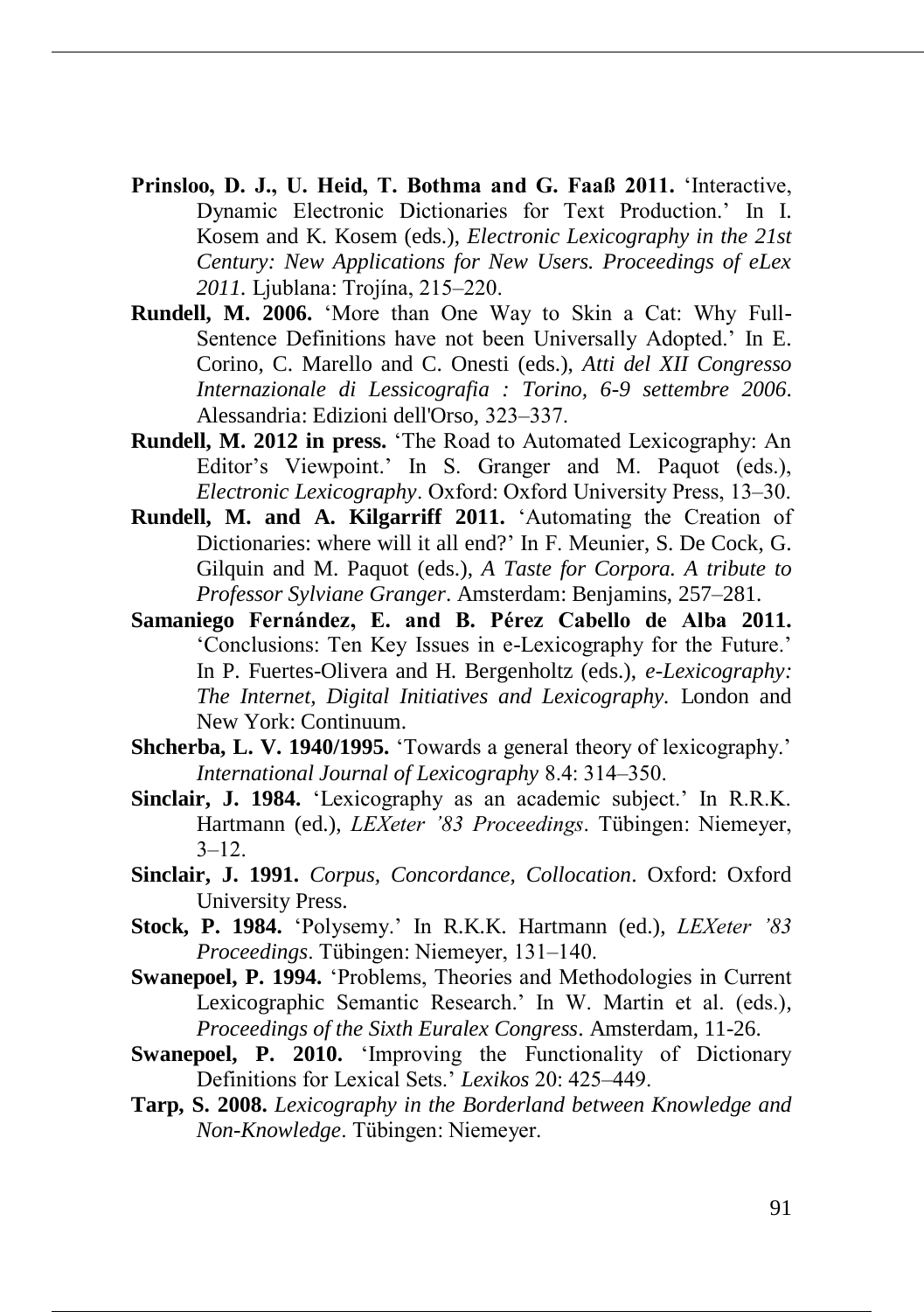**Prinsloo, D. J., U. Heid, T. Bothma and G. Faaß 2011.** 'Interactive, Dynamic Electronic Dictionaries for Text Production.' In I. Kosem and K. Kosem (eds.), *Electronic Lexicography in the 21st Century: New Applications for New Users. Proceedings of eLex 2011.* Ljublana: Trojína, 215–220.

**Rundell, M. 2006.** 'More than One Way to Skin a Cat: Why Full-Sentence Definitions have not been Universally Adopted.' In E. Corino, C. Marello and C. Onesti (eds.), *Atti del XII Congresso Internazionale di Lessicografia : Torino, 6-9 settembre 2006*. Alessandria: Edizioni dell'Orso, 323–337.

**Rundell, M. 2012 in press.** 'The Road to Automated Lexicography: An Editor's Viewpoint.' In S. Granger and M. Paquot (eds.), *Electronic Lexicography*. Oxford: Oxford University Press, 13–30.

**Rundell, M. and A. Kilgarriff 2011.** 'Automating the Creation of Dictionaries: where will it all end?' In F. Meunier, S. De Cock, G. Gilquin and M. Paquot (eds.), *A Taste for Corpora. A tribute to Professor Sylviane Granger*. Amsterdam: Benjamins, 257–281.

**Samaniego Fernández, E. and B. Pérez Cabello de Alba 2011.** 'Conclusions: Ten Key Issues in e-Lexicography for the Future.' In P. Fuertes-Olivera and H. Bergenholtz (eds.), *e-Lexicography: The Internet, Digital Initiatives and Lexicography*. London and New York: Continuum.

**Shcherba, L. V. 1940/1995.** 'Towards a general theory of lexicography.' *International Journal of Lexicography* 8.4: 314–350.

**Sinclair, J. 1984.** 'Lexicography as an academic subject.' In R.R.K. Hartmann (ed.), *LEXeter '83 Proceedings*. Tübingen: Niemeyer, 3–12.

**Sinclair, J. 1991.** *Corpus, Concordance, Collocation*. Oxford: Oxford University Press.

**Stock, P. 1984.** 'Polysemy.' In R.K.K. Hartmann (ed.), *LEXeter '83 Proceedings*. Tübingen: Niemeyer, 131–140.

**Swanepoel, P. 1994.** 'Problems, Theories and Methodologies in Current Lexicographic Semantic Research.' In W. Martin et al. (eds.), *Proceedings of the Sixth Euralex Congress*. Amsterdam, 11-26.

**Swanepoel, P. 2010.** 'Improving the Functionality of Dictionary Definitions for Lexical Sets.' *Lexikos* 20: 425–449.

**Tarp, S. 2008.** *Lexicography in the Borderland between Knowledge and Non-Knowledge*. Tübingen: Niemeyer.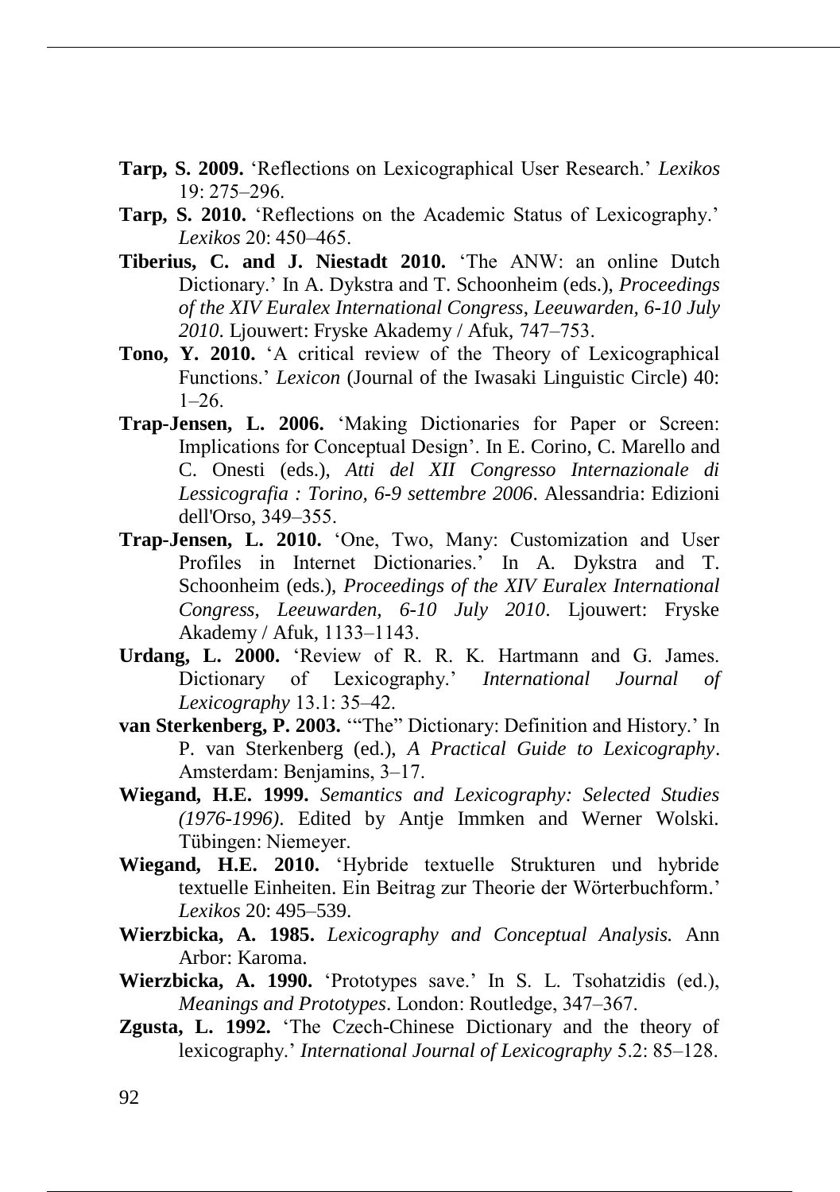**Tarp, S. 2009.** 'Reflections on Lexicographical User Research.' *Lexikos* 19: 275–296.

**Tarp, S. 2010.** 'Reflections on the Academic Status of Lexicography.' *Lexikos* 20: 450–465.

**Tiberius, C. and J. Niestadt 2010.** 'The ANW: an online Dutch Dictionary.' In A. Dykstra and T. Schoonheim (eds.), *Proceedings of the XIV Euralex International Congress, Leeuwarden, 6-10 July 2010*. Ljouwert: Fryske Akademy / Afuk, 747–753.

**Tono, Y. 2010.** 'A critical review of the Theory of Lexicographical Functions.' *Lexicon* (Journal of the Iwasaki Linguistic Circle) 40: 1–26.

**Trap-Jensen, L. 2006.** 'Making Dictionaries for Paper or Screen: Implications for Conceptual Design'. In E. Corino, C. Marello and C. Onesti (eds.), *Atti del XII Congresso Internazionale di Lessicografia : Torino, 6-9 settembre 2006*. Alessandria: Edizioni dell'Orso, 349–355.

**Trap-Jensen, L. 2010.** 'One, Two, Many: Customization and User Profiles in Internet Dictionaries.' In A. Dykstra and T. Schoonheim (eds.), *Proceedings of the XIV Euralex International Congress, Leeuwarden, 6-10 July 2010*. Ljouwert: Fryske Akademy / Afuk, 1133–1143.

**Urdang, L. 2000.** 'Review of R. R. K. Hartmann and G. James. Dictionary of Lexicography.' *International Journal of Lexicography* 13.1: 35–42.

**van Sterkenberg, P. 2003.** '"The" Dictionary: Definition and History.' In P. van Sterkenberg (ed.), *A Practical Guide to Lexicography*. Amsterdam: Benjamins, 3–17.

**Wiegand, H.E. 1999.** *Semantics and Lexicography: Selected Studies (1976-1996)*. Edited by Antje Immken and Werner Wolski. Tübingen: Niemeyer.

**Wiegand, H.E. 2010.** 'Hybride textuelle Strukturen und hybride textuelle Einheiten. Ein Beitrag zur Theorie der Wörterbuchform.' *Lexikos* 20: 495–539.

**Wierzbicka, A. 1985.** *Lexicography and Conceptual Analysis.* Ann Arbor: Karoma.

**Wierzbicka, A. 1990.** 'Prototypes save.' In S. L. Tsohatzidis (ed.), *Meanings and Prototypes*. London: Routledge, 347–367.

**Zgusta, L. 1992.** 'The Czech-Chinese Dictionary and the theory of lexicography.' *International Journal of Lexicography* 5.2: 85–128.